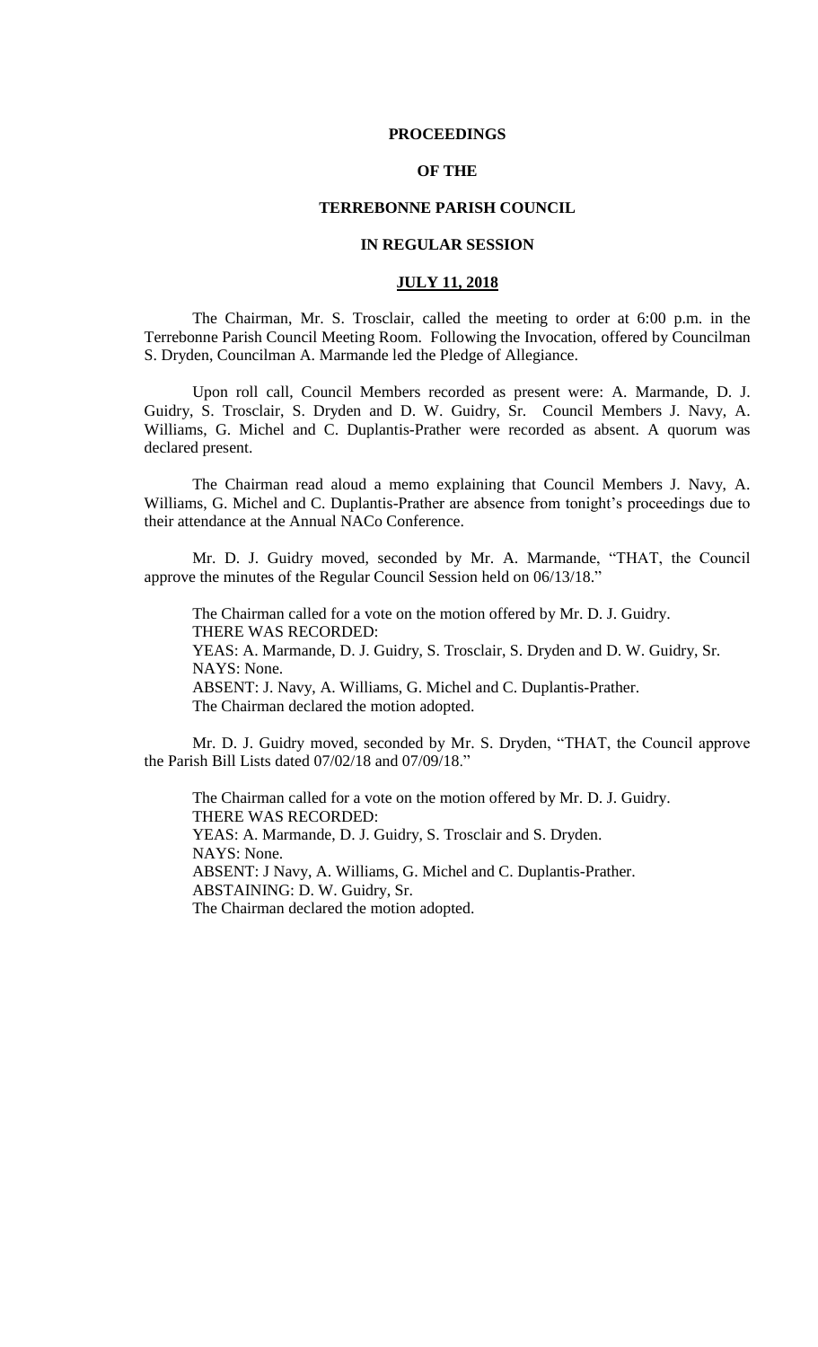# PROCEEDINGS

# OF THE

# TERREBONNE PARISH COUNCIL

# IN REGULAR SESSION

## JULY 11, 2018

The Chairman, Mr. S. Trosclair, called the meeting to order at 6:00 p.m. in the Terrebonne Parish Council Meeting Room. Following the Invocation, offered by Councilman S. Dryden, Councilman A. Marmande led the Pledge of Allegiance.

Upon roll call, Council Members recorded as present were: A. Marmande, D. J. Guidry, S. Trosclair, S. Dryden and D. W. Guidry, Sr. Council Members J. Navy, A. Williams, G. Michel and C. Duplantis-Prather were recorded as absent. A quorum was declared present.

The Chairman read aloud a memo explaining that Council Members J. Navy, A. Williams, G. Michel and C. Duplantis-Prather are absence from tonight's proceedings due to their attendance at the Annual NACo Conference.

Mr. D. J. Guidry moved, seconded by Mr. A. Marmande, "THAT, the Council approve the minutes of the Regular Council Session held on 06/13/18."

The Chairman called for a vote on the motion offered by Mr. D. J. Guidry.
THERE WAS RECORDED:
YEAS: A. Marmande, D. J. Guidry, S. Trosclair, S. Dryden and D. W. Guidry, Sr.
NAYS: None.
ABSENT: J. Navy, A. Williams, G. Michel and C. Duplantis-Prather.
The Chairman declared the motion adopted.

Mr. D. J. Guidry moved, seconded by Mr. S. Dryden, "THAT, the Council approve the Parish Bill Lists dated 07/02/18 and 07/09/18."

The Chairman called for a vote on the motion offered by Mr. D. J. Guidry.
THERE WAS RECORDED:
YEAS: A. Marmande, D. J. Guidry, S. Trosclair and S. Dryden.
NAYS: None.
ABSENT: J Navy, A. Williams, G. Michel and C. Duplantis-Prather.
ABSTAINING: D. W. Guidry, Sr.
The Chairman declared the motion adopted.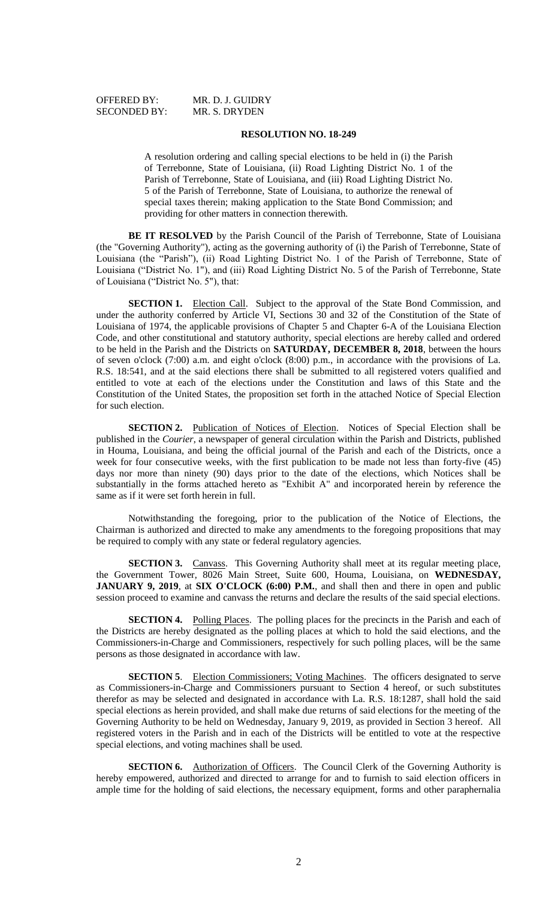OFFERED BY: MR. D. J. GUIDRY
SECONDED BY: MR. S. DRYDEN

**RESOLUTION NO. 18-249**

A resolution ordering and calling special elections to be held in (i) the Parish of Terrebonne, State of Louisiana, (ii) Road Lighting District No. 1 of the Parish of Terrebonne, State of Louisiana, and (iii) Road Lighting District No. 5 of the Parish of Terrebonne, State of Louisiana, to authorize the renewal of special taxes therein; making application to the State Bond Commission; and providing for other matters in connection therewith.

**BE IT RESOLVED** by the Parish Council of the Parish of Terrebonne, State of Louisiana (the "Governing Authority"), acting as the governing authority of (i) the Parish of Terrebonne, State of Louisiana (the "Parish"), (ii) Road Lighting District No. 1 of the Parish of Terrebonne, State of Louisiana ("District No. 1"), and (iii) Road Lighting District No. 5 of the Parish of Terrebonne, State of Louisiana ("District No. 5"), that:

**SECTION 1.** Election Call. Subject to the approval of the State Bond Commission, and under the authority conferred by Article VI, Sections 30 and 32 of the Constitution of the State of Louisiana of 1974, the applicable provisions of Chapter 5 and Chapter 6-A of the Louisiana Election Code, and other constitutional and statutory authority, special elections are hereby called and ordered to be held in the Parish and the Districts on **SATURDAY, DECEMBER 8, 2018**, between the hours of seven o'clock (7:00) a.m. and eight o'clock (8:00) p.m., in accordance with the provisions of La. R.S. 18:541, and at the said elections there shall be submitted to all registered voters qualified and entitled to vote at each of the elections under the Constitution and laws of this State and the Constitution of the United States, the proposition set forth in the attached Notice of Special Election for such election.

**SECTION 2.** Publication of Notices of Election. Notices of Special Election shall be published in the *Courier*, a newspaper of general circulation within the Parish and Districts, published in Houma, Louisiana, and being the official journal of the Parish and each of the Districts, once a week for four consecutive weeks, with the first publication to be made not less than forty-five (45) days nor more than ninety (90) days prior to the date of the elections, which Notices shall be substantially in the forms attached hereto as "Exhibit A" and incorporated herein by reference the same as if it were set forth herein in full.

Notwithstanding the foregoing, prior to the publication of the Notice of Elections, the Chairman is authorized and directed to make any amendments to the foregoing propositions that may be required to comply with any state or federal regulatory agencies.

**SECTION 3.** Canvass. This Governing Authority shall meet at its regular meeting place, the Government Tower, 8026 Main Street, Suite 600, Houma, Louisiana, on **WEDNESDAY, JANUARY 9, 2019**, at **SIX O'CLOCK (6:00) P.M.**, and shall then and there in open and public session proceed to examine and canvass the returns and declare the results of the said special elections.

**SECTION 4.** Polling Places. The polling places for the precincts in the Parish and each of the Districts are hereby designated as the polling places at which to hold the said elections, and the Commissioners-in-Charge and Commissioners, respectively for such polling places, will be the same persons as those designated in accordance with law.

**SECTION 5**. Election Commissioners; Voting Machines. The officers designated to serve as Commissioners-in-Charge and Commissioners pursuant to Section 4 hereof, or such substitutes therefor as may be selected and designated in accordance with La. R.S. 18:1287, shall hold the said special elections as herein provided, and shall make due returns of said elections for the meeting of the Governing Authority to be held on Wednesday, January 9, 2019, as provided in Section 3 hereof. All registered voters in the Parish and in each of the Districts will be entitled to vote at the respective special elections, and voting machines shall be used.

**SECTION 6.** Authorization of Officers. The Council Clerk of the Governing Authority is hereby empowered, authorized and directed to arrange for and to furnish to said election officers in ample time for the holding of said elections, the necessary equipment, forms and other paraphernalia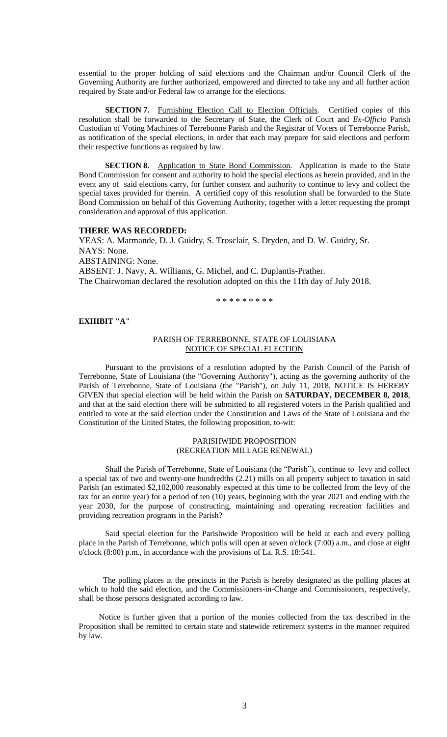essential to the proper holding of said elections and the Chairman and/or Council Clerk of the Governing Authority are further authorized, empowered and directed to take any and all further action required by State and/or Federal law to arrange for the elections.

**SECTION 7.** Furnishing Election Call to Election Officials. Certified copies of this resolution shall be forwarded to the Secretary of State, the Clerk of Court and *Ex-Officio* Parish Custodian of Voting Machines of Terrebonne Parish and the Registrar of Voters of Terrebonne Parish, as notification of the special elections, in order that each may prepare for said elections and perform their respective functions as required by law.

**SECTION 8.** Application to State Bond Commission. Application is made to the State Bond Commission for consent and authority to hold the special elections as herein provided, and in the event any of said elections carry, for further consent and authority to continue to levy and collect the special taxes provided for therein. A certified copy of this resolution shall be forwarded to the State Bond Commission on behalf of this Governing Authority, together with a letter requesting the prompt consideration and approval of this application.

**THERE WAS RECORDED:**

YEAS: A. Marmande, D. J. Guidry, S. Trosclair, S. Dryden, and D. W. Guidry, Sr.
NAYS: None.
ABSTAINING: None.
ABSENT: J. Navy, A. Williams, G. Michel, and C. Duplantis-Prather.
The Chairwoman declared the resolution adopted on this the 11th day of July 2018.

\* \* \* \* \* \* \* \* \*

**EXHIBIT "A"**

PARISH OF TERREBONNE, STATE OF LOUISIANA
NOTICE OF SPECIAL ELECTION

Pursuant to the provisions of a resolution adopted by the Parish Council of the Parish of Terrebonne, State of Louisiana (the "Governing Authority"), acting as the governing authority of the Parish of Terrebonne, State of Louisiana (the "Parish"), on July 11, 2018, NOTICE IS HEREBY GIVEN that special election will be held within the Parish on **SATURDAY, DECEMBER 8, 2018**, and that at the said election there will be submitted to all registered voters in the Parish qualified and entitled to vote at the said election under the Constitution and Laws of the State of Louisiana and the Constitution of the United States, the following proposition, to-wit:

PARISHWIDE PROPOSITION
(RECREATION MILLAGE RENEWAL)

Shall the Parish of Terrebonne, State of Louisiana (the "Parish"), continue to levy and collect a special tax of two and twenty-one hundredths (2.21) mills on all property subject to taxation in said Parish (an estimated $2,102,000 reasonably expected at this time to be collected from the levy of the tax for an entire year) for a period of ten (10) years, beginning with the year 2021 and ending with the year 2030, for the purpose of constructing, maintaining and operating recreation facilities and providing recreation programs in the Parish?

Said special election for the Parishwide Proposition will be held at each and every polling place in the Parish of Terrebonne, which polls will open at seven o'clock (7:00) a.m., and close at eight o'clock (8:00) p.m., in accordance with the provisions of La. R.S. 18:541.

The polling places at the precincts in the Parish is hereby designated as the polling places at which to hold the said election, and the Commissioners-in-Charge and Commissioners, respectively, shall be those persons designated according to law.

Notice is further given that a portion of the monies collected from the tax described in the Proposition shall be remitted to certain state and statewide retirement systems in the manner required by law.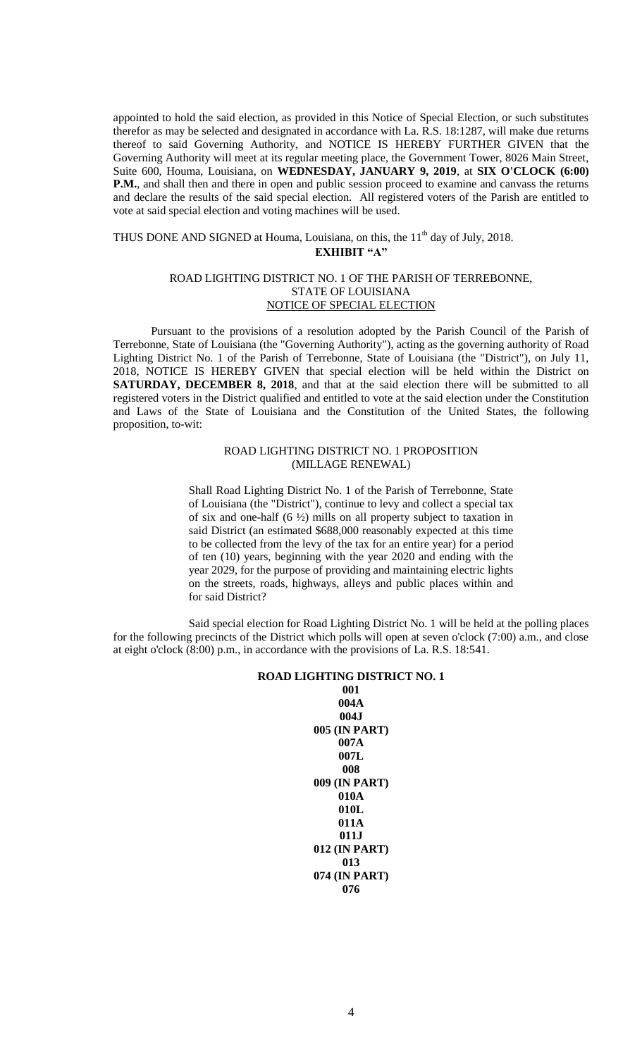appointed to hold the said election, as provided in this Notice of Special Election, or such substitutes therefor as may be selected and designated in accordance with La. R.S. 18:1287, will make due returns thereof to said Governing Authority, and NOTICE IS HEREBY FURTHER GIVEN that the Governing Authority will meet at its regular meeting place, the Government Tower, 8026 Main Street, Suite 600, Houma, Louisiana, on **WEDNESDAY, JANUARY 9, 2019**, at **SIX O'CLOCK (6:00) P.M.**, and shall then and there in open and public session proceed to examine and canvass the returns and declare the results of the said special election. All registered voters of the Parish are entitled to vote at said special election and voting machines will be used.

THUS DONE AND SIGNED at Houma, Louisiana, on this, the 11th day of July, 2018.

**EXHIBIT "A"**

ROAD LIGHTING DISTRICT NO. 1 OF THE PARISH OF TERREBONNE,
STATE OF LOUISIANA
NOTICE OF SPECIAL ELECTION

Pursuant to the provisions of a resolution adopted by the Parish Council of the Parish of Terrebonne, State of Louisiana (the "Governing Authority"), acting as the governing authority of Road Lighting District No. 1 of the Parish of Terrebonne, State of Louisiana (the "District"), on July 11, 2018, NOTICE IS HEREBY GIVEN that special election will be held within the District on **SATURDAY, DECEMBER 8, 2018**, and that at the said election there will be submitted to all registered voters in the District qualified and entitled to vote at the said election under the Constitution and Laws of the State of Louisiana and the Constitution of the United States, the following proposition, to-wit:

ROAD LIGHTING DISTRICT NO. 1 PROPOSITION
(MILLAGE RENEWAL)

> Shall Road Lighting District No. 1 of the Parish of Terrebonne, State of Louisiana (the "District"), continue to levy and collect a special tax of six and one-half (6 ½) mills on all property subject to taxation in said District (an estimated $688,000 reasonably expected at this time to be collected from the levy of the tax for an entire year) for a period of ten (10) years, beginning with the year 2020 and ending with the year 2029, for the purpose of providing and maintaining electric lights on the streets, roads, highways, alleys and public places within and for said District?

Said special election for Road Lighting District No. 1 will be held at the polling places for the following precincts of the District which polls will open at seven o'clock (7:00) a.m., and close at eight o'clock (8:00) p.m., in accordance with the provisions of La. R.S. 18:541.

**ROAD LIGHTING DISTRICT NO. 1**

**001**
**004A**
**004J**
**005 (IN PART)**
**007A**
**007L**
**008**
**009 (IN PART)**
**010A**
**010L**
**011A**
**011J**
**012 (IN PART)**
**013**
**074 (IN PART)**
**076**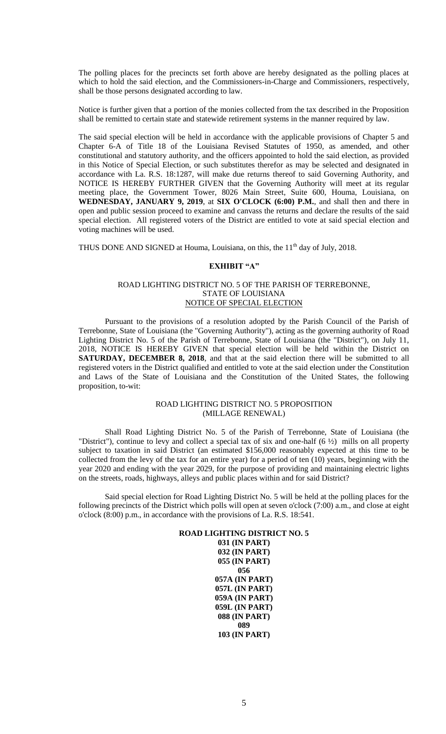The polling places for the precincts set forth above are hereby designated as the polling places at which to hold the said election, and the Commissioners-in-Charge and Commissioners, respectively, shall be those persons designated according to law.

Notice is further given that a portion of the monies collected from the tax described in the Proposition shall be remitted to certain state and statewide retirement systems in the manner required by law.

The said special election will be held in accordance with the applicable provisions of Chapter 5 and Chapter 6-A of Title 18 of the Louisiana Revised Statutes of 1950, as amended, and other constitutional and statutory authority, and the officers appointed to hold the said election, as provided in this Notice of Special Election, or such substitutes therefor as may be selected and designated in accordance with La. R.S. 18:1287, will make due returns thereof to said Governing Authority, and NOTICE IS HEREBY FURTHER GIVEN that the Governing Authority will meet at its regular meeting place, the Government Tower, 8026 Main Street, Suite 600, Houma, Louisiana, on **WEDNESDAY, JANUARY 9, 2019**, at **SIX O'CLOCK (6:00) P.M.**, and shall then and there in open and public session proceed to examine and canvass the returns and declare the results of the said special election. All registered voters of the District are entitled to vote at said special election and voting machines will be used.

THUS DONE AND SIGNED at Houma, Louisiana, on this, the 11th day of July, 2018.

**EXHIBIT "A"**

ROAD LIGHTING DISTRICT NO. 5 OF THE PARISH OF TERREBONNE,
STATE OF LOUISIANA
NOTICE OF SPECIAL ELECTION

Pursuant to the provisions of a resolution adopted by the Parish Council of the Parish of Terrebonne, State of Louisiana (the "Governing Authority"), acting as the governing authority of Road Lighting District No. 5 of the Parish of Terrebonne, State of Louisiana (the "District"), on July 11, 2018, NOTICE IS HEREBY GIVEN that special election will be held within the District on **SATURDAY, DECEMBER 8, 2018**, and that at the said election there will be submitted to all registered voters in the District qualified and entitled to vote at the said election under the Constitution and Laws of the State of Louisiana and the Constitution of the United States, the following proposition, to-wit:

ROAD LIGHTING DISTRICT NO. 5 PROPOSITION
(MILLAGE RENEWAL)

Shall Road Lighting District No. 5 of the Parish of Terrebonne, State of Louisiana (the "District"), continue to levy and collect a special tax of six and one-half (6 ½) mills on all property subject to taxation in said District (an estimated $156,000 reasonably expected at this time to be collected from the levy of the tax for an entire year) for a period of ten (10) years, beginning with the year 2020 and ending with the year 2029, for the purpose of providing and maintaining electric lights on the streets, roads, highways, alleys and public places within and for said District?

Said special election for Road Lighting District No. 5 will be held at the polling places for the following precincts of the District which polls will open at seven o'clock (7:00) a.m., and close at eight o'clock (8:00) p.m., in accordance with the provisions of La. R.S. 18:541.

**ROAD LIGHTING DISTRICT NO. 5**
**031 (IN PART)**
**032 (IN PART)**
**055 (IN PART)**
**056**
**057A (IN PART)**
**057L (IN PART)**
**059A (IN PART)**
**059L (IN PART)**
**088 (IN PART)**
**089**
**103 (IN PART)**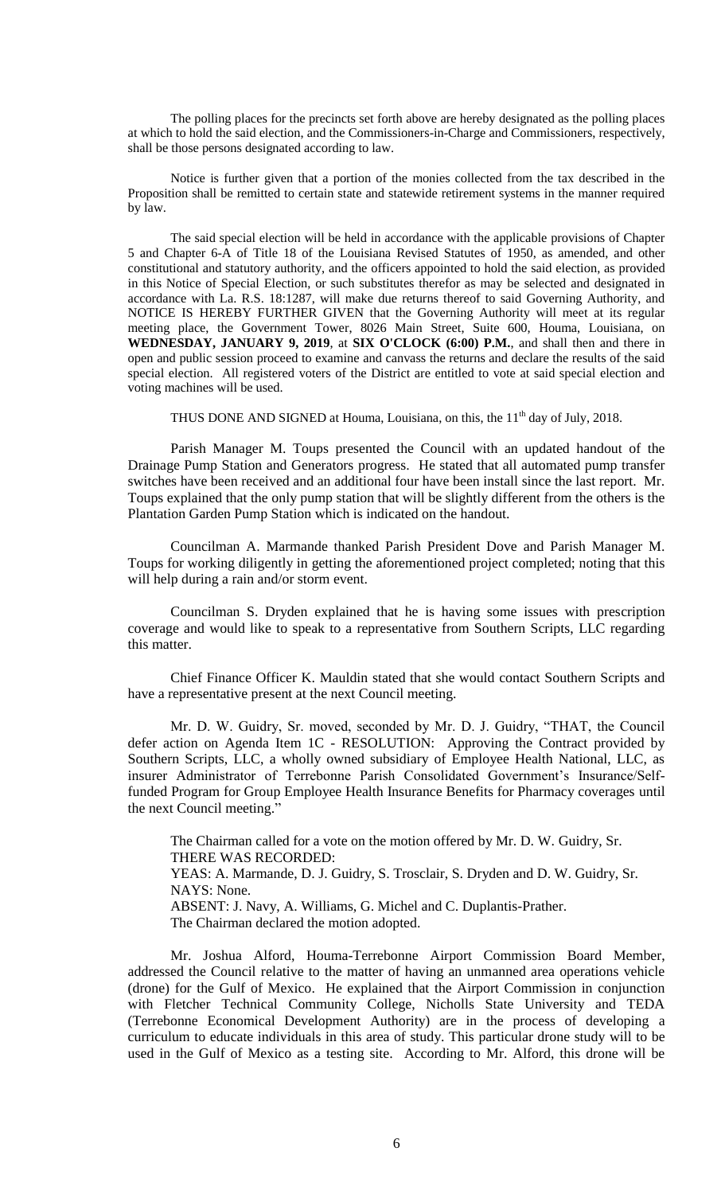The polling places for the precincts set forth above are hereby designated as the polling places at which to hold the said election, and the Commissioners-in-Charge and Commissioners, respectively, shall be those persons designated according to law.

Notice is further given that a portion of the monies collected from the tax described in the Proposition shall be remitted to certain state and statewide retirement systems in the manner required by law.

The said special election will be held in accordance with the applicable provisions of Chapter 5 and Chapter 6-A of Title 18 of the Louisiana Revised Statutes of 1950, as amended, and other constitutional and statutory authority, and the officers appointed to hold the said election, as provided in this Notice of Special Election, or such substitutes therefor as may be selected and designated in accordance with La. R.S. 18:1287, will make due returns thereof to said Governing Authority, and NOTICE IS HEREBY FURTHER GIVEN that the Governing Authority will meet at its regular meeting place, the Government Tower, 8026 Main Street, Suite 600, Houma, Louisiana, on **WEDNESDAY, JANUARY 9, 2019**, at **SIX O'CLOCK (6:00) P.M.**, and shall then and there in open and public session proceed to examine and canvass the returns and declare the results of the said special election. All registered voters of the District are entitled to vote at said special election and voting machines will be used.

THUS DONE AND SIGNED at Houma, Louisiana, on this, the 11th day of July, 2018.

Parish Manager M. Toups presented the Council with an updated handout of the Drainage Pump Station and Generators progress. He stated that all automated pump transfer switches have been received and an additional four have been install since the last report. Mr. Toups explained that the only pump station that will be slightly different from the others is the Plantation Garden Pump Station which is indicated on the handout.

Councilman A. Marmande thanked Parish President Dove and Parish Manager M. Toups for working diligently in getting the aforementioned project completed; noting that this will help during a rain and/or storm event.

Councilman S. Dryden explained that he is having some issues with prescription coverage and would like to speak to a representative from Southern Scripts, LLC regarding this matter.

Chief Finance Officer K. Mauldin stated that she would contact Southern Scripts and have a representative present at the next Council meeting.

Mr. D. W. Guidry, Sr. moved, seconded by Mr. D. J. Guidry, "THAT, the Council defer action on Agenda Item 1C - RESOLUTION: Approving the Contract provided by Southern Scripts, LLC, a wholly owned subsidiary of Employee Health National, LLC, as insurer Administrator of Terrebonne Parish Consolidated Government's Insurance/Self-funded Program for Group Employee Health Insurance Benefits for Pharmacy coverages until the next Council meeting."

The Chairman called for a vote on the motion offered by Mr. D. W. Guidry, Sr.
THERE WAS RECORDED:
YEAS: A. Marmande, D. J. Guidry, S. Trosclair, S. Dryden and D. W. Guidry, Sr.
NAYS: None.
ABSENT: J. Navy, A. Williams, G. Michel and C. Duplantis-Prather.
The Chairman declared the motion adopted.

Mr. Joshua Alford, Houma-Terrebonne Airport Commission Board Member, addressed the Council relative to the matter of having an unmanned area operations vehicle (drone) for the Gulf of Mexico. He explained that the Airport Commission in conjunction with Fletcher Technical Community College, Nicholls State University and TEDA (Terrebonne Economical Development Authority) are in the process of developing a curriculum to educate individuals in this area of study. This particular drone study will to be used in the Gulf of Mexico as a testing site. According to Mr. Alford, this drone will be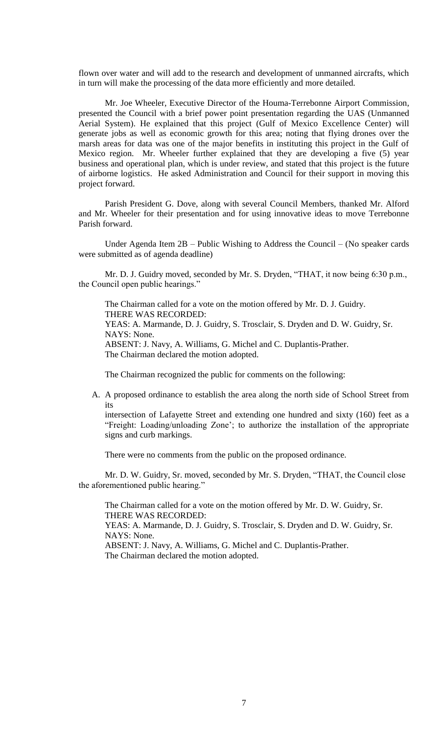flown over water and will add to the research and development of unmanned aircrafts, which in turn will make the processing of the data more efficiently and more detailed.

Mr. Joe Wheeler, Executive Director of the Houma-Terrebonne Airport Commission, presented the Council with a brief power point presentation regarding the UAS (Unmanned Aerial System). He explained that this project (Gulf of Mexico Excellence Center) will generate jobs as well as economic growth for this area; noting that flying drones over the marsh areas for data was one of the major benefits in instituting this project in the Gulf of Mexico region. Mr. Wheeler further explained that they are developing a five (5) year business and operational plan, which is under review, and stated that this project is the future of airborne logistics. He asked Administration and Council for their support in moving this project forward.

Parish President G. Dove, along with several Council Members, thanked Mr. Alford and Mr. Wheeler for their presentation and for using innovative ideas to move Terrebonne Parish forward.

Under Agenda Item 2B – Public Wishing to Address the Council – (No speaker cards were submitted as of agenda deadline)

Mr. D. J. Guidry moved, seconded by Mr. S. Dryden, "THAT, it now being 6:30 p.m., the Council open public hearings."

The Chairman called for a vote on the motion offered by Mr. D. J. Guidry.
THERE WAS RECORDED:
YEAS: A. Marmande, D. J. Guidry, S. Trosclair, S. Dryden and D. W. Guidry, Sr.
NAYS: None.
ABSENT: J. Navy, A. Williams, G. Michel and C. Duplantis-Prather.
The Chairman declared the motion adopted.

The Chairman recognized the public for comments on the following:

A. A proposed ordinance to establish the area along the north side of School Street from its intersection of Lafayette Street and extending one hundred and sixty (160) feet as a "Freight: Loading/unloading Zone'; to authorize the installation of the appropriate signs and curb markings.

There were no comments from the public on the proposed ordinance.

Mr. D. W. Guidry, Sr. moved, seconded by Mr. S. Dryden, "THAT, the Council close the aforementioned public hearing."

The Chairman called for a vote on the motion offered by Mr. D. W. Guidry, Sr.
THERE WAS RECORDED:
YEAS: A. Marmande, D. J. Guidry, S. Trosclair, S. Dryden and D. W. Guidry, Sr.
NAYS: None.
ABSENT: J. Navy, A. Williams, G. Michel and C. Duplantis-Prather.
The Chairman declared the motion adopted.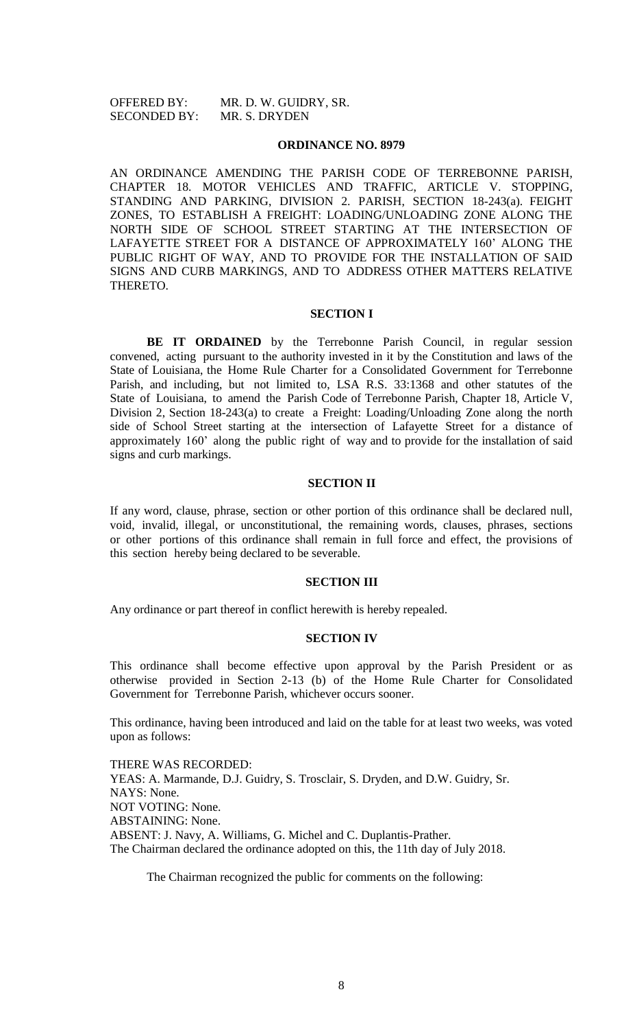OFFERED BY: MR. D. W. GUIDRY, SR.
SECONDED BY: MR. S. DRYDEN

## ORDINANCE NO. 8979

AN ORDINANCE AMENDING THE PARISH CODE OF TERREBONNE PARISH, CHAPTER 18. MOTOR VEHICLES AND TRAFFIC, ARTICLE V. STOPPING, STANDING AND PARKING, DIVISION 2. PARISH, SECTION 18-243(a). FEIGHT ZONES, TO ESTABLISH A FREIGHT: LOADING/UNLOADING ZONE ALONG THE NORTH SIDE OF SCHOOL STREET STARTING AT THE INTERSECTION OF LAFAYETTE STREET FOR A DISTANCE OF APPROXIMATELY 160' ALONG THE PUBLIC RIGHT OF WAY, AND TO PROVIDE FOR THE INSTALLATION OF SAID SIGNS AND CURB MARKINGS, AND TO ADDRESS OTHER MATTERS RELATIVE THERETO.

### SECTION I

**BE IT ORDAINED** by the Terrebonne Parish Council, in regular session convened, acting pursuant to the authority invested in it by the Constitution and laws of the State of Louisiana, the Home Rule Charter for a Consolidated Government for Terrebonne Parish, and including, but not limited to, LSA R.S. 33:1368 and other statutes of the State of Louisiana, to amend the Parish Code of Terrebonne Parish, Chapter 18, Article V, Division 2, Section 18-243(a) to create a Freight: Loading/Unloading Zone along the north side of School Street starting at the intersection of Lafayette Street for a distance of approximately 160' along the public right of way and to provide for the installation of said signs and curb markings.

### SECTION II

If any word, clause, phrase, section or other portion of this ordinance shall be declared null, void, invalid, illegal, or unconstitutional, the remaining words, clauses, phrases, sections or other portions of this ordinance shall remain in full force and effect, the provisions of this section hereby being declared to be severable.

### SECTION III

Any ordinance or part thereof in conflict herewith is hereby repealed.

### SECTION IV

This ordinance shall become effective upon approval by the Parish President or as otherwise provided in Section 2-13 (b) of the Home Rule Charter for Consolidated Government for Terrebonne Parish, whichever occurs sooner.

This ordinance, having been introduced and laid on the table for at least two weeks, was voted upon as follows:

THERE WAS RECORDED:
YEAS: A. Marmande, D.J. Guidry, S. Trosclair, S. Dryden, and D.W. Guidry, Sr.
NAYS: None.
NOT VOTING: None.
ABSTAINING: None.
ABSENT: J. Navy, A. Williams, G. Michel and C. Duplantis-Prather.
The Chairman declared the ordinance adopted on this, the 11th day of July 2018.

The Chairman recognized the public for comments on the following: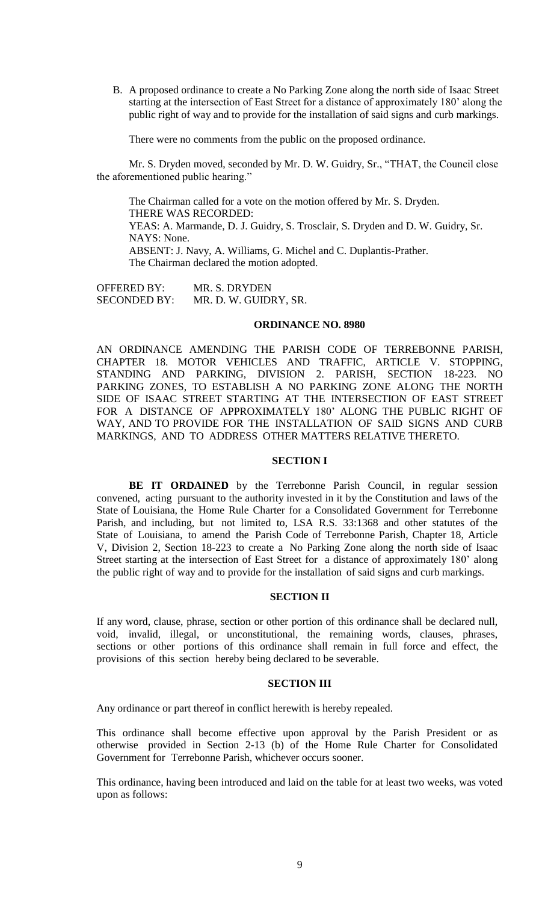B. A proposed ordinance to create a No Parking Zone along the north side of Isaac Street starting at the intersection of East Street for a distance of approximately 180' along the public right of way and to provide for the installation of said signs and curb markings.

There were no comments from the public on the proposed ordinance.

Mr. S. Dryden moved, seconded by Mr. D. W. Guidry, Sr., "THAT, the Council close the aforementioned public hearing."

The Chairman called for a vote on the motion offered by Mr. S. Dryden.
THERE WAS RECORDED:
YEAS: A. Marmande, D. J. Guidry, S. Trosclair, S. Dryden and D. W. Guidry, Sr.
NAYS: None.
ABSENT: J. Navy, A. Williams, G. Michel and C. Duplantis-Prather.
The Chairman declared the motion adopted.

OFFERED BY: MR. S. DRYDEN
SECONDED BY: MR. D. W. GUIDRY, SR.

## ORDINANCE NO. 8980

AN ORDINANCE AMENDING THE PARISH CODE OF TERREBONNE PARISH, CHAPTER 18. MOTOR VEHICLES AND TRAFFIC, ARTICLE V. STOPPING, STANDING AND PARKING, DIVISION 2. PARISH, SECTION 18-223. NO PARKING ZONES, TO ESTABLISH A NO PARKING ZONE ALONG THE NORTH SIDE OF ISAAC STREET STARTING AT THE INTERSECTION OF EAST STREET FOR A DISTANCE OF APPROXIMATELY 180' ALONG THE PUBLIC RIGHT OF WAY, AND TO PROVIDE FOR THE INSTALLATION OF SAID SIGNS AND CURB MARKINGS, AND TO ADDRESS OTHER MATTERS RELATIVE THERETO.

### SECTION I

**BE IT ORDAINED** by the Terrebonne Parish Council, in regular session convened, acting pursuant to the authority invested in it by the Constitution and laws of the State of Louisiana, the Home Rule Charter for a Consolidated Government for Terrebonne Parish, and including, but not limited to, LSA R.S. 33:1368 and other statutes of the State of Louisiana, to amend the Parish Code of Terrebonne Parish, Chapter 18, Article V, Division 2, Section 18-223 to create a No Parking Zone along the north side of Isaac Street starting at the intersection of East Street for a distance of approximately 180' along the public right of way and to provide for the installation of said signs and curb markings.

### SECTION II

If any word, clause, phrase, section or other portion of this ordinance shall be declared null, void, invalid, illegal, or unconstitutional, the remaining words, clauses, phrases, sections or other portions of this ordinance shall remain in full force and effect, the provisions of this section hereby being declared to be severable.

### SECTION III

Any ordinance or part thereof in conflict herewith is hereby repealed.

This ordinance shall become effective upon approval by the Parish President or as otherwise provided in Section 2-13 (b) of the Home Rule Charter for Consolidated Government for Terrebonne Parish, whichever occurs sooner.

This ordinance, having been introduced and laid on the table for at least two weeks, was voted upon as follows: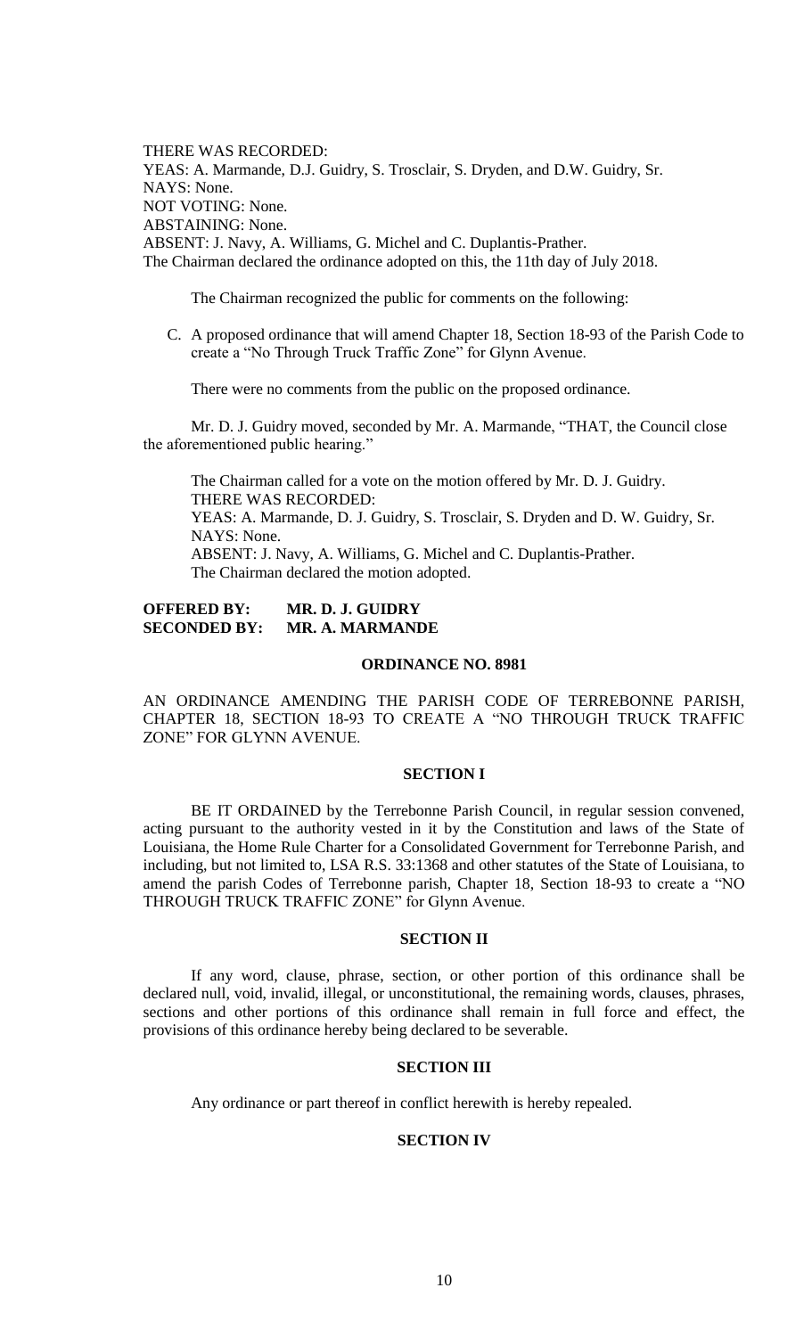THERE WAS RECORDED:
YEAS: A. Marmande, D.J. Guidry, S. Trosclair, S. Dryden, and D.W. Guidry, Sr.
NAYS: None.
NOT VOTING: None.
ABSTAINING: None.
ABSENT: J. Navy, A. Williams, G. Michel and C. Duplantis-Prather.
The Chairman declared the ordinance adopted on this, the 11th day of July 2018.

The Chairman recognized the public for comments on the following:

C. A proposed ordinance that will amend Chapter 18, Section 18-93 of the Parish Code to create a "No Through Truck Traffic Zone" for Glynn Avenue.

There were no comments from the public on the proposed ordinance.

Mr. D. J. Guidry moved, seconded by Mr. A. Marmande, "THAT, the Council close the aforementioned public hearing."

The Chairman called for a vote on the motion offered by Mr. D. J. Guidry.
THERE WAS RECORDED:
YEAS: A. Marmande, D. J. Guidry, S. Trosclair, S. Dryden and D. W. Guidry, Sr.
NAYS: None.
ABSENT: J. Navy, A. Williams, G. Michel and C. Duplantis-Prather.
The Chairman declared the motion adopted.

**OFFERED BY: MR. D. J. GUIDRY**
**SECONDED BY: MR. A. MARMANDE**

**ORDINANCE NO. 8981**

AN ORDINANCE AMENDING THE PARISH CODE OF TERREBONNE PARISH, CHAPTER 18, SECTION 18-93 TO CREATE A "NO THROUGH TRUCK TRAFFIC ZONE" FOR GLYNN AVENUE.

**SECTION I**

BE IT ORDAINED by the Terrebonne Parish Council, in regular session convened, acting pursuant to the authority vested in it by the Constitution and laws of the State of Louisiana, the Home Rule Charter for a Consolidated Government for Terrebonne Parish, and including, but not limited to, LSA R.S. 33:1368 and other statutes of the State of Louisiana, to amend the parish Codes of Terrebonne parish, Chapter 18, Section 18-93 to create a "NO THROUGH TRUCK TRAFFIC ZONE" for Glynn Avenue.

**SECTION II**

If any word, clause, phrase, section, or other portion of this ordinance shall be declared null, void, invalid, illegal, or unconstitutional, the remaining words, clauses, phrases, sections and other portions of this ordinance shall remain in full force and effect, the provisions of this ordinance hereby being declared to be severable.

**SECTION III**

Any ordinance or part thereof in conflict herewith is hereby repealed.

**SECTION IV**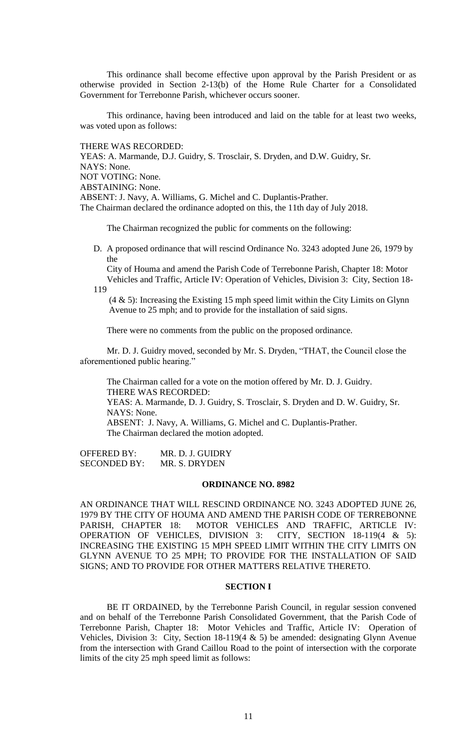This ordinance shall become effective upon approval by the Parish President or as otherwise provided in Section 2-13(b) of the Home Rule Charter for a Consolidated Government for Terrebonne Parish, whichever occurs sooner.

This ordinance, having been introduced and laid on the table for at least two weeks, was voted upon as follows:

THERE WAS RECORDED:
YEAS: A. Marmande, D.J. Guidry, S. Trosclair, S. Dryden, and D.W. Guidry, Sr.
NAYS: None.
NOT VOTING: None.
ABSTAINING: None.
ABSENT: J. Navy, A. Williams, G. Michel and C. Duplantis-Prather.
The Chairman declared the ordinance adopted on this, the 11th day of July 2018.

The Chairman recognized the public for comments on the following:

D. A proposed ordinance that will rescind Ordinance No. 3243 adopted June 26, 1979 by the City of Houma and amend the Parish Code of Terrebonne Parish, Chapter 18: Motor Vehicles and Traffic, Article IV: Operation of Vehicles, Division 3: City, Section 18-119 (4 & 5): Increasing the Existing 15 mph speed limit within the City Limits on Glynn Avenue to 25 mph; and to provide for the installation of said signs.

There were no comments from the public on the proposed ordinance.

Mr. D. J. Guidry moved, seconded by Mr. S. Dryden, "THAT, the Council close the aforementioned public hearing."

The Chairman called for a vote on the motion offered by Mr. D. J. Guidry.
THERE WAS RECORDED:
YEAS: A. Marmande, D. J. Guidry, S. Trosclair, S. Dryden and D. W. Guidry, Sr.
NAYS: None.
ABSENT: J. Navy, A. Williams, G. Michel and C. Duplantis-Prather.
The Chairman declared the motion adopted.

OFFERED BY: MR. D. J. GUIDRY
SECONDED BY: MR. S. DRYDEN

## ORDINANCE NO. 8982

AN ORDINANCE THAT WILL RESCIND ORDINANCE NO. 3243 ADOPTED JUNE 26, 1979 BY THE CITY OF HOUMA AND AMEND THE PARISH CODE OF TERREBONNE PARISH, CHAPTER 18: MOTOR VEHICLES AND TRAFFIC, ARTICLE IV: OPERATION OF VEHICLES, DIVISION 3: CITY, SECTION 18-119(4 & 5): INCREASING THE EXISTING 15 MPH SPEED LIMIT WITHIN THE CITY LIMITS ON GLYNN AVENUE TO 25 MPH; TO PROVIDE FOR THE INSTALLATION OF SAID SIGNS; AND TO PROVIDE FOR OTHER MATTERS RELATIVE THERETO.

### SECTION I

BE IT ORDAINED, by the Terrebonne Parish Council, in regular session convened and on behalf of the Terrebonne Parish Consolidated Government, that the Parish Code of Terrebonne Parish, Chapter 18: Motor Vehicles and Traffic, Article IV: Operation of Vehicles, Division 3: City, Section 18-119(4 & 5) be amended: designating Glynn Avenue from the intersection with Grand Caillou Road to the point of intersection with the corporate limits of the city 25 mph speed limit as follows: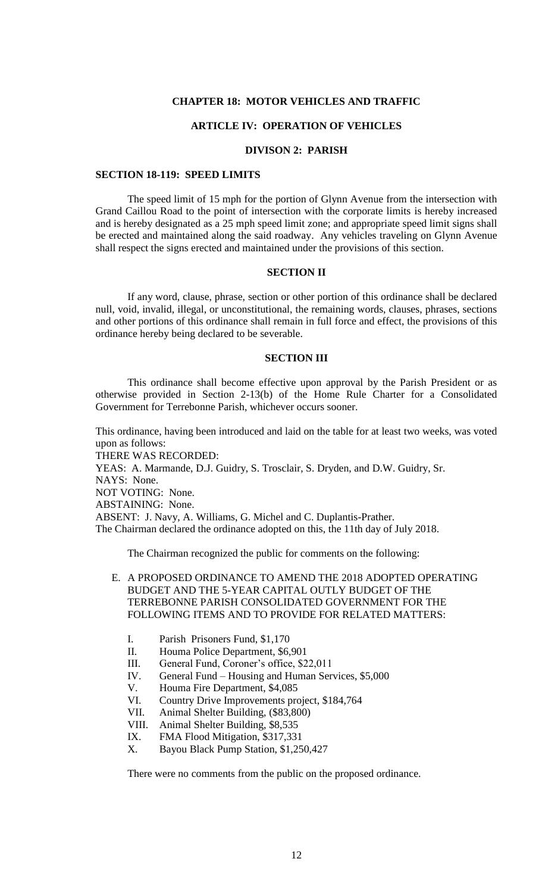**CHAPTER 18: MOTOR VEHICLES AND TRAFFIC**

**ARTICLE IV: OPERATION OF VEHICLES**

**DIVISON 2: PARISH**

**SECTION 18-119: SPEED LIMITS**

The speed limit of 15 mph for the portion of Glynn Avenue from the intersection with Grand Caillou Road to the point of intersection with the corporate limits is hereby increased and is hereby designated as a 25 mph speed limit zone; and appropriate speed limit signs shall be erected and maintained along the said roadway. Any vehicles traveling on Glynn Avenue shall respect the signs erected and maintained under the provisions of this section.

**SECTION II**

If any word, clause, phrase, section or other portion of this ordinance shall be declared null, void, invalid, illegal, or unconstitutional, the remaining words, clauses, phrases, sections and other portions of this ordinance shall remain in full force and effect, the provisions of this ordinance hereby being declared to be severable.

**SECTION III**

This ordinance shall become effective upon approval by the Parish President or as otherwise provided in Section 2-13(b) of the Home Rule Charter for a Consolidated Government for Terrebonne Parish, whichever occurs sooner.

This ordinance, having been introduced and laid on the table for at least two weeks, was voted upon as follows:
THERE WAS RECORDED:
YEAS: A. Marmande, D.J. Guidry, S. Trosclair, S. Dryden, and D.W. Guidry, Sr.
NAYS: None.
NOT VOTING: None.
ABSTAINING: None.
ABSENT: J. Navy, A. Williams, G. Michel and C. Duplantis-Prather.
The Chairman declared the ordinance adopted on this, the 11th day of July 2018.

The Chairman recognized the public for comments on the following:

E. A PROPOSED ORDINANCE TO AMEND THE 2018 ADOPTED OPERATING BUDGET AND THE 5-YEAR CAPITAL OUTLY BUDGET OF THE TERREBONNE PARISH CONSOLIDATED GOVERNMENT FOR THE FOLLOWING ITEMS AND TO PROVIDE FOR RELATED MATTERS:

   I. Parish Prisoners Fund, $1,170
   II. Houma Police Department, $6,901
   III. General Fund, Coroner's office, $22,011
   IV. General Fund – Housing and Human Services, $5,000
   V. Houma Fire Department, $4,085
   VI. Country Drive Improvements project, $184,764
   VII. Animal Shelter Building, ($83,800)
   VIII. Animal Shelter Building, $8,535
   IX. FMA Flood Mitigation, $317,331
   X. Bayou Black Pump Station, $1,250,427

There were no comments from the public on the proposed ordinance.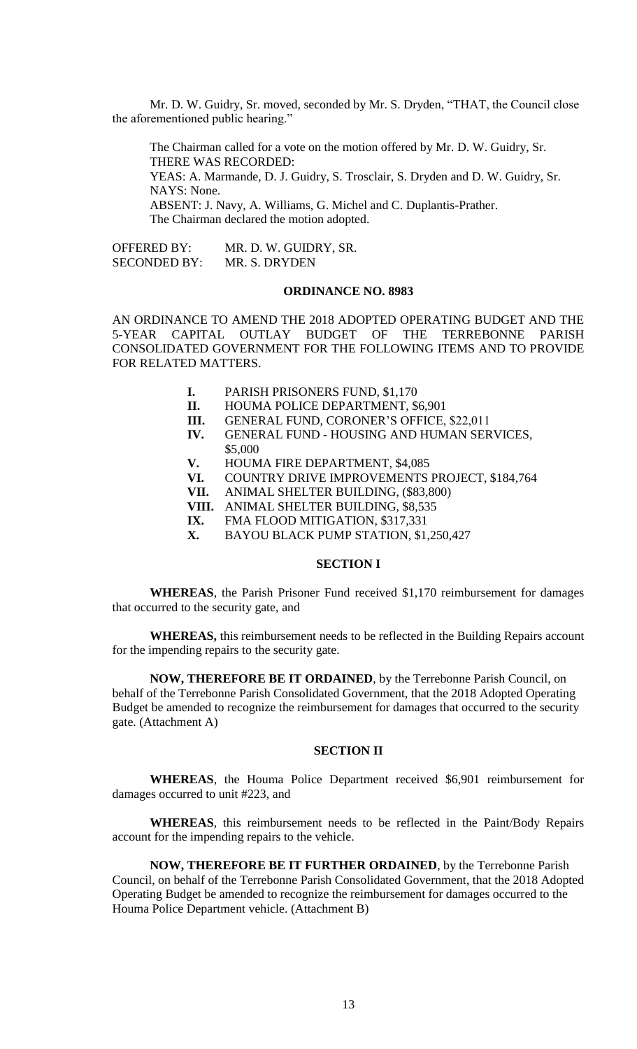Mr. D. W. Guidry, Sr. moved, seconded by Mr. S. Dryden, "THAT, the Council close the aforementioned public hearing."

The Chairman called for a vote on the motion offered by Mr. D. W. Guidry, Sr.
THERE WAS RECORDED:
YEAS: A. Marmande, D. J. Guidry, S. Trosclair, S. Dryden and D. W. Guidry, Sr.
NAYS: None.
ABSENT: J. Navy, A. Williams, G. Michel and C. Duplantis-Prather.
The Chairman declared the motion adopted.

OFFERED BY: MR. D. W. GUIDRY, SR.
SECONDED BY: MR. S. DRYDEN

**ORDINANCE NO. 8983**

AN ORDINANCE TO AMEND THE 2018 ADOPTED OPERATING BUDGET AND THE 5-YEAR CAPITAL OUTLAY BUDGET OF THE TERREBONNE PARISH CONSOLIDATED GOVERNMENT FOR THE FOLLOWING ITEMS AND TO PROVIDE FOR RELATED MATTERS.

**I.** PARISH PRISONERS FUND, $1,170
**II.** HOUMA POLICE DEPARTMENT, $6,901
**III.** GENERAL FUND, CORONER'S OFFICE, $22,011
**IV.** GENERAL FUND - HOUSING AND HUMAN SERVICES, $5,000
**V.** HOUMA FIRE DEPARTMENT, $4,085
**VI.** COUNTRY DRIVE IMPROVEMENTS PROJECT, $184,764
**VII.** ANIMAL SHELTER BUILDING, ($83,800)
**VIII.** ANIMAL SHELTER BUILDING, $8,535
**IX.** FMA FLOOD MITIGATION, $317,331
**X.** BAYOU BLACK PUMP STATION, $1,250,427

**SECTION I**

**WHEREAS**, the Parish Prisoner Fund received $1,170 reimbursement for damages that occurred to the security gate, and

**WHEREAS,** this reimbursement needs to be reflected in the Building Repairs account for the impending repairs to the security gate.

**NOW, THEREFORE BE IT ORDAINED**, by the Terrebonne Parish Council, on behalf of the Terrebonne Parish Consolidated Government, that the 2018 Adopted Operating Budget be amended to recognize the reimbursement for damages that occurred to the security gate. (Attachment A)

**SECTION II**

**WHEREAS**, the Houma Police Department received $6,901 reimbursement for damages occurred to unit #223, and

**WHEREAS**, this reimbursement needs to be reflected in the Paint/Body Repairs account for the impending repairs to the vehicle.

**NOW, THEREFORE BE IT FURTHER ORDAINED**, by the Terrebonne Parish Council, on behalf of the Terrebonne Parish Consolidated Government, that the 2018 Adopted Operating Budget be amended to recognize the reimbursement for damages occurred to the Houma Police Department vehicle. (Attachment B)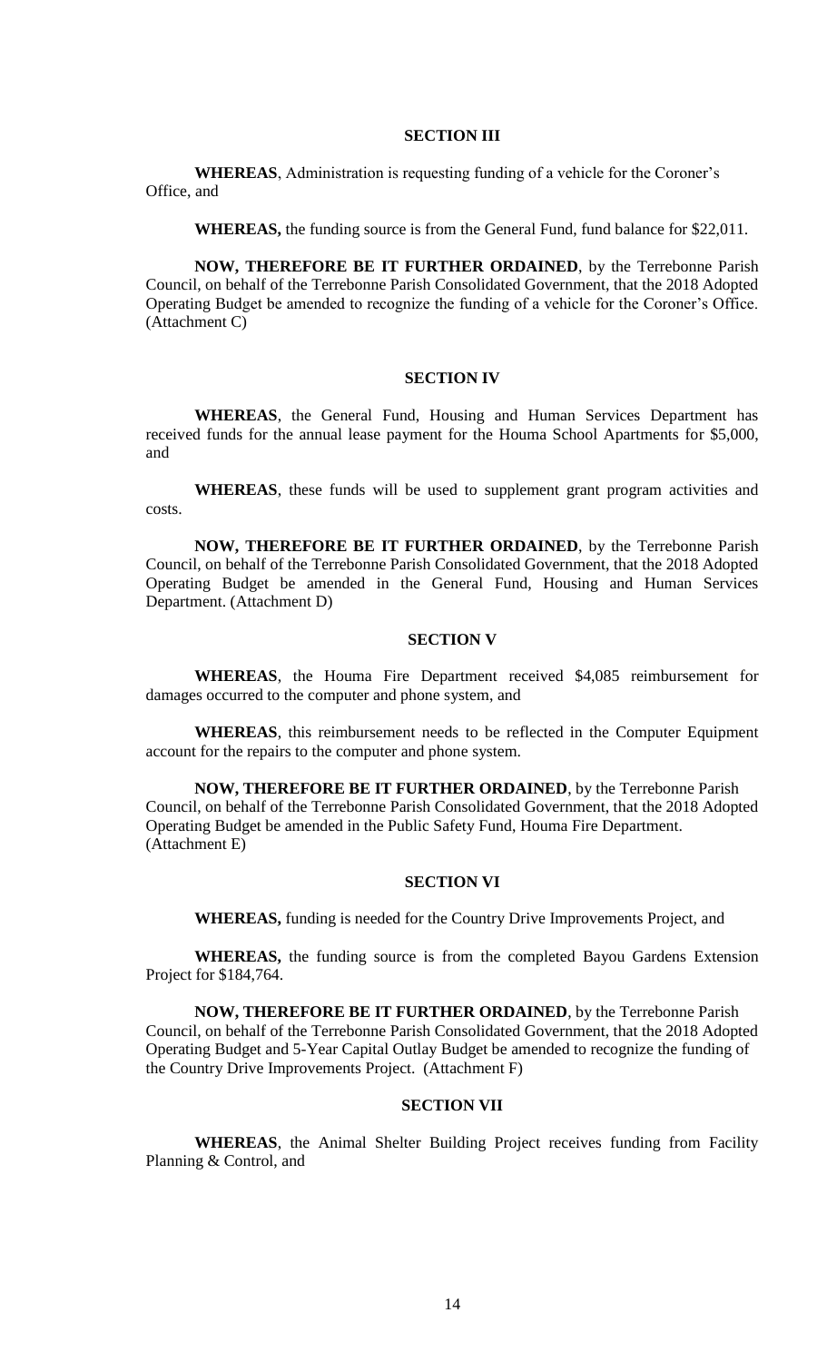## SECTION III

**WHEREAS**, Administration is requesting funding of a vehicle for the Coroner's Office, and

**WHEREAS,** the funding source is from the General Fund, fund balance for $22,011.

**NOW, THEREFORE BE IT FURTHER ORDAINED**, by the Terrebonne Parish Council, on behalf of the Terrebonne Parish Consolidated Government, that the 2018 Adopted Operating Budget be amended to recognize the funding of a vehicle for the Coroner's Office. (Attachment C)

## SECTION IV

**WHEREAS**, the General Fund, Housing and Human Services Department has received funds for the annual lease payment for the Houma School Apartments for $5,000, and

**WHEREAS**, these funds will be used to supplement grant program activities and costs.

**NOW, THEREFORE BE IT FURTHER ORDAINED**, by the Terrebonne Parish Council, on behalf of the Terrebonne Parish Consolidated Government, that the 2018 Adopted Operating Budget be amended in the General Fund, Housing and Human Services Department. (Attachment D)

## SECTION V

**WHEREAS**, the Houma Fire Department received $4,085 reimbursement for damages occurred to the computer and phone system, and

**WHEREAS**, this reimbursement needs to be reflected in the Computer Equipment account for the repairs to the computer and phone system.

**NOW, THEREFORE BE IT FURTHER ORDAINED**, by the Terrebonne Parish Council, on behalf of the Terrebonne Parish Consolidated Government, that the 2018 Adopted Operating Budget be amended in the Public Safety Fund, Houma Fire Department. (Attachment E)

## SECTION VI

**WHEREAS,** funding is needed for the Country Drive Improvements Project, and

**WHEREAS,** the funding source is from the completed Bayou Gardens Extension Project for $184,764.

**NOW, THEREFORE BE IT FURTHER ORDAINED**, by the Terrebonne Parish Council, on behalf of the Terrebonne Parish Consolidated Government, that the 2018 Adopted Operating Budget and 5-Year Capital Outlay Budget be amended to recognize the funding of the Country Drive Improvements Project. (Attachment F)

## SECTION VII

**WHEREAS**, the Animal Shelter Building Project receives funding from Facility Planning & Control, and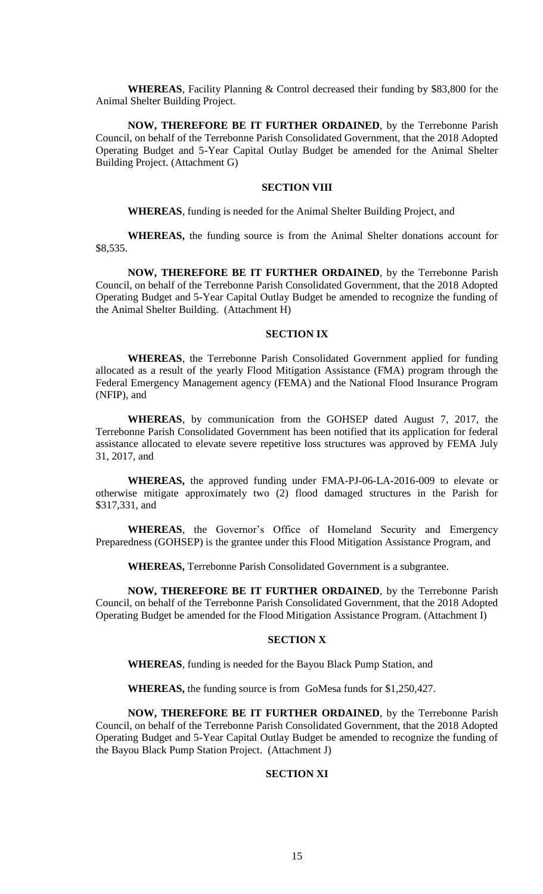**WHEREAS**, Facility Planning & Control decreased their funding by $83,800 for the Animal Shelter Building Project.

**NOW, THEREFORE BE IT FURTHER ORDAINED**, by the Terrebonne Parish Council, on behalf of the Terrebonne Parish Consolidated Government, that the 2018 Adopted Operating Budget and 5-Year Capital Outlay Budget be amended for the Animal Shelter Building Project. (Attachment G)

**SECTION VIII**

**WHEREAS**, funding is needed for the Animal Shelter Building Project, and

**WHEREAS,** the funding source is from the Animal Shelter donations account for $8,535.

**NOW, THEREFORE BE IT FURTHER ORDAINED**, by the Terrebonne Parish Council, on behalf of the Terrebonne Parish Consolidated Government, that the 2018 Adopted Operating Budget and 5-Year Capital Outlay Budget be amended to recognize the funding of the Animal Shelter Building. (Attachment H)

**SECTION IX**

**WHEREAS**, the Terrebonne Parish Consolidated Government applied for funding allocated as a result of the yearly Flood Mitigation Assistance (FMA) program through the Federal Emergency Management agency (FEMA) and the National Flood Insurance Program (NFIP), and

**WHEREAS**, by communication from the GOHSEP dated August 7, 2017, the Terrebonne Parish Consolidated Government has been notified that its application for federal assistance allocated to elevate severe repetitive loss structures was approved by FEMA July 31, 2017, and

**WHEREAS,** the approved funding under FMA-PJ-06-LA-2016-009 to elevate or otherwise mitigate approximately two (2) flood damaged structures in the Parish for $317,331, and

**WHEREAS**, the Governor's Office of Homeland Security and Emergency Preparedness (GOHSEP) is the grantee under this Flood Mitigation Assistance Program, and

**WHEREAS,** Terrebonne Parish Consolidated Government is a subgrantee.

**NOW, THEREFORE BE IT FURTHER ORDAINED**, by the Terrebonne Parish Council, on behalf of the Terrebonne Parish Consolidated Government, that the 2018 Adopted Operating Budget be amended for the Flood Mitigation Assistance Program. (Attachment I)

**SECTION X**

**WHEREAS**, funding is needed for the Bayou Black Pump Station, and

**WHEREAS,** the funding source is from GoMesa funds for $1,250,427.

**NOW, THEREFORE BE IT FURTHER ORDAINED**, by the Terrebonne Parish Council, on behalf of the Terrebonne Parish Consolidated Government, that the 2018 Adopted Operating Budget and 5-Year Capital Outlay Budget be amended to recognize the funding of the Bayou Black Pump Station Project. (Attachment J)

**SECTION XI**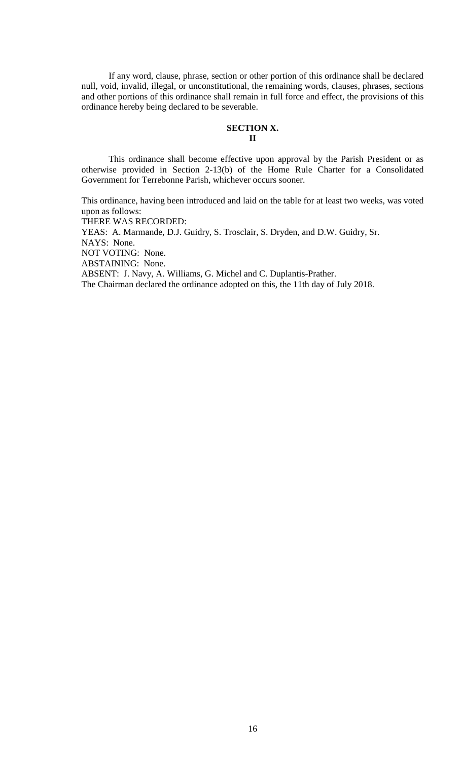If any word, clause, phrase, section or other portion of this ordinance shall be declared null, void, invalid, illegal, or unconstitutional, the remaining words, clauses, phrases, sections and other portions of this ordinance shall remain in full force and effect, the provisions of this ordinance hereby being declared to be severable.

**SECTION X.**
**II**

This ordinance shall become effective upon approval by the Parish President or as otherwise provided in Section 2-13(b) of the Home Rule Charter for a Consolidated Government for Terrebonne Parish, whichever occurs sooner.

This ordinance, having been introduced and laid on the table for at least two weeks, was voted upon as follows:
THERE WAS RECORDED:
YEAS: A. Marmande, D.J. Guidry, S. Trosclair, S. Dryden, and D.W. Guidry, Sr.
NAYS: None.
NOT VOTING: None.
ABSTAINING: None.
ABSENT: J. Navy, A. Williams, G. Michel and C. Duplantis-Prather.
The Chairman declared the ordinance adopted on this, the 11th day of July 2018.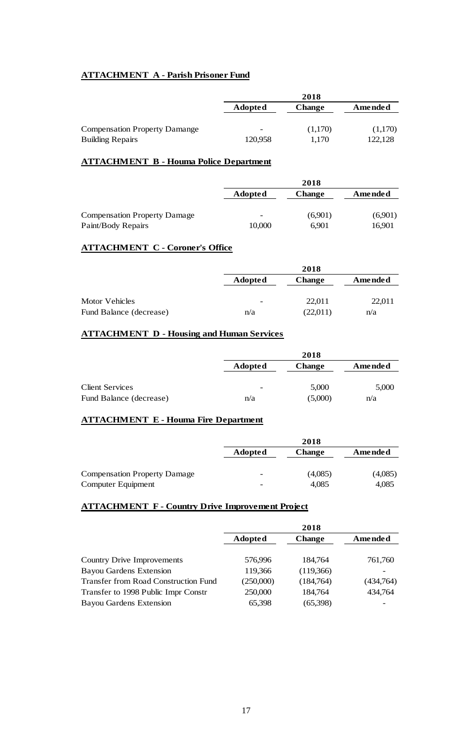**ATTACHMENT A - Parish Prisoner Fund**

| | 2018 | | |
|---|---|---|---|
| | **Adopted** | **Change** | **Amended** |
| Compensation Property Damange | - | (1,170) | (1,170) |
| Building Repairs | 120,958 | 1,170 | 122,128 |

**ATTACHMENT B - Houma Police Department**

| | 2018 | | |
|---|---|---|---|
| | **Adopted** | **Change** | **Amended** |
| Compensation Property Damage | - | (6,901) | (6,901) |
| Paint/Body Repairs | 10,000 | 6,901 | 16,901 |

**ATTACHMENT C - Coroner's Office**

| | 2018 | | |
|---|---|---|---|
| | **Adopted** | **Change** | **Amended** |
| Motor Vehicles | - | 22,011 | 22,011 |
| Fund Balance (decrease) | n/a | (22,011) | n/a |

**ATTACHMENT D - Housing and Human Services**

| | 2018 | | |
|---|---|---|---|
| | **Adopted** | **Change** | **Amended** |
| Client Services | - | 5,000 | 5,000 |
| Fund Balance (decrease) | n/a | (5,000) | n/a |

**ATTACHMENT E - Houma Fire Department**

| | 2018 | | |
|---|---|---|---|
| | **Adopted** | **Change** | **Amended** |
| Compensation Property Damage | - | (4,085) | (4,085) |
| Computer Equipment | - | 4,085 | 4,085 |

**ATTACHMENT F - Country Drive Improvement Project**

| | 2018 | | |
|---|---|---|---|
| | **Adopted** | **Change** | **Amended** |
| Country Drive Improvements | 576,996 | 184,764 | 761,760 |
| Bayou Gardens Extension | 119,366 | (119,366) | - |
| Transfer from Road Construction Fund | (250,000) | (184,764) | (434,764) |
| Transfer to 1998 Public Impr Constr | 250,000 | 184,764 | 434,764 |
| Bayou Gardens Extension | 65,398 | (65,398) | - |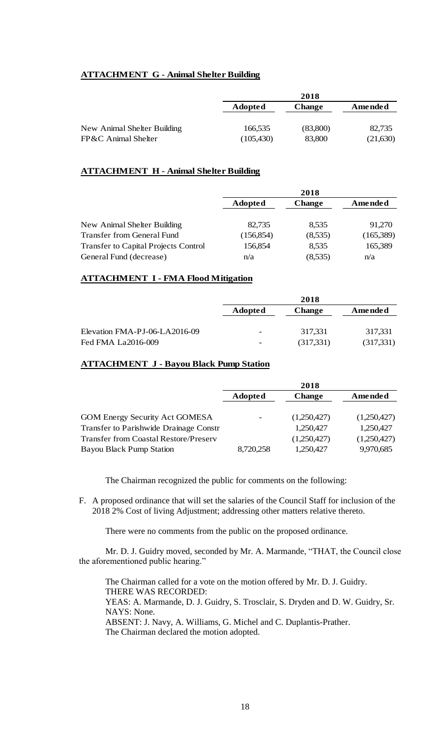**ATTACHMENT G - Animal Shelter Building**

| | 2018 | | |
|---|---|---|---|
| | **Adopted** | **Change** | **Amended** |
| New Animal Shelter Building | 166,535 | (83,800) | 82,735 |
| FP&C Animal Shelter | (105,430) | 83,800 | (21,630) |

**ATTACHMENT H - Animal Shelter Building**

| | 2018 | | |
|---|---|---|---|
| | **Adopted** | **Change** | **Amended** |
| New Animal Shelter Building | 82,735 | 8,535 | 91,270 |
| Transfer from General Fund | (156,854) | (8,535) | (165,389) |
| Transfer to Capital Projects Control | 156,854 | 8,535 | 165,389 |
| General Fund (decrease) | n/a | (8,535) | n/a |

**ATTACHMENT I - FMA Flood Mitigation**

| | 2018 | | |
|---|---|---|---|
| | **Adopted** | **Change** | **Amended** |
| Elevation FMA-PJ-06-LA2016-09 | - | 317,331 | 317,331 |
| Fed FMA La2016-009 | - | (317,331) | (317,331) |

**ATTACHMENT J - Bayou Black Pump Station**

| | 2018 | | |
|---|---|---|---|
| | **Adopted** | **Change** | **Amended** |
| GOM Energy Security Act GOMESA | - | (1,250,427) | (1,250,427) |
| Transfer to Parishwide Drainage Constr | | 1,250,427 | 1,250,427 |
| Transfer from Coastal Restore/Preserv | | (1,250,427) | (1,250,427) |
| Bayou Black Pump Station | 8,720,258 | 1,250,427 | 9,970,685 |

The Chairman recognized the public for comments on the following:

F. A proposed ordinance that will set the salaries of the Council Staff for inclusion of the 2018 2% Cost of living Adjustment; addressing other matters relative thereto.

There were no comments from the public on the proposed ordinance.

Mr. D. J. Guidry moved, seconded by Mr. A. Marmande, "THAT, the Council close the aforementioned public hearing."

The Chairman called for a vote on the motion offered by Mr. D. J. Guidry.
THERE WAS RECORDED:
YEAS: A. Marmande, D. J. Guidry, S. Trosclair, S. Dryden and D. W. Guidry, Sr.
NAYS: None.
ABSENT: J. Navy, A. Williams, G. Michel and C. Duplantis-Prather.
The Chairman declared the motion adopted.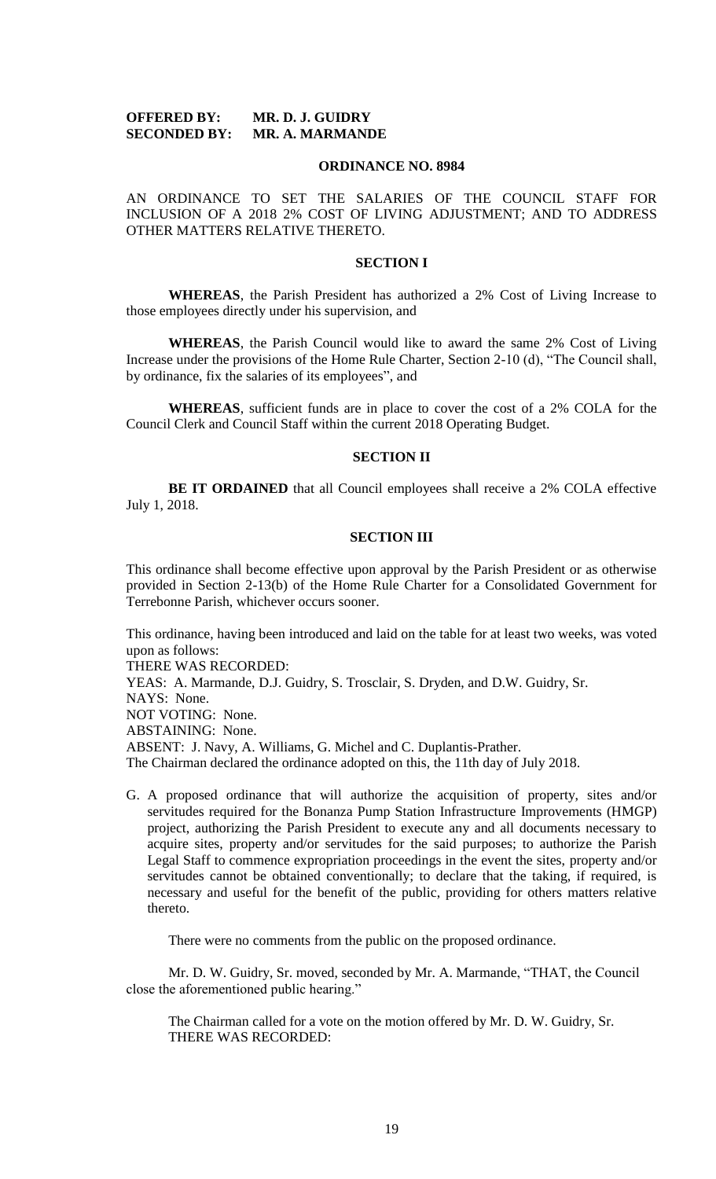**OFFERED BY: MR. D. J. GUIDRY**
**SECONDED BY: MR. A. MARMANDE**

**ORDINANCE NO. 8984**

AN ORDINANCE TO SET THE SALARIES OF THE COUNCIL STAFF FOR INCLUSION OF A 2018 2% COST OF LIVING ADJUSTMENT; AND TO ADDRESS OTHER MATTERS RELATIVE THERETO.

**SECTION I**

**WHEREAS**, the Parish President has authorized a 2% Cost of Living Increase to those employees directly under his supervision, and

**WHEREAS**, the Parish Council would like to award the same 2% Cost of Living Increase under the provisions of the Home Rule Charter, Section 2-10 (d), "The Council shall, by ordinance, fix the salaries of its employees", and

**WHEREAS**, sufficient funds are in place to cover the cost of a 2% COLA for the Council Clerk and Council Staff within the current 2018 Operating Budget.

**SECTION II**

**BE IT ORDAINED** that all Council employees shall receive a 2% COLA effective July 1, 2018.

**SECTION III**

This ordinance shall become effective upon approval by the Parish President or as otherwise provided in Section 2-13(b) of the Home Rule Charter for a Consolidated Government for Terrebonne Parish, whichever occurs sooner.

This ordinance, having been introduced and laid on the table for at least two weeks, was voted upon as follows:
THERE WAS RECORDED:
YEAS: A. Marmande, D.J. Guidry, S. Trosclair, S. Dryden, and D.W. Guidry, Sr.
NAYS: None.
NOT VOTING: None.
ABSTAINING: None.
ABSENT: J. Navy, A. Williams, G. Michel and C. Duplantis-Prather.
The Chairman declared the ordinance adopted on this, the 11th day of July 2018.

G. A proposed ordinance that will authorize the acquisition of property, sites and/or servitudes required for the Bonanza Pump Station Infrastructure Improvements (HMGP) project, authorizing the Parish President to execute any and all documents necessary to acquire sites, property and/or servitudes for the said purposes; to authorize the Parish Legal Staff to commence expropriation proceedings in the event the sites, property and/or servitudes cannot be obtained conventionally; to declare that the taking, if required, is necessary and useful for the benefit of the public, providing for others matters relative thereto.

There were no comments from the public on the proposed ordinance.

Mr. D. W. Guidry, Sr. moved, seconded by Mr. A. Marmande, "THAT, the Council close the aforementioned public hearing."

The Chairman called for a vote on the motion offered by Mr. D. W. Guidry, Sr.
THERE WAS RECORDED: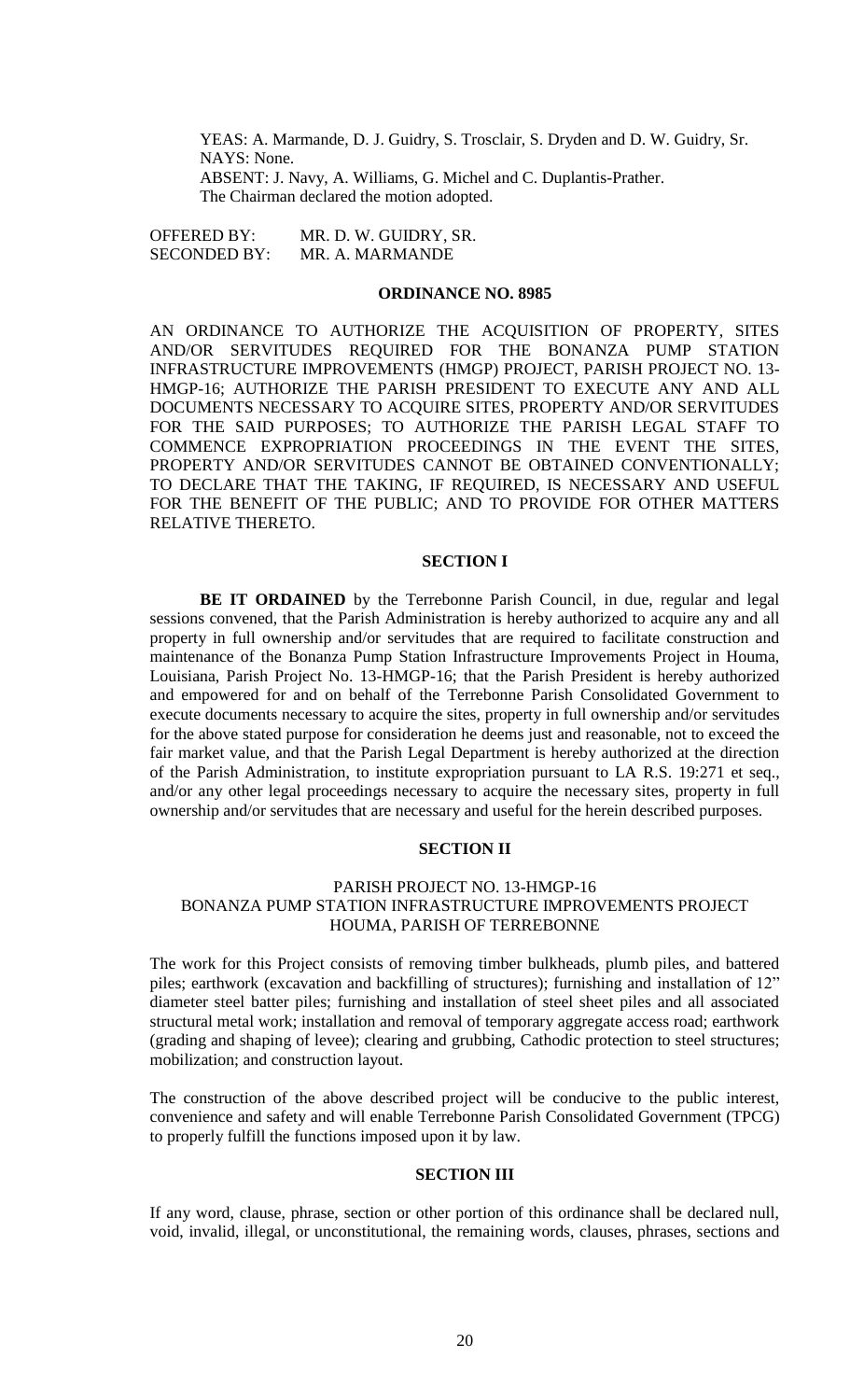YEAS: A. Marmande, D. J. Guidry, S. Trosclair, S. Dryden and D. W. Guidry, Sr.
NAYS: None.
ABSENT: J. Navy, A. Williams, G. Michel and C. Duplantis-Prather.
The Chairman declared the motion adopted.

OFFERED BY: MR. D. W. GUIDRY, SR.
SECONDED BY: MR. A. MARMANDE

**ORDINANCE NO. 8985**

AN ORDINANCE TO AUTHORIZE THE ACQUISITION OF PROPERTY, SITES AND/OR SERVITUDES REQUIRED FOR THE BONANZA PUMP STATION INFRASTRUCTURE IMPROVEMENTS (HMGP) PROJECT, PARISH PROJECT NO. 13-HMGP-16; AUTHORIZE THE PARISH PRESIDENT TO EXECUTE ANY AND ALL DOCUMENTS NECESSARY TO ACQUIRE SITES, PROPERTY AND/OR SERVITUDES FOR THE SAID PURPOSES; TO AUTHORIZE THE PARISH LEGAL STAFF TO COMMENCE EXPROPRIATION PROCEEDINGS IN THE EVENT THE SITES, PROPERTY AND/OR SERVITUDES CANNOT BE OBTAINED CONVENTIONALLY; TO DECLARE THAT THE TAKING, IF REQUIRED, IS NECESSARY AND USEFUL FOR THE BENEFIT OF THE PUBLIC; AND TO PROVIDE FOR OTHER MATTERS RELATIVE THERETO.

**SECTION I**

**BE IT ORDAINED** by the Terrebonne Parish Council, in due, regular and legal sessions convened, that the Parish Administration is hereby authorized to acquire any and all property in full ownership and/or servitudes that are required to facilitate construction and maintenance of the Bonanza Pump Station Infrastructure Improvements Project in Houma, Louisiana, Parish Project No. 13-HMGP-16; that the Parish President is hereby authorized and empowered for and on behalf of the Terrebonne Parish Consolidated Government to execute documents necessary to acquire the sites, property in full ownership and/or servitudes for the above stated purpose for consideration he deems just and reasonable, not to exceed the fair market value, and that the Parish Legal Department is hereby authorized at the direction of the Parish Administration, to institute expropriation pursuant to LA R.S. 19:271 et seq., and/or any other legal proceedings necessary to acquire the necessary sites, property in full ownership and/or servitudes that are necessary and useful for the herein described purposes.

**SECTION II**

PARISH PROJECT NO. 13-HMGP-16
BONANZA PUMP STATION INFRASTRUCTURE IMPROVEMENTS PROJECT
HOUMA, PARISH OF TERREBONNE

The work for this Project consists of removing timber bulkheads, plumb piles, and battered piles; earthwork (excavation and backfilling of structures); furnishing and installation of 12" diameter steel batter piles; furnishing and installation of steel sheet piles and all associated structural metal work; installation and removal of temporary aggregate access road; earthwork (grading and shaping of levee); clearing and grubbing, Cathodic protection to steel structures; mobilization; and construction layout.

The construction of the above described project will be conducive to the public interest, convenience and safety and will enable Terrebonne Parish Consolidated Government (TPCG) to properly fulfill the functions imposed upon it by law.

**SECTION III**

If any word, clause, phrase, section or other portion of this ordinance shall be declared null, void, invalid, illegal, or unconstitutional, the remaining words, clauses, phrases, sections and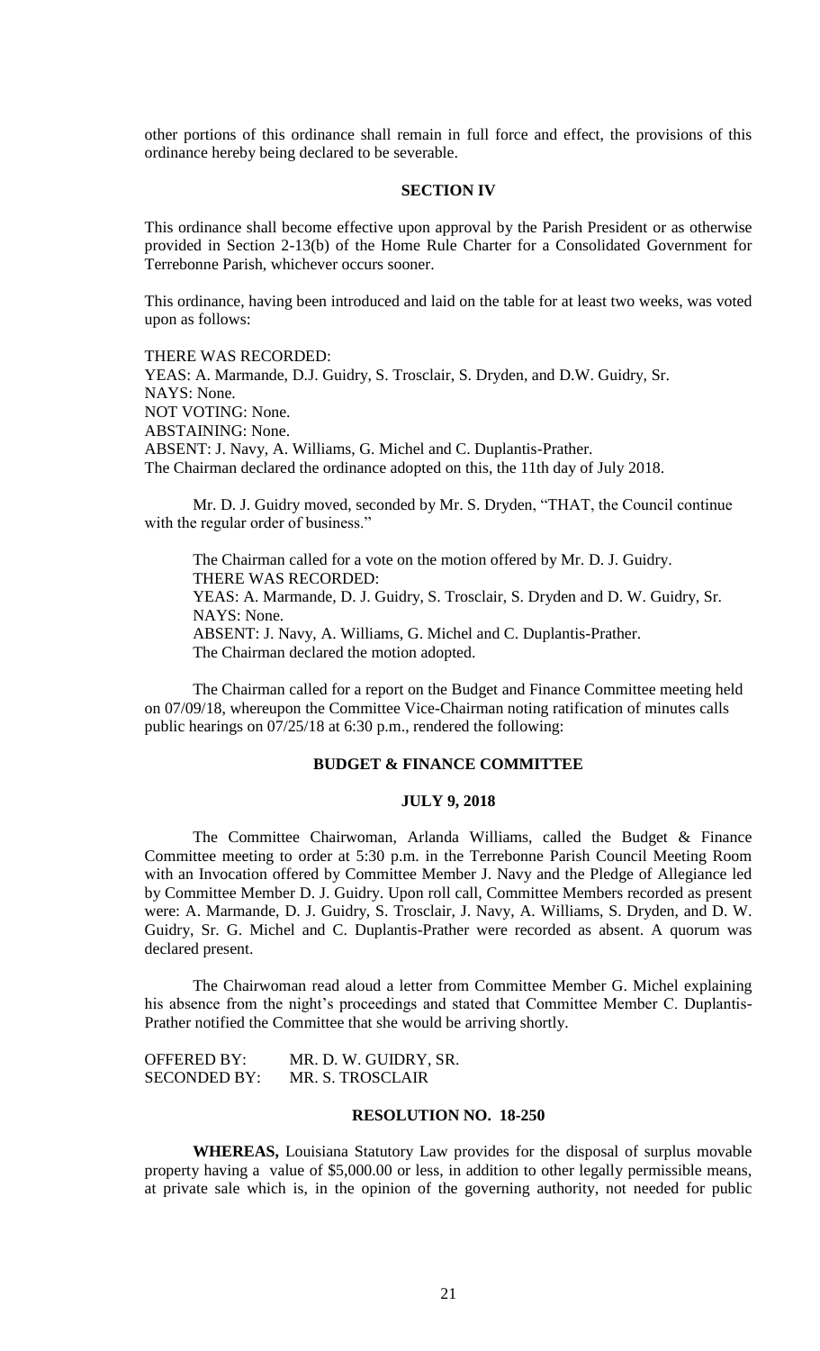other portions of this ordinance shall remain in full force and effect, the provisions of this ordinance hereby being declared to be severable.

**SECTION IV**

This ordinance shall become effective upon approval by the Parish President or as otherwise provided in Section 2-13(b) of the Home Rule Charter for a Consolidated Government for Terrebonne Parish, whichever occurs sooner.

This ordinance, having been introduced and laid on the table for at least two weeks, was voted upon as follows:

THERE WAS RECORDED:
YEAS: A. Marmande, D.J. Guidry, S. Trosclair, S. Dryden, and D.W. Guidry, Sr.
NAYS: None.
NOT VOTING: None.
ABSTAINING: None.
ABSENT: J. Navy, A. Williams, G. Michel and C. Duplantis-Prather.
The Chairman declared the ordinance adopted on this, the 11th day of July 2018.

Mr. D. J. Guidry moved, seconded by Mr. S. Dryden, "THAT, the Council continue with the regular order of business."

The Chairman called for a vote on the motion offered by Mr. D. J. Guidry.
THERE WAS RECORDED:
YEAS: A. Marmande, D. J. Guidry, S. Trosclair, S. Dryden and D. W. Guidry, Sr.
NAYS: None.
ABSENT: J. Navy, A. Williams, G. Michel and C. Duplantis-Prather.
The Chairman declared the motion adopted.

The Chairman called for a report on the Budget and Finance Committee meeting held on 07/09/18, whereupon the Committee Vice-Chairman noting ratification of minutes calls public hearings on 07/25/18 at 6:30 p.m., rendered the following:

**BUDGET & FINANCE COMMITTEE**

**JULY 9, 2018**

The Committee Chairwoman, Arlanda Williams, called the Budget & Finance Committee meeting to order at 5:30 p.m. in the Terrebonne Parish Council Meeting Room with an Invocation offered by Committee Member J. Navy and the Pledge of Allegiance led by Committee Member D. J. Guidry. Upon roll call, Committee Members recorded as present were: A. Marmande, D. J. Guidry, S. Trosclair, J. Navy, A. Williams, S. Dryden, and D. W. Guidry, Sr. G. Michel and C. Duplantis-Prather were recorded as absent. A quorum was declared present.

The Chairwoman read aloud a letter from Committee Member G. Michel explaining his absence from the night's proceedings and stated that Committee Member C. Duplantis-Prather notified the Committee that she would be arriving shortly.

OFFERED BY: MR. D. W. GUIDRY, SR.
SECONDED BY: MR. S. TROSCLAIR

**RESOLUTION NO. 18-250**

**WHEREAS,** Louisiana Statutory Law provides for the disposal of surplus movable property having a value of $5,000.00 or less, in addition to other legally permissible means, at private sale which is, in the opinion of the governing authority, not needed for public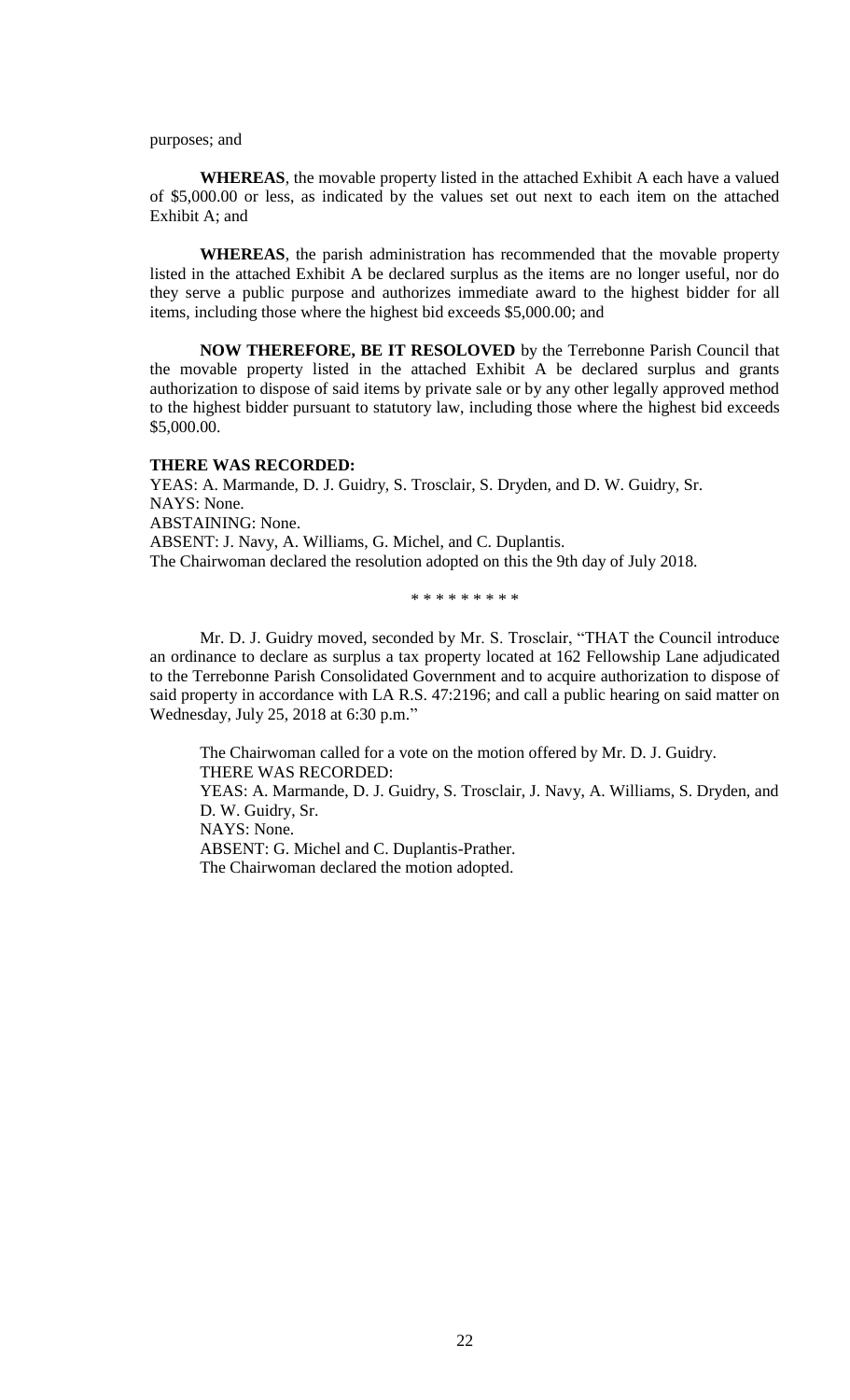purposes; and

**WHEREAS**, the movable property listed in the attached Exhibit A each have a valued of $5,000.00 or less, as indicated by the values set out next to each item on the attached Exhibit A; and

**WHEREAS**, the parish administration has recommended that the movable property listed in the attached Exhibit A be declared surplus as the items are no longer useful, nor do they serve a public purpose and authorizes immediate award to the highest bidder for all items, including those where the highest bid exceeds $5,000.00; and

**NOW THEREFORE, BE IT RESOLOVED** by the Terrebonne Parish Council that the movable property listed in the attached Exhibit A be declared surplus and grants authorization to dispose of said items by private sale or by any other legally approved method to the highest bidder pursuant to statutory law, including those where the highest bid exceeds $5,000.00.

**THERE WAS RECORDED:**

YEAS: A. Marmande, D. J. Guidry, S. Trosclair, S. Dryden, and D. W. Guidry, Sr.
NAYS: None.
ABSTAINING: None.
ABSENT: J. Navy, A. Williams, G. Michel, and C. Duplantis.
The Chairwoman declared the resolution adopted on this the 9th day of July 2018.

\* \* \* \* \* \* \* \* \*

Mr. D. J. Guidry moved, seconded by Mr. S. Trosclair, "THAT the Council introduce an ordinance to declare as surplus a tax property located at 162 Fellowship Lane adjudicated to the Terrebonne Parish Consolidated Government and to acquire authorization to dispose of said property in accordance with LA R.S. 47:2196; and call a public hearing on said matter on Wednesday, July 25, 2018 at 6:30 p.m."

The Chairwoman called for a vote on the motion offered by Mr. D. J. Guidry.
THERE WAS RECORDED:
YEAS: A. Marmande, D. J. Guidry, S. Trosclair, J. Navy, A. Williams, S. Dryden, and D. W. Guidry, Sr.
NAYS: None.
ABSENT: G. Michel and C. Duplantis-Prather.
The Chairwoman declared the motion adopted.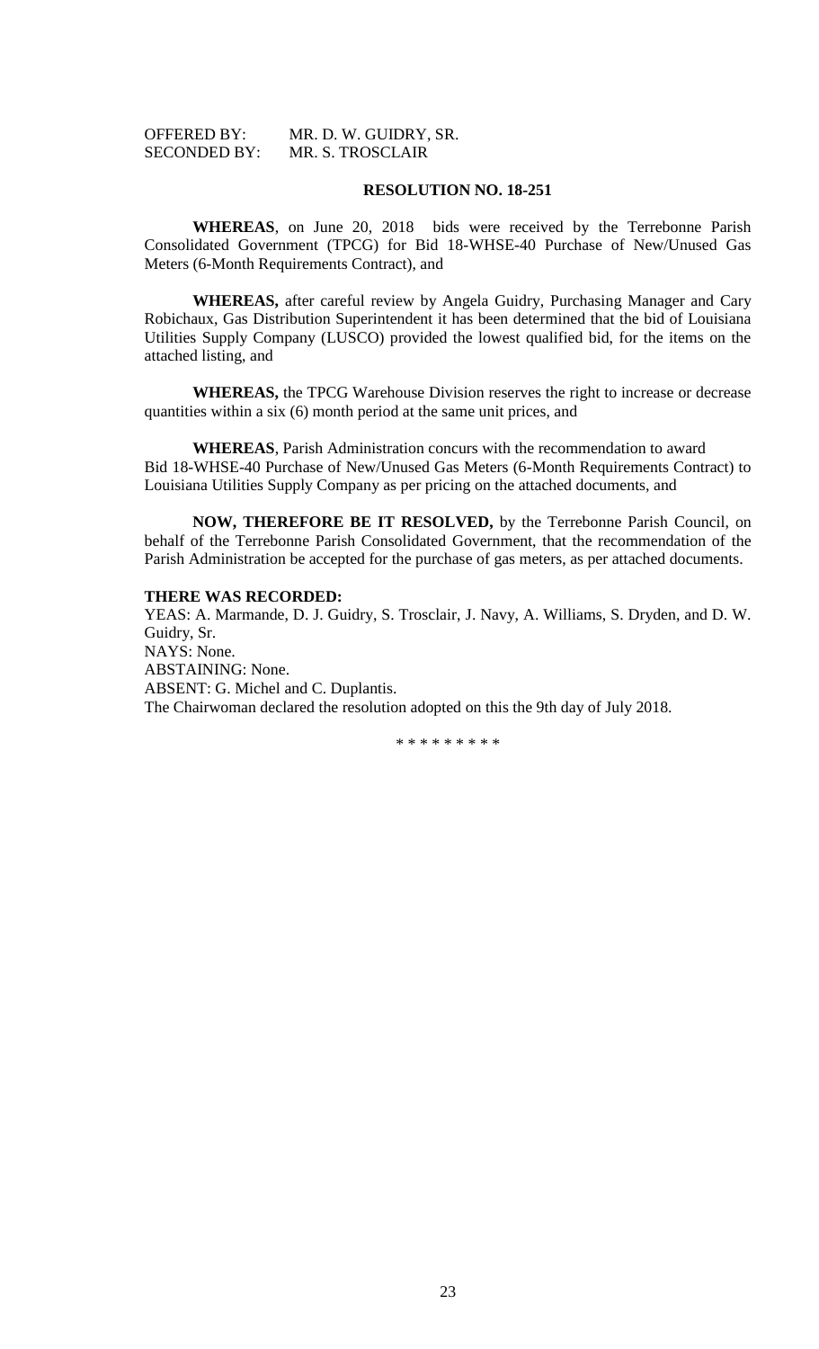OFFERED BY: MR. D. W. GUIDRY, SR.
SECONDED BY: MR. S. TROSCLAIR

**RESOLUTION NO. 18-251**

**WHEREAS**, on June 20, 2018 bids were received by the Terrebonne Parish Consolidated Government (TPCG) for Bid 18-WHSE-40 Purchase of New/Unused Gas Meters (6-Month Requirements Contract), and

**WHEREAS,** after careful review by Angela Guidry, Purchasing Manager and Cary Robichaux, Gas Distribution Superintendent it has been determined that the bid of Louisiana Utilities Supply Company (LUSCO) provided the lowest qualified bid, for the items on the attached listing, and

**WHEREAS,** the TPCG Warehouse Division reserves the right to increase or decrease quantities within a six (6) month period at the same unit prices, and

**WHEREAS**, Parish Administration concurs with the recommendation to award Bid 18-WHSE-40 Purchase of New/Unused Gas Meters (6-Month Requirements Contract) to Louisiana Utilities Supply Company as per pricing on the attached documents, and

**NOW, THEREFORE BE IT RESOLVED,** by the Terrebonne Parish Council, on behalf of the Terrebonne Parish Consolidated Government, that the recommendation of the Parish Administration be accepted for the purchase of gas meters, as per attached documents.

**THERE WAS RECORDED:**

YEAS: A. Marmande, D. J. Guidry, S. Trosclair, J. Navy, A. Williams, S. Dryden, and D. W. Guidry, Sr.
NAYS: None.
ABSTAINING: None.
ABSENT: G. Michel and C. Duplantis.
The Chairwoman declared the resolution adopted on this the 9th day of July 2018.

\* \* \* \* \* \* \* \* \*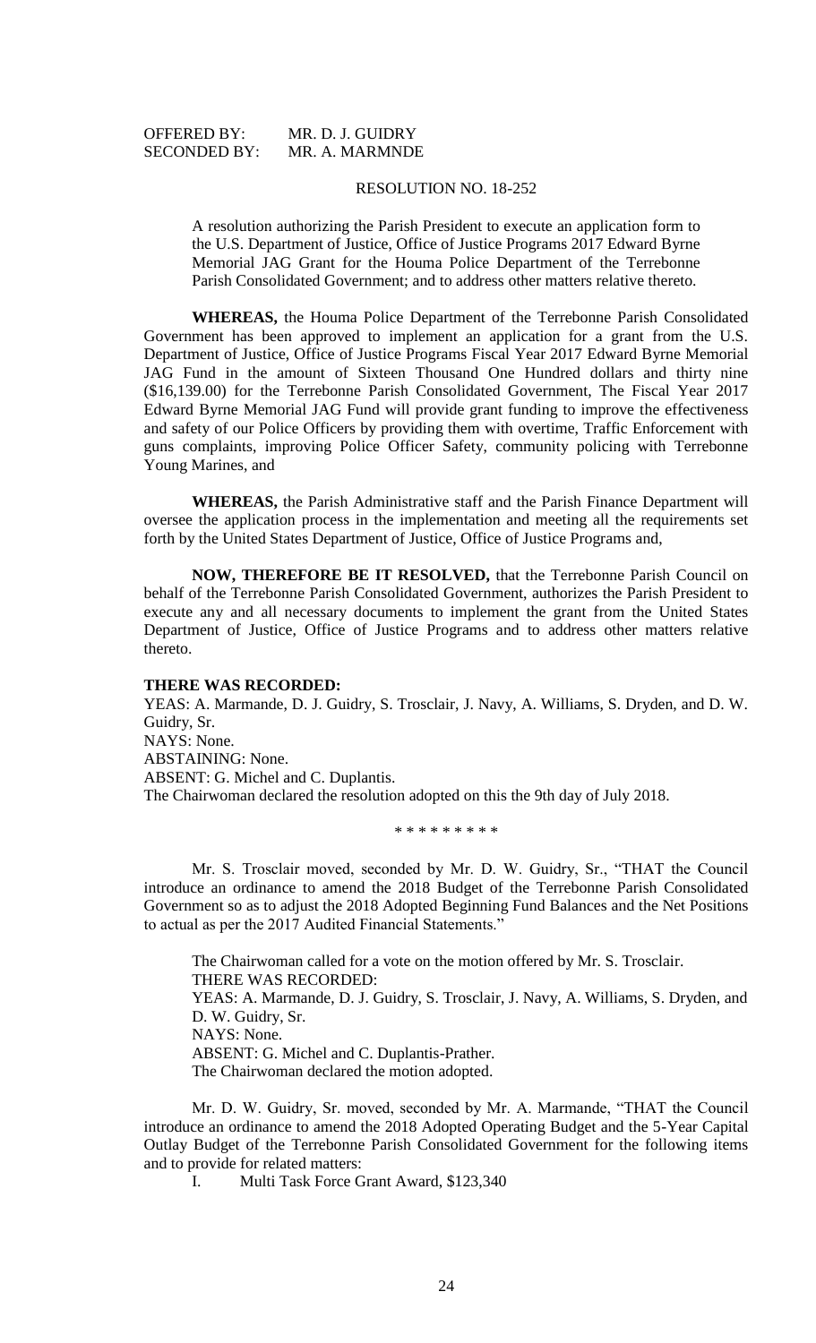OFFERED BY: MR. D. J. GUIDRY
SECONDED BY: MR. A. MARMNDE

RESOLUTION NO. 18-252

A resolution authorizing the Parish President to execute an application form to the U.S. Department of Justice, Office of Justice Programs 2017 Edward Byrne Memorial JAG Grant for the Houma Police Department of the Terrebonne Parish Consolidated Government; and to address other matters relative thereto.

**WHEREAS,** the Houma Police Department of the Terrebonne Parish Consolidated Government has been approved to implement an application for a grant from the U.S. Department of Justice, Office of Justice Programs Fiscal Year 2017 Edward Byrne Memorial JAG Fund in the amount of Sixteen Thousand One Hundred dollars and thirty nine ($16,139.00) for the Terrebonne Parish Consolidated Government, The Fiscal Year 2017 Edward Byrne Memorial JAG Fund will provide grant funding to improve the effectiveness and safety of our Police Officers by providing them with overtime, Traffic Enforcement with guns complaints, improving Police Officer Safety, community policing with Terrebonne Young Marines, and

**WHEREAS,** the Parish Administrative staff and the Parish Finance Department will oversee the application process in the implementation and meeting all the requirements set forth by the United States Department of Justice, Office of Justice Programs and,

**NOW, THEREFORE BE IT RESOLVED,** that the Terrebonne Parish Council on behalf of the Terrebonne Parish Consolidated Government, authorizes the Parish President to execute any and all necessary documents to implement the grant from the United States Department of Justice, Office of Justice Programs and to address other matters relative thereto.

**THERE WAS RECORDED:**
YEAS: A. Marmande, D. J. Guidry, S. Trosclair, J. Navy, A. Williams, S. Dryden, and D. W. Guidry, Sr.
NAYS: None.
ABSTAINING: None.
ABSENT: G. Michel and C. Duplantis.
The Chairwoman declared the resolution adopted on this the 9th day of July 2018.

\* \* \* \* \* \* \* \* \*

Mr. S. Trosclair moved, seconded by Mr. D. W. Guidry, Sr., "THAT the Council introduce an ordinance to amend the 2018 Budget of the Terrebonne Parish Consolidated Government so as to adjust the 2018 Adopted Beginning Fund Balances and the Net Positions to actual as per the 2017 Audited Financial Statements."

The Chairwoman called for a vote on the motion offered by Mr. S. Trosclair.
THERE WAS RECORDED:
YEAS: A. Marmande, D. J. Guidry, S. Trosclair, J. Navy, A. Williams, S. Dryden, and D. W. Guidry, Sr.
NAYS: None.
ABSENT: G. Michel and C. Duplantis-Prather.
The Chairwoman declared the motion adopted.

Mr. D. W. Guidry, Sr. moved, seconded by Mr. A. Marmande, "THAT the Council introduce an ordinance to amend the 2018 Adopted Operating Budget and the 5-Year Capital Outlay Budget of the Terrebonne Parish Consolidated Government for the following items and to provide for related matters:

I. Multi Task Force Grant Award, $123,340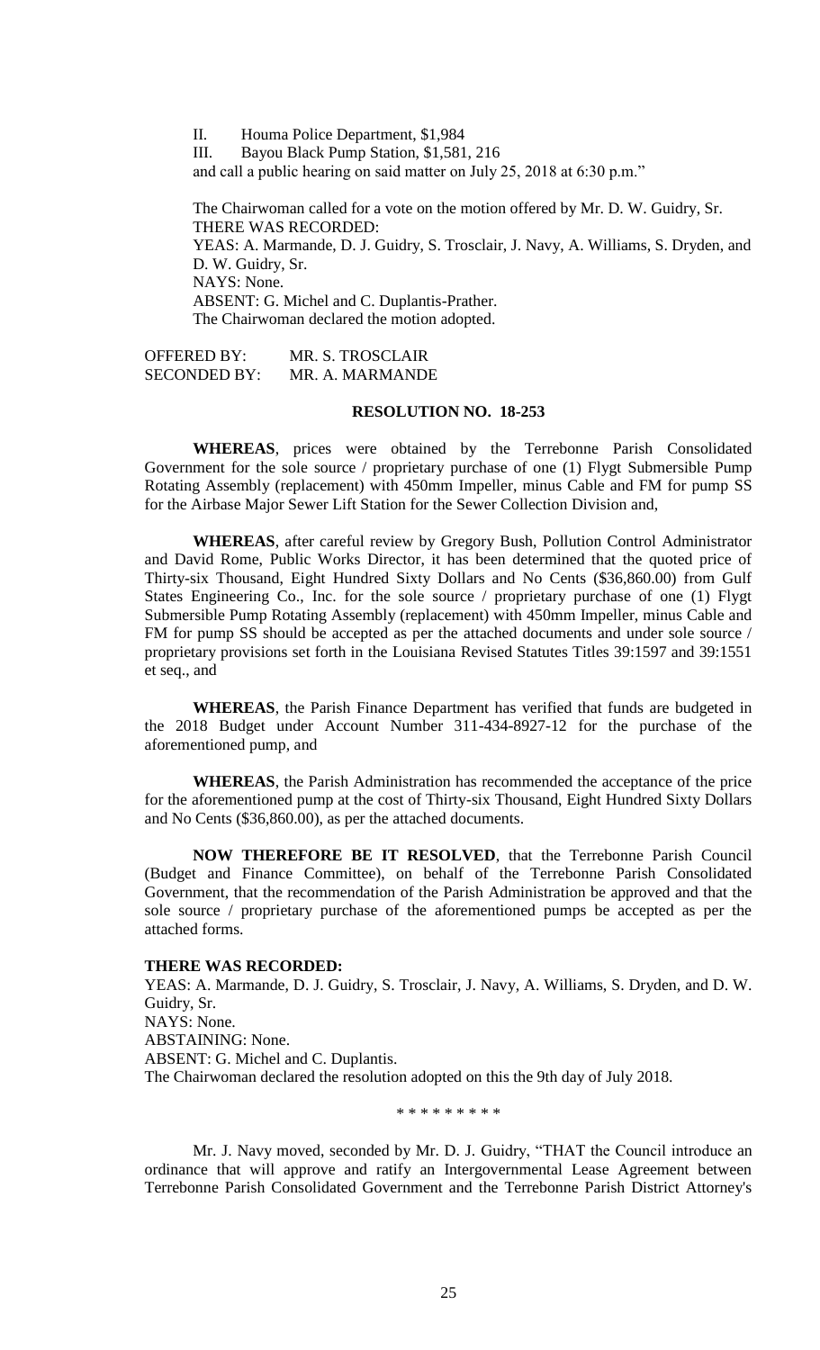II. Houma Police Department, $1,984

III. Bayou Black Pump Station, $1,581, 216

and call a public hearing on said matter on July 25, 2018 at 6:30 p.m."

The Chairwoman called for a vote on the motion offered by Mr. D. W. Guidry, Sr.
THERE WAS RECORDED:
YEAS: A. Marmande, D. J. Guidry, S. Trosclair, J. Navy, A. Williams, S. Dryden, and D. W. Guidry, Sr.
NAYS: None.
ABSENT: G. Michel and C. Duplantis-Prather.
The Chairwoman declared the motion adopted.

OFFERED BY: MR. S. TROSCLAIR
SECONDED BY: MR. A. MARMANDE

**RESOLUTION NO. 18-253**

**WHEREAS**, prices were obtained by the Terrebonne Parish Consolidated Government for the sole source / proprietary purchase of one (1) Flygt Submersible Pump Rotating Assembly (replacement) with 450mm Impeller, minus Cable and FM for pump SS for the Airbase Major Sewer Lift Station for the Sewer Collection Division and,

**WHEREAS**, after careful review by Gregory Bush, Pollution Control Administrator and David Rome, Public Works Director, it has been determined that the quoted price of Thirty-six Thousand, Eight Hundred Sixty Dollars and No Cents ($36,860.00) from Gulf States Engineering Co., Inc. for the sole source / proprietary purchase of one (1) Flygt Submersible Pump Rotating Assembly (replacement) with 450mm Impeller, minus Cable and FM for pump SS should be accepted as per the attached documents and under sole source / proprietary provisions set forth in the Louisiana Revised Statutes Titles 39:1597 and 39:1551 et seq., and

**WHEREAS**, the Parish Finance Department has verified that funds are budgeted in the 2018 Budget under Account Number 311-434-8927-12 for the purchase of the aforementioned pump, and

**WHEREAS**, the Parish Administration has recommended the acceptance of the price for the aforementioned pump at the cost of Thirty-six Thousand, Eight Hundred Sixty Dollars and No Cents ($36,860.00), as per the attached documents.

**NOW THEREFORE BE IT RESOLVED**, that the Terrebonne Parish Council (Budget and Finance Committee), on behalf of the Terrebonne Parish Consolidated Government, that the recommendation of the Parish Administration be approved and that the sole source / proprietary purchase of the aforementioned pumps be accepted as per the attached forms.

**THERE WAS RECORDED:**
YEAS: A. Marmande, D. J. Guidry, S. Trosclair, J. Navy, A. Williams, S. Dryden, and D. W. Guidry, Sr.
NAYS: None.
ABSTAINING: None.
ABSENT: G. Michel and C. Duplantis.
The Chairwoman declared the resolution adopted on this the 9th day of July 2018.

\* \* \* \* \* \* \* \* \*

Mr. J. Navy moved, seconded by Mr. D. J. Guidry, "THAT the Council introduce an ordinance that will approve and ratify an Intergovernmental Lease Agreement between Terrebonne Parish Consolidated Government and the Terrebonne Parish District Attorney's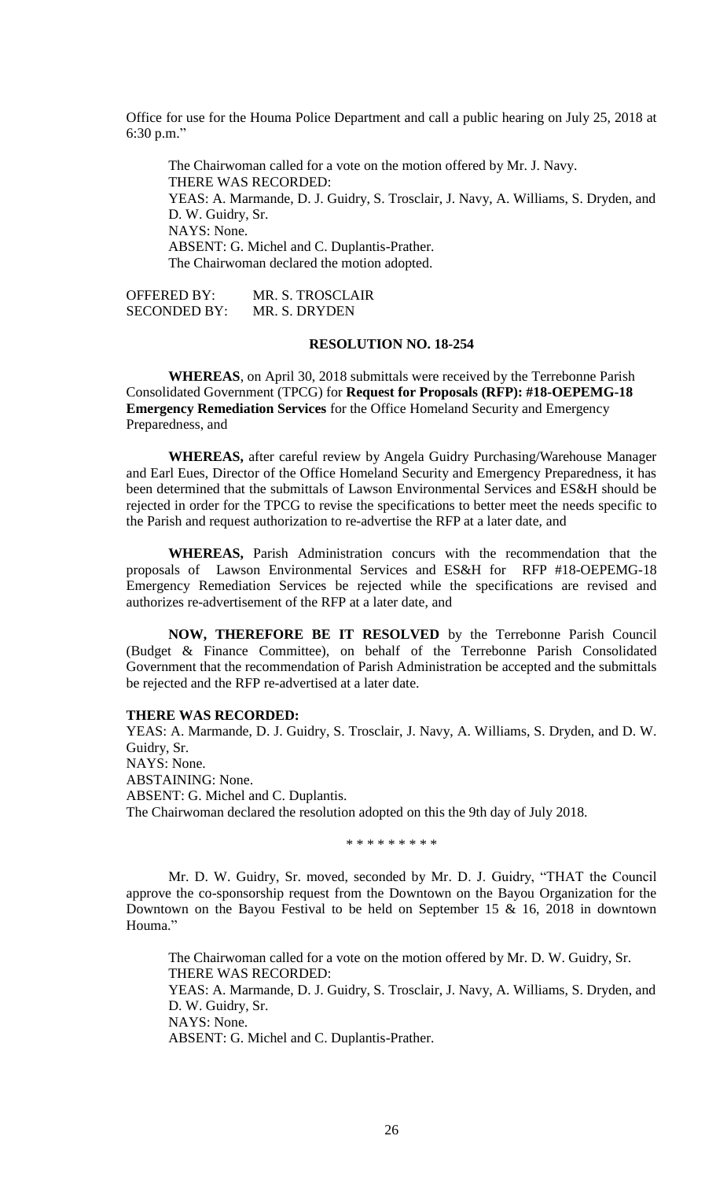Office for use for the Houma Police Department and call a public hearing on July 25, 2018 at 6:30 p.m."

The Chairwoman called for a vote on the motion offered by Mr. J. Navy.
THERE WAS RECORDED:
YEAS: A. Marmande, D. J. Guidry, S. Trosclair, J. Navy, A. Williams, S. Dryden, and D. W. Guidry, Sr.
NAYS: None.
ABSENT: G. Michel and C. Duplantis-Prather.
The Chairwoman declared the motion adopted.

OFFERED BY: MR. S. TROSCLAIR
SECONDED BY: MR. S. DRYDEN

**RESOLUTION NO. 18-254**

**WHEREAS**, on April 30, 2018 submittals were received by the Terrebonne Parish Consolidated Government (TPCG) for **Request for Proposals (RFP): #18-OEPEMG-18 Emergency Remediation Services** for the Office Homeland Security and Emergency Preparedness, and

**WHEREAS,** after careful review by Angela Guidry Purchasing/Warehouse Manager and Earl Eues, Director of the Office Homeland Security and Emergency Preparedness, it has been determined that the submittals of Lawson Environmental Services and ES&H should be rejected in order for the TPCG to revise the specifications to better meet the needs specific to the Parish and request authorization to re-advertise the RFP at a later date, and

**WHEREAS,** Parish Administration concurs with the recommendation that the proposals of Lawson Environmental Services and ES&H for RFP #18-OEPEMG-18 Emergency Remediation Services be rejected while the specifications are revised and authorizes re-advertisement of the RFP at a later date, and

**NOW, THEREFORE BE IT RESOLVED** by the Terrebonne Parish Council (Budget & Finance Committee), on behalf of the Terrebonne Parish Consolidated Government that the recommendation of Parish Administration be accepted and the submittals be rejected and the RFP re-advertised at a later date.

**THERE WAS RECORDED:**
YEAS: A. Marmande, D. J. Guidry, S. Trosclair, J. Navy, A. Williams, S. Dryden, and D. W. Guidry, Sr.
NAYS: None.
ABSTAINING: None.
ABSENT: G. Michel and C. Duplantis.
The Chairwoman declared the resolution adopted on this the 9th day of July 2018.

\* \* \* \* \* \* \* \* \*

Mr. D. W. Guidry, Sr. moved, seconded by Mr. D. J. Guidry, "THAT the Council approve the co-sponsorship request from the Downtown on the Bayou Organization for the Downtown on the Bayou Festival to be held on September 15 & 16, 2018 in downtown Houma."

The Chairwoman called for a vote on the motion offered by Mr. D. W. Guidry, Sr.
THERE WAS RECORDED:
YEAS: A. Marmande, D. J. Guidry, S. Trosclair, J. Navy, A. Williams, S. Dryden, and D. W. Guidry, Sr.
NAYS: None.
ABSENT: G. Michel and C. Duplantis-Prather.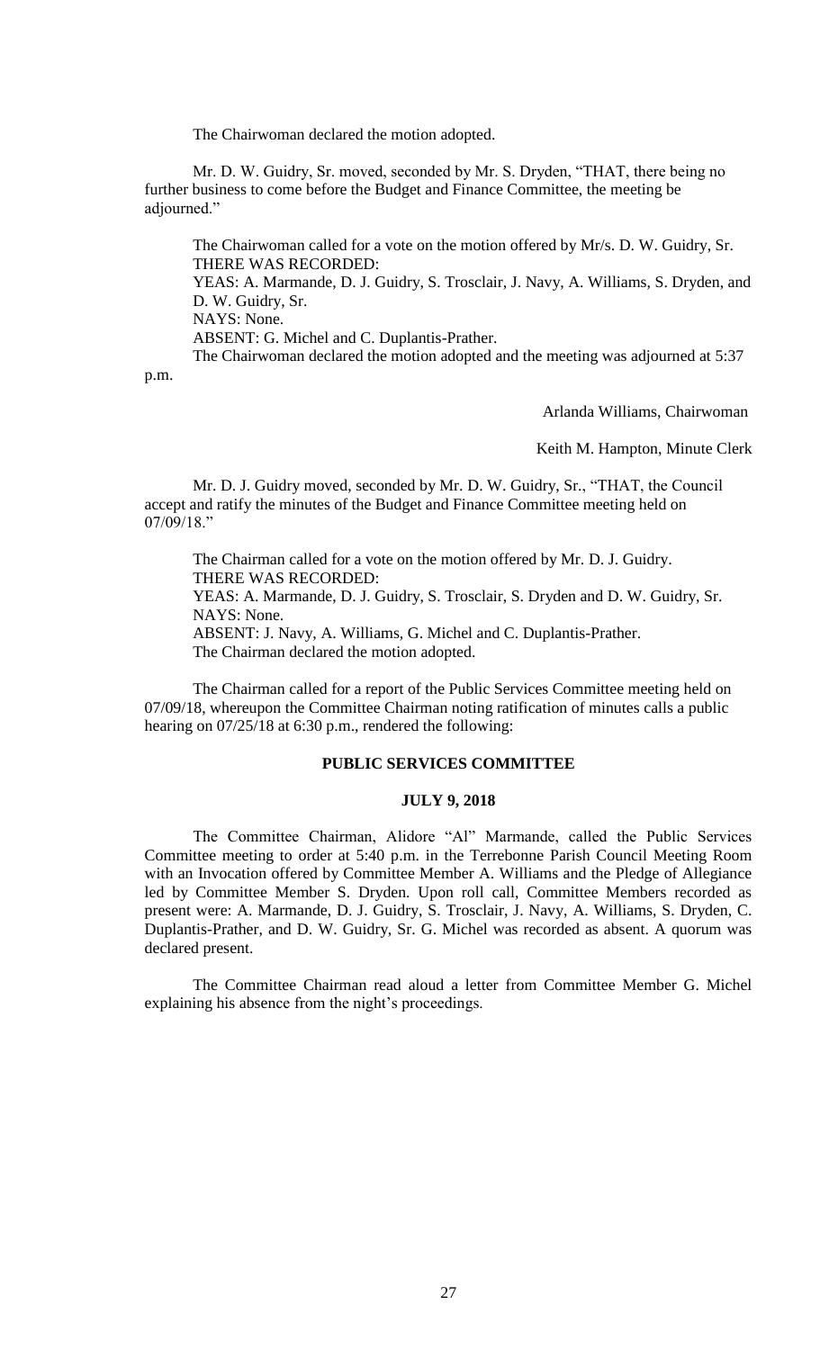The Chairwoman declared the motion adopted.

Mr. D. W. Guidry, Sr. moved, seconded by Mr. S. Dryden, "THAT, there being no further business to come before the Budget and Finance Committee, the meeting be adjourned."

The Chairwoman called for a vote on the motion offered by Mr/s. D. W. Guidry, Sr.
THERE WAS RECORDED:
YEAS: A. Marmande, D. J. Guidry, S. Trosclair, J. Navy, A. Williams, S. Dryden, and D. W. Guidry, Sr.
NAYS: None.
ABSENT: G. Michel and C. Duplantis-Prather.
The Chairwoman declared the motion adopted and the meeting was adjourned at 5:37 p.m.

Arlanda Williams, Chairwoman

Keith M. Hampton, Minute Clerk

Mr. D. J. Guidry moved, seconded by Mr. D. W. Guidry, Sr., "THAT, the Council accept and ratify the minutes of the Budget and Finance Committee meeting held on 07/09/18."

The Chairman called for a vote on the motion offered by Mr. D. J. Guidry.
THERE WAS RECORDED:
YEAS: A. Marmande, D. J. Guidry, S. Trosclair, S. Dryden and D. W. Guidry, Sr.
NAYS: None.
ABSENT: J. Navy, A. Williams, G. Michel and C. Duplantis-Prather.
The Chairman declared the motion adopted.

The Chairman called for a report of the Public Services Committee meeting held on 07/09/18, whereupon the Committee Chairman noting ratification of minutes calls a public hearing on 07/25/18 at 6:30 p.m., rendered the following:

## PUBLIC SERVICES COMMITTEE

## JULY 9, 2018

The Committee Chairman, Alidore "Al" Marmande, called the Public Services Committee meeting to order at 5:40 p.m. in the Terrebonne Parish Council Meeting Room with an Invocation offered by Committee Member A. Williams and the Pledge of Allegiance led by Committee Member S. Dryden. Upon roll call, Committee Members recorded as present were: A. Marmande, D. J. Guidry, S. Trosclair, J. Navy, A. Williams, S. Dryden, C. Duplantis-Prather, and D. W. Guidry, Sr. G. Michel was recorded as absent. A quorum was declared present.

The Committee Chairman read aloud a letter from Committee Member G. Michel explaining his absence from the night's proceedings.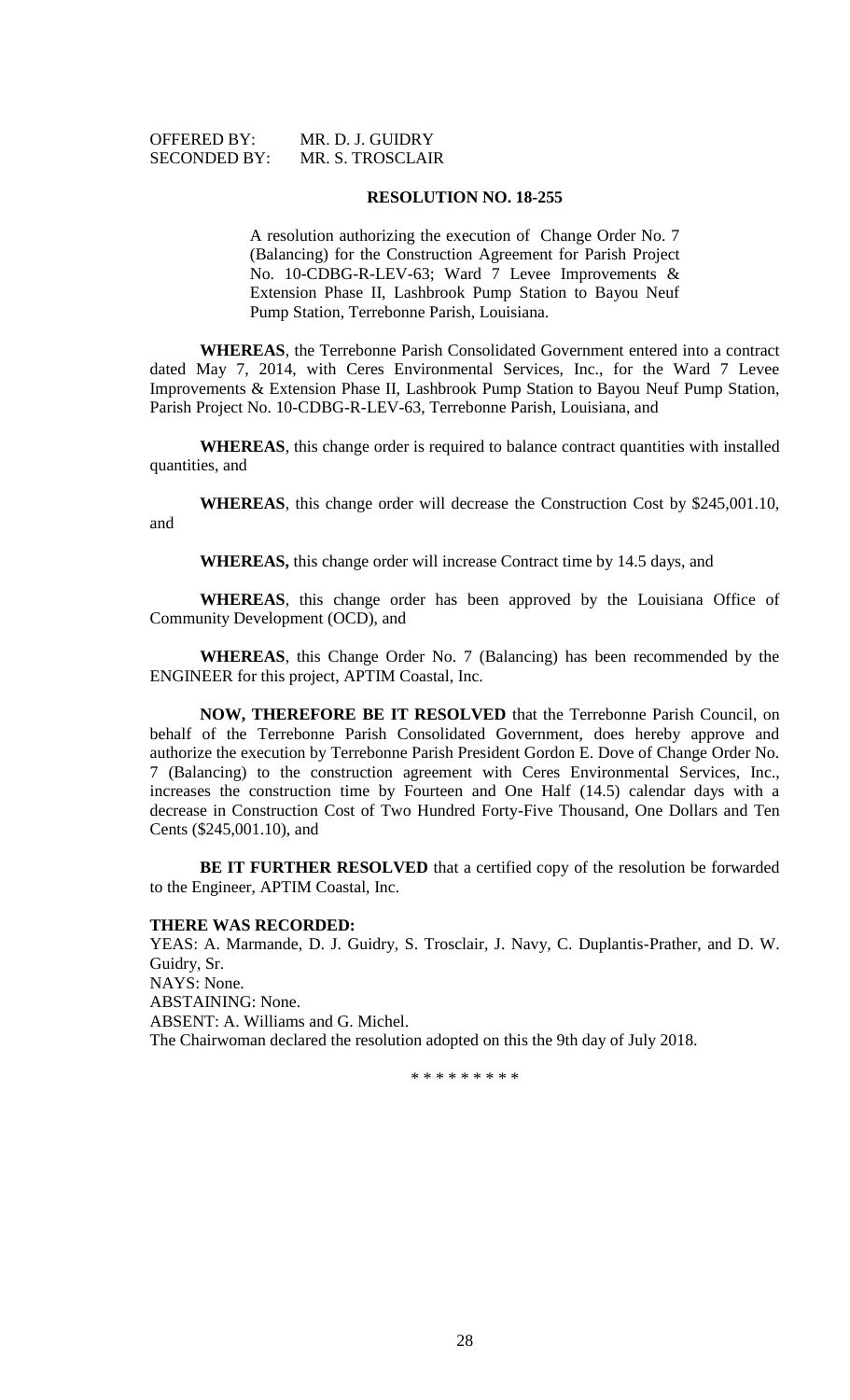OFFERED BY: MR. D. J. GUIDRY
SECONDED BY: MR. S. TROSCLAIR

**RESOLUTION NO. 18-255**

A resolution authorizing the execution of Change Order No. 7 (Balancing) for the Construction Agreement for Parish Project No. 10-CDBG-R-LEV-63; Ward 7 Levee Improvements & Extension Phase II, Lashbrook Pump Station to Bayou Neuf Pump Station, Terrebonne Parish, Louisiana.

**WHEREAS**, the Terrebonne Parish Consolidated Government entered into a contract dated May 7, 2014, with Ceres Environmental Services, Inc., for the Ward 7 Levee Improvements & Extension Phase II, Lashbrook Pump Station to Bayou Neuf Pump Station, Parish Project No. 10-CDBG-R-LEV-63, Terrebonne Parish, Louisiana, and

**WHEREAS**, this change order is required to balance contract quantities with installed quantities, and

**WHEREAS**, this change order will decrease the Construction Cost by $245,001.10, and

**WHEREAS,** this change order will increase Contract time by 14.5 days, and

**WHEREAS**, this change order has been approved by the Louisiana Office of Community Development (OCD), and

**WHEREAS**, this Change Order No. 7 (Balancing) has been recommended by the ENGINEER for this project, APTIM Coastal, Inc.

**NOW, THEREFORE BE IT RESOLVED** that the Terrebonne Parish Council, on behalf of the Terrebonne Parish Consolidated Government, does hereby approve and authorize the execution by Terrebonne Parish President Gordon E. Dove of Change Order No. 7 (Balancing) to the construction agreement with Ceres Environmental Services, Inc., increases the construction time by Fourteen and One Half (14.5) calendar days with a decrease in Construction Cost of Two Hundred Forty-Five Thousand, One Dollars and Ten Cents ($245,001.10), and

**BE IT FURTHER RESOLVED** that a certified copy of the resolution be forwarded to the Engineer, APTIM Coastal, Inc.

**THERE WAS RECORDED:**
YEAS: A. Marmande, D. J. Guidry, S. Trosclair, J. Navy, C. Duplantis-Prather, and D. W. Guidry, Sr.
NAYS: None.
ABSTAINING: None.
ABSENT: A. Williams and G. Michel.
The Chairwoman declared the resolution adopted on this the 9th day of July 2018.

\* \* \* \* \* \* \* \* \*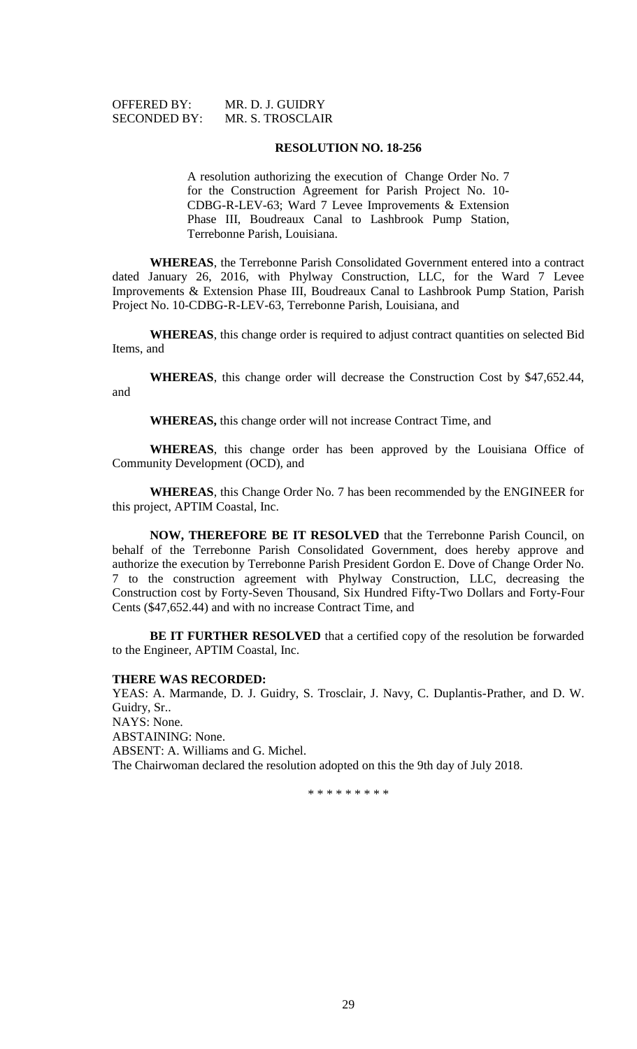OFFERED BY: MR. D. J. GUIDRY
SECONDED BY: MR. S. TROSCLAIR

**RESOLUTION NO. 18-256**

A resolution authorizing the execution of Change Order No. 7 for the Construction Agreement for Parish Project No. 10-CDBG-R-LEV-63; Ward 7 Levee Improvements & Extension Phase III, Boudreaux Canal to Lashbrook Pump Station, Terrebonne Parish, Louisiana.

**WHEREAS**, the Terrebonne Parish Consolidated Government entered into a contract dated January 26, 2016, with Phylway Construction, LLC, for the Ward 7 Levee Improvements & Extension Phase III, Boudreaux Canal to Lashbrook Pump Station, Parish Project No. 10-CDBG-R-LEV-63, Terrebonne Parish, Louisiana, and

**WHEREAS**, this change order is required to adjust contract quantities on selected Bid Items, and

**WHEREAS**, this change order will decrease the Construction Cost by $47,652.44, and

**WHEREAS,** this change order will not increase Contract Time, and

**WHEREAS**, this change order has been approved by the Louisiana Office of Community Development (OCD), and

**WHEREAS**, this Change Order No. 7 has been recommended by the ENGINEER for this project, APTIM Coastal, Inc.

**NOW, THEREFORE BE IT RESOLVED** that the Terrebonne Parish Council, on behalf of the Terrebonne Parish Consolidated Government, does hereby approve and authorize the execution by Terrebonne Parish President Gordon E. Dove of Change Order No. 7 to the construction agreement with Phylway Construction, LLC, decreasing the Construction cost by Forty-Seven Thousand, Six Hundred Fifty-Two Dollars and Forty-Four Cents ($47,652.44) and with no increase Contract Time, and

**BE IT FURTHER RESOLVED** that a certified copy of the resolution be forwarded to the Engineer, APTIM Coastal, Inc.

**THERE WAS RECORDED:**
YEAS: A. Marmande, D. J. Guidry, S. Trosclair, J. Navy, C. Duplantis-Prather, and D. W. Guidry, Sr..
NAYS: None.
ABSTAINING: None.
ABSENT: A. Williams and G. Michel.
The Chairwoman declared the resolution adopted on this the 9th day of July 2018.

\* \* \* \* \* \* \* \* \*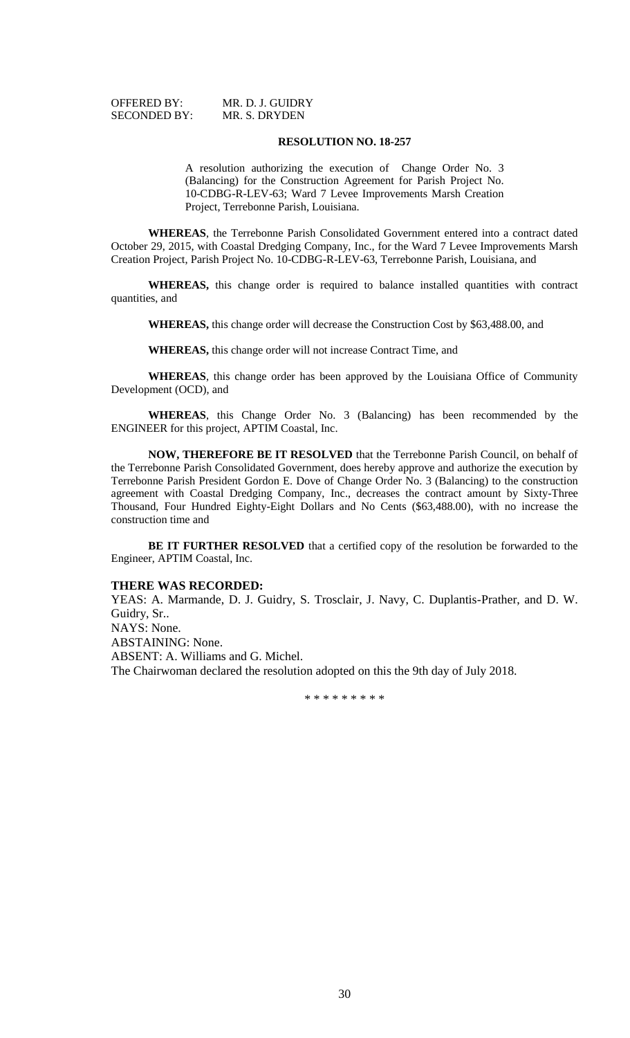OFFERED BY: MR. D. J. GUIDRY
SECONDED BY: MR. S. DRYDEN

**RESOLUTION NO. 18-257**

A resolution authorizing the execution of Change Order No. 3 (Balancing) for the Construction Agreement for Parish Project No. 10-CDBG-R-LEV-63; Ward 7 Levee Improvements Marsh Creation Project, Terrebonne Parish, Louisiana.

**WHEREAS**, the Terrebonne Parish Consolidated Government entered into a contract dated October 29, 2015, with Coastal Dredging Company, Inc., for the Ward 7 Levee Improvements Marsh Creation Project, Parish Project No. 10-CDBG-R-LEV-63, Terrebonne Parish, Louisiana, and

**WHEREAS,** this change order is required to balance installed quantities with contract quantities, and

**WHEREAS,** this change order will decrease the Construction Cost by $63,488.00, and

**WHEREAS,** this change order will not increase Contract Time, and

**WHEREAS**, this change order has been approved by the Louisiana Office of Community Development (OCD), and

**WHEREAS**, this Change Order No. 3 (Balancing) has been recommended by the ENGINEER for this project, APTIM Coastal, Inc.

**NOW, THEREFORE BE IT RESOLVED** that the Terrebonne Parish Council, on behalf of the Terrebonne Parish Consolidated Government, does hereby approve and authorize the execution by Terrebonne Parish President Gordon E. Dove of Change Order No. 3 (Balancing) to the construction agreement with Coastal Dredging Company, Inc., decreases the contract amount by Sixty-Three Thousand, Four Hundred Eighty-Eight Dollars and No Cents ($63,488.00), with no increase the construction time and

**BE IT FURTHER RESOLVED** that a certified copy of the resolution be forwarded to the Engineer, APTIM Coastal, Inc.

**THERE WAS RECORDED:**

YEAS: A. Marmande, D. J. Guidry, S. Trosclair, J. Navy, C. Duplantis-Prather, and D. W. Guidry, Sr..

NAYS: None.

ABSTAINING: None.

ABSENT: A. Williams and G. Michel.

The Chairwoman declared the resolution adopted on this the 9th day of July 2018.

\* \* \* \* \* \* \* \* \*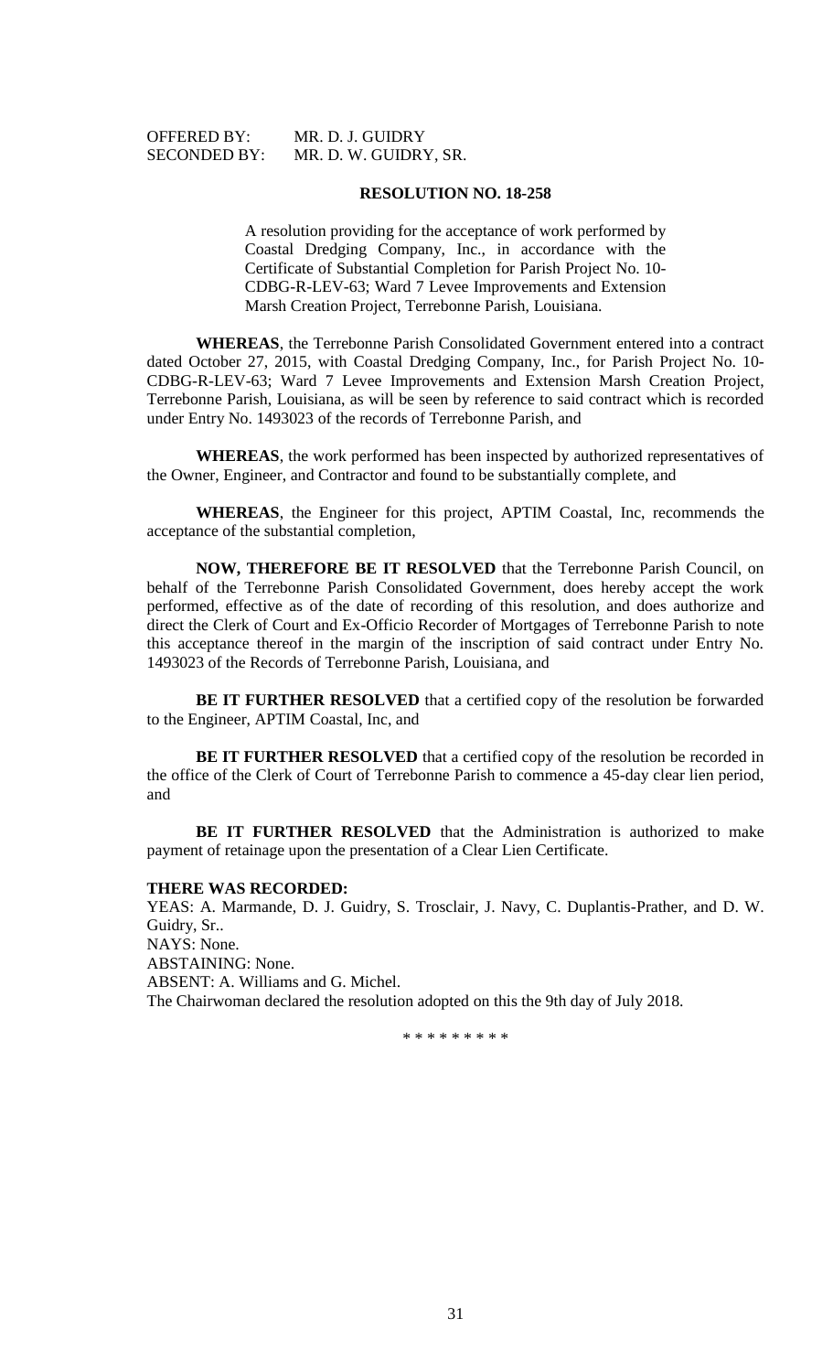OFFERED BY: MR. D. J. GUIDRY
SECONDED BY: MR. D. W. GUIDRY, SR.

**RESOLUTION NO. 18-258**

A resolution providing for the acceptance of work performed by Coastal Dredging Company, Inc., in accordance with the Certificate of Substantial Completion for Parish Project No. 10-CDBG-R-LEV-63; Ward 7 Levee Improvements and Extension Marsh Creation Project, Terrebonne Parish, Louisiana.

**WHEREAS**, the Terrebonne Parish Consolidated Government entered into a contract dated October 27, 2015, with Coastal Dredging Company, Inc., for Parish Project No. 10-CDBG-R-LEV-63; Ward 7 Levee Improvements and Extension Marsh Creation Project, Terrebonne Parish, Louisiana, as will be seen by reference to said contract which is recorded under Entry No. 1493023 of the records of Terrebonne Parish, and

**WHEREAS**, the work performed has been inspected by authorized representatives of the Owner, Engineer, and Contractor and found to be substantially complete, and

**WHEREAS**, the Engineer for this project, APTIM Coastal, Inc, recommends the acceptance of the substantial completion,

**NOW, THEREFORE BE IT RESOLVED** that the Terrebonne Parish Council, on behalf of the Terrebonne Parish Consolidated Government, does hereby accept the work performed, effective as of the date of recording of this resolution, and does authorize and direct the Clerk of Court and Ex-Officio Recorder of Mortgages of Terrebonne Parish to note this acceptance thereof in the margin of the inscription of said contract under Entry No. 1493023 of the Records of Terrebonne Parish, Louisiana, and

**BE IT FURTHER RESOLVED** that a certified copy of the resolution be forwarded to the Engineer, APTIM Coastal, Inc, and

**BE IT FURTHER RESOLVED** that a certified copy of the resolution be recorded in the office of the Clerk of Court of Terrebonne Parish to commence a 45-day clear lien period, and

**BE IT FURTHER RESOLVED** that the Administration is authorized to make payment of retainage upon the presentation of a Clear Lien Certificate.

**THERE WAS RECORDED:**
YEAS: A. Marmande, D. J. Guidry, S. Trosclair, J. Navy, C. Duplantis-Prather, and D. W. Guidry, Sr..
NAYS: None.
ABSTAINING: None.
ABSENT: A. Williams and G. Michel.
The Chairwoman declared the resolution adopted on this the 9th day of July 2018.

\* \* \* \* \* \* \* \* \*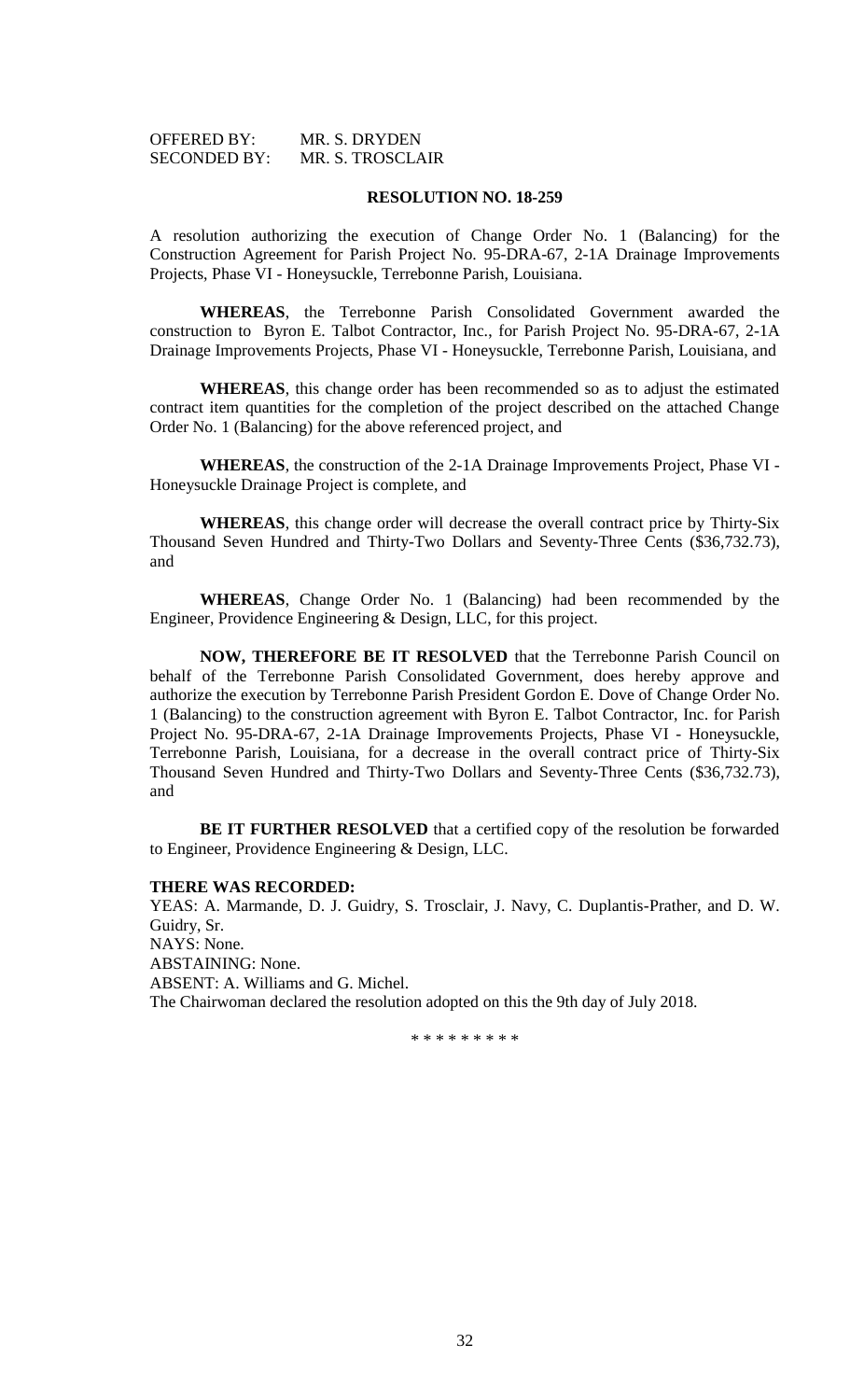OFFERED BY: MR. S. DRYDEN
SECONDED BY: MR. S. TROSCLAIR

**RESOLUTION NO. 18-259**

A resolution authorizing the execution of Change Order No. 1 (Balancing) for the Construction Agreement for Parish Project No. 95-DRA-67, 2-1A Drainage Improvements Projects, Phase VI - Honeysuckle, Terrebonne Parish, Louisiana.

**WHEREAS**, the Terrebonne Parish Consolidated Government awarded the construction to Byron E. Talbot Contractor, Inc., for Parish Project No. 95-DRA-67, 2-1A Drainage Improvements Projects, Phase VI - Honeysuckle, Terrebonne Parish, Louisiana, and

**WHEREAS**, this change order has been recommended so as to adjust the estimated contract item quantities for the completion of the project described on the attached Change Order No. 1 (Balancing) for the above referenced project, and

**WHEREAS**, the construction of the 2-1A Drainage Improvements Project, Phase VI - Honeysuckle Drainage Project is complete, and

**WHEREAS**, this change order will decrease the overall contract price by Thirty-Six Thousand Seven Hundred and Thirty-Two Dollars and Seventy-Three Cents ($36,732.73), and

**WHEREAS**, Change Order No. 1 (Balancing) had been recommended by the Engineer, Providence Engineering & Design, LLC, for this project.

**NOW, THEREFORE BE IT RESOLVED** that the Terrebonne Parish Council on behalf of the Terrebonne Parish Consolidated Government, does hereby approve and authorize the execution by Terrebonne Parish President Gordon E. Dove of Change Order No. 1 (Balancing) to the construction agreement with Byron E. Talbot Contractor, Inc. for Parish Project No. 95-DRA-67, 2-1A Drainage Improvements Projects, Phase VI - Honeysuckle, Terrebonne Parish, Louisiana, for a decrease in the overall contract price of Thirty-Six Thousand Seven Hundred and Thirty-Two Dollars and Seventy-Three Cents ($36,732.73), and

**BE IT FURTHER RESOLVED** that a certified copy of the resolution be forwarded to Engineer, Providence Engineering & Design, LLC.

**THERE WAS RECORDED:**
YEAS: A. Marmande, D. J. Guidry, S. Trosclair, J. Navy, C. Duplantis-Prather, and D. W. Guidry, Sr.
NAYS: None.
ABSTAINING: None.
ABSENT: A. Williams and G. Michel.
The Chairwoman declared the resolution adopted on this the 9th day of July 2018.

\* \* \* \* \* \* \* \* \*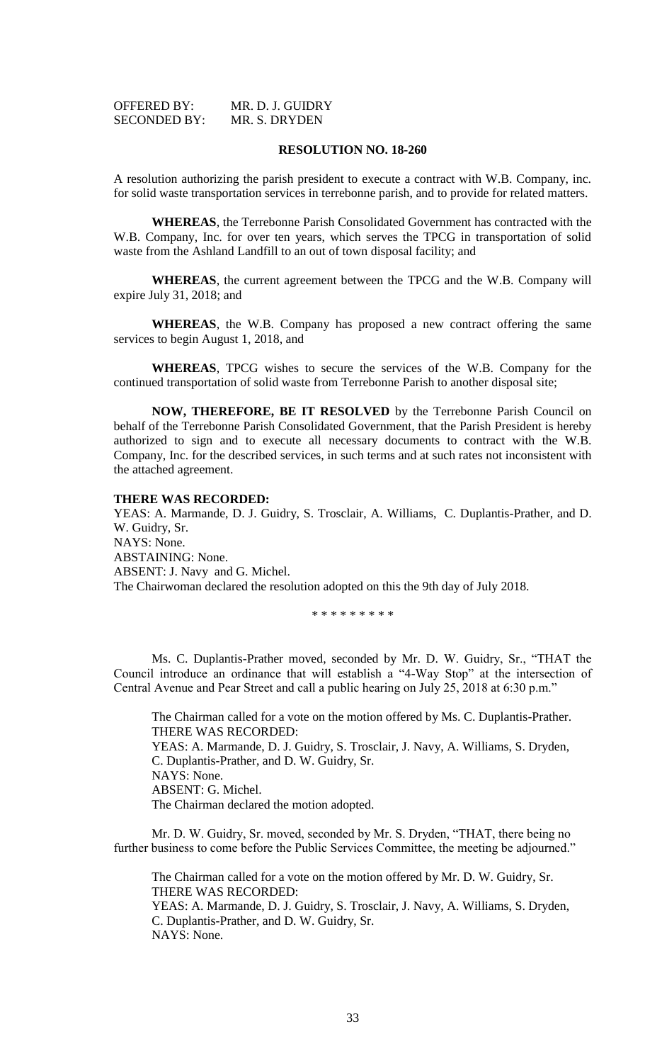OFFERED BY: MR. D. J. GUIDRY
SECONDED BY: MR. S. DRYDEN

**RESOLUTION NO. 18-260**

A resolution authorizing the parish president to execute a contract with W.B. Company, inc. for solid waste transportation services in terrebonne parish, and to provide for related matters.

**WHEREAS**, the Terrebonne Parish Consolidated Government has contracted with the W.B. Company, Inc. for over ten years, which serves the TPCG in transportation of solid waste from the Ashland Landfill to an out of town disposal facility; and

**WHEREAS**, the current agreement between the TPCG and the W.B. Company will expire July 31, 2018; and

**WHEREAS**, the W.B. Company has proposed a new contract offering the same services to begin August 1, 2018, and

**WHEREAS**, TPCG wishes to secure the services of the W.B. Company for the continued transportation of solid waste from Terrebonne Parish to another disposal site;

**NOW, THEREFORE, BE IT RESOLVED** by the Terrebonne Parish Council on behalf of the Terrebonne Parish Consolidated Government, that the Parish President is hereby authorized to sign and to execute all necessary documents to contract with the W.B. Company, Inc. for the described services, in such terms and at such rates not inconsistent with the attached agreement.

**THERE WAS RECORDED:**
YEAS: A. Marmande, D. J. Guidry, S. Trosclair, A. Williams, C. Duplantis-Prather, and D. W. Guidry, Sr.
NAYS: None.
ABSTAINING: None.
ABSENT: J. Navy and G. Michel.
The Chairwoman declared the resolution adopted on this the 9th day of July 2018.

\* \* \* \* \* \* \* \* \*

Ms. C. Duplantis-Prather moved, seconded by Mr. D. W. Guidry, Sr., "THAT the Council introduce an ordinance that will establish a "4-Way Stop" at the intersection of Central Avenue and Pear Street and call a public hearing on July 25, 2018 at 6:30 p.m."

The Chairman called for a vote on the motion offered by Ms. C. Duplantis-Prather.
THERE WAS RECORDED:
YEAS: A. Marmande, D. J. Guidry, S. Trosclair, J. Navy, A. Williams, S. Dryden, C. Duplantis-Prather, and D. W. Guidry, Sr.
NAYS: None.
ABSENT: G. Michel.
The Chairman declared the motion adopted.

Mr. D. W. Guidry, Sr. moved, seconded by Mr. S. Dryden, "THAT, there being no further business to come before the Public Services Committee, the meeting be adjourned."

The Chairman called for a vote on the motion offered by Mr. D. W. Guidry, Sr.
THERE WAS RECORDED:
YEAS: A. Marmande, D. J. Guidry, S. Trosclair, J. Navy, A. Williams, S. Dryden, C. Duplantis-Prather, and D. W. Guidry, Sr.
NAYS: None.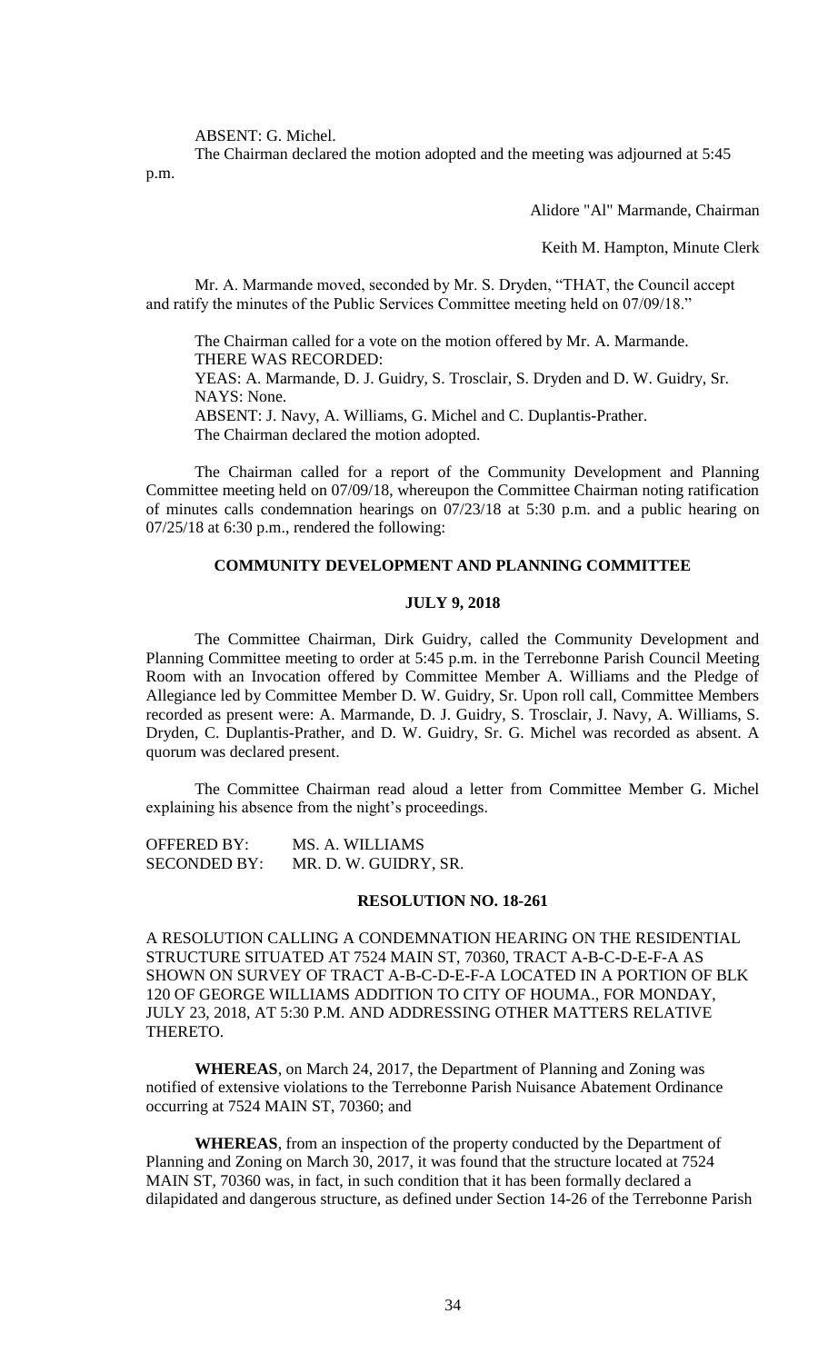ABSENT: G. Michel.

The Chairman declared the motion adopted and the meeting was adjourned at 5:45 p.m.

Alidore "Al" Marmande, Chairman

Keith M. Hampton, Minute Clerk

Mr. A. Marmande moved, seconded by Mr. S. Dryden, "THAT, the Council accept and ratify the minutes of the Public Services Committee meeting held on 07/09/18."

The Chairman called for a vote on the motion offered by Mr. A. Marmande.
THERE WAS RECORDED:
YEAS: A. Marmande, D. J. Guidry, S. Trosclair, S. Dryden and D. W. Guidry, Sr.
NAYS: None.
ABSENT: J. Navy, A. Williams, G. Michel and C. Duplantis-Prather.
The Chairman declared the motion adopted.

The Chairman called for a report of the Community Development and Planning Committee meeting held on 07/09/18, whereupon the Committee Chairman noting ratification of minutes calls condemnation hearings on 07/23/18 at 5:30 p.m. and a public hearing on 07/25/18 at 6:30 p.m., rendered the following:

## COMMUNITY DEVELOPMENT AND PLANNING COMMITTEE

### JULY 9, 2018

The Committee Chairman, Dirk Guidry, called the Community Development and Planning Committee meeting to order at 5:45 p.m. in the Terrebonne Parish Council Meeting Room with an Invocation offered by Committee Member A. Williams and the Pledge of Allegiance led by Committee Member D. W. Guidry, Sr. Upon roll call, Committee Members recorded as present were: A. Marmande, D. J. Guidry, S. Trosclair, J. Navy, A. Williams, S. Dryden, C. Duplantis-Prather, and D. W. Guidry, Sr. G. Michel was recorded as absent. A quorum was declared present.

The Committee Chairman read aloud a letter from Committee Member G. Michel explaining his absence from the night's proceedings.

OFFERED BY: MS. A. WILLIAMS
SECONDED BY: MR. D. W. GUIDRY, SR.

### RESOLUTION NO. 18-261

A RESOLUTION CALLING A CONDEMNATION HEARING ON THE RESIDENTIAL STRUCTURE SITUATED AT 7524 MAIN ST, 70360, TRACT A-B-C-D-E-F-A AS SHOWN ON SURVEY OF TRACT A-B-C-D-E-F-A LOCATED IN A PORTION OF BLK 120 OF GEORGE WILLIAMS ADDITION TO CITY OF HOUMA., FOR MONDAY, JULY 23, 2018, AT 5:30 P.M. AND ADDRESSING OTHER MATTERS RELATIVE THERETO.

**WHEREAS**, on March 24, 2017, the Department of Planning and Zoning was notified of extensive violations to the Terrebonne Parish Nuisance Abatement Ordinance occurring at 7524 MAIN ST, 70360; and

**WHEREAS**, from an inspection of the property conducted by the Department of Planning and Zoning on March 30, 2017, it was found that the structure located at 7524 MAIN ST, 70360 was, in fact, in such condition that it has been formally declared a dilapidated and dangerous structure, as defined under Section 14-26 of the Terrebonne Parish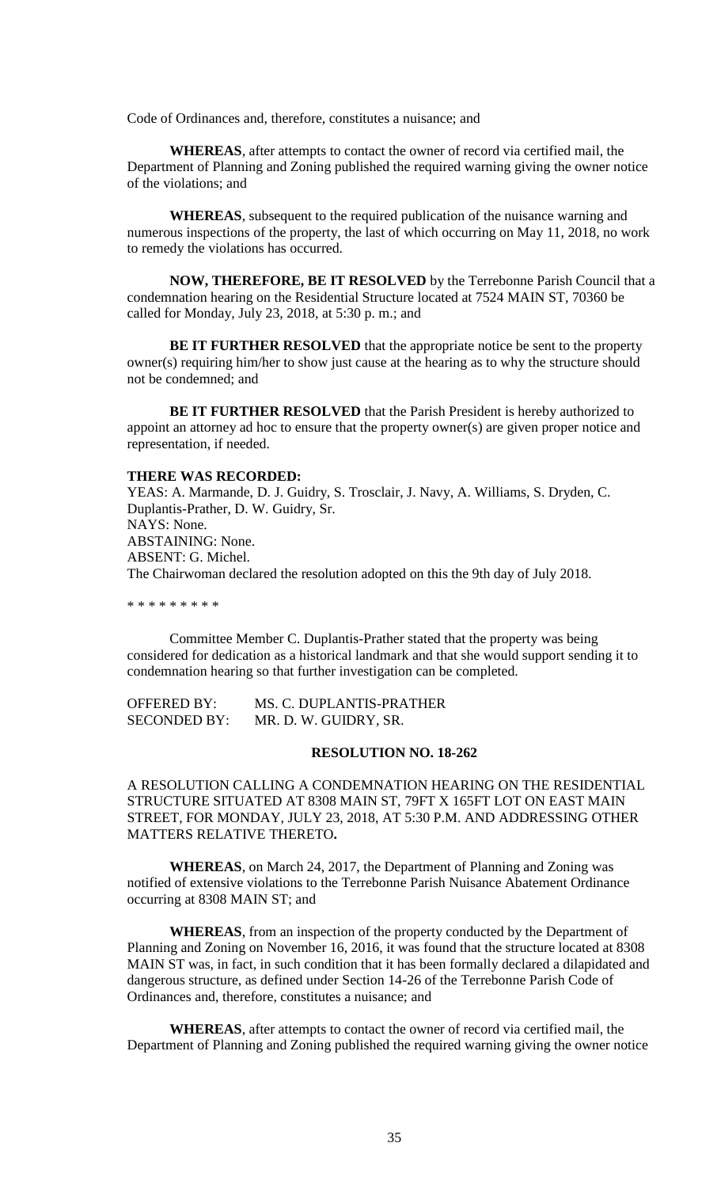Code of Ordinances and, therefore, constitutes a nuisance; and

**WHEREAS**, after attempts to contact the owner of record via certified mail, the Department of Planning and Zoning published the required warning giving the owner notice of the violations; and

**WHEREAS**, subsequent to the required publication of the nuisance warning and numerous inspections of the property, the last of which occurring on May 11, 2018, no work to remedy the violations has occurred.

**NOW, THEREFORE, BE IT RESOLVED** by the Terrebonne Parish Council that a condemnation hearing on the Residential Structure located at 7524 MAIN ST, 70360 be called for Monday, July 23, 2018, at 5:30 p. m.; and

**BE IT FURTHER RESOLVED** that the appropriate notice be sent to the property owner(s) requiring him/her to show just cause at the hearing as to why the structure should not be condemned; and

**BE IT FURTHER RESOLVED** that the Parish President is hereby authorized to appoint an attorney ad hoc to ensure that the property owner(s) are given proper notice and representation, if needed.

**THERE WAS RECORDED:**
YEAS: A. Marmande, D. J. Guidry, S. Trosclair, J. Navy, A. Williams, S. Dryden, C. Duplantis-Prather, D. W. Guidry, Sr.
NAYS: None.
ABSTAINING: None.
ABSENT: G. Michel.
The Chairwoman declared the resolution adopted on this the 9th day of July 2018.

\* \* \* \* \* \* \* \* \*

Committee Member C. Duplantis-Prather stated that the property was being considered for dedication as a historical landmark and that she would support sending it to condemnation hearing so that further investigation can be completed.

OFFERED BY: MS. C. DUPLANTIS-PRATHER
SECONDED BY: MR. D. W. GUIDRY, SR.

**RESOLUTION NO. 18-262**

A RESOLUTION CALLING A CONDEMNATION HEARING ON THE RESIDENTIAL STRUCTURE SITUATED AT 8308 MAIN ST, 79FT X 165FT LOT ON EAST MAIN STREET, FOR MONDAY, JULY 23, 2018, AT 5:30 P.M. AND ADDRESSING OTHER MATTERS RELATIVE THERETO**.**

**WHEREAS**, on March 24, 2017, the Department of Planning and Zoning was notified of extensive violations to the Terrebonne Parish Nuisance Abatement Ordinance occurring at 8308 MAIN ST; and

**WHEREAS**, from an inspection of the property conducted by the Department of Planning and Zoning on November 16, 2016, it was found that the structure located at 8308 MAIN ST was, in fact, in such condition that it has been formally declared a dilapidated and dangerous structure, as defined under Section 14-26 of the Terrebonne Parish Code of Ordinances and, therefore, constitutes a nuisance; and

**WHEREAS**, after attempts to contact the owner of record via certified mail, the Department of Planning and Zoning published the required warning giving the owner notice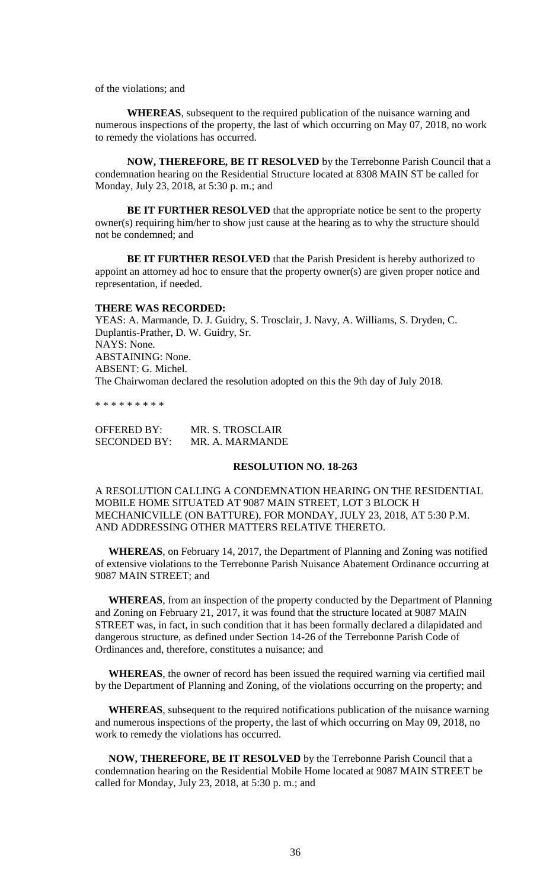of the violations; and

**WHEREAS**, subsequent to the required publication of the nuisance warning and numerous inspections of the property, the last of which occurring on May 07, 2018, no work to remedy the violations has occurred.

**NOW, THEREFORE, BE IT RESOLVED** by the Terrebonne Parish Council that a condemnation hearing on the Residential Structure located at 8308 MAIN ST be called for Monday, July 23, 2018, at 5:30 p. m.; and

**BE IT FURTHER RESOLVED** that the appropriate notice be sent to the property owner(s) requiring him/her to show just cause at the hearing as to why the structure should not be condemned; and

**BE IT FURTHER RESOLVED** that the Parish President is hereby authorized to appoint an attorney ad hoc to ensure that the property owner(s) are given proper notice and representation, if needed.

**THERE WAS RECORDED:**

YEAS: A. Marmande, D. J. Guidry, S. Trosclair, J. Navy, A. Williams, S. Dryden, C. Duplantis-Prather, D. W. Guidry, Sr.
NAYS: None.
ABSTAINING: None.
ABSENT: G. Michel.
The Chairwoman declared the resolution adopted on this the 9th day of July 2018.

\* \* \* \* \* \* \* \* \*

OFFERED BY: MR. S. TROSCLAIR
SECONDED BY: MR. A. MARMANDE

**RESOLUTION NO. 18-263**

A RESOLUTION CALLING A CONDEMNATION HEARING ON THE RESIDENTIAL MOBILE HOME SITUATED AT 9087 MAIN STREET, LOT 3 BLOCK H MECHANICVILLE (ON BATTURE), FOR MONDAY, JULY 23, 2018, AT 5:30 P.M. AND ADDRESSING OTHER MATTERS RELATIVE THERETO.

**WHEREAS**, on February 14, 2017, the Department of Planning and Zoning was notified of extensive violations to the Terrebonne Parish Nuisance Abatement Ordinance occurring at 9087 MAIN STREET; and

**WHEREAS**, from an inspection of the property conducted by the Department of Planning and Zoning on February 21, 2017, it was found that the structure located at 9087 MAIN STREET was, in fact, in such condition that it has been formally declared a dilapidated and dangerous structure, as defined under Section 14-26 of the Terrebonne Parish Code of Ordinances and, therefore, constitutes a nuisance; and

**WHEREAS**, the owner of record has been issued the required warning via certified mail by the Department of Planning and Zoning, of the violations occurring on the property; and

**WHEREAS**, subsequent to the required notifications publication of the nuisance warning and numerous inspections of the property, the last of which occurring on May 09, 2018, no work to remedy the violations has occurred.

**NOW, THEREFORE, BE IT RESOLVED** by the Terrebonne Parish Council that a condemnation hearing on the Residential Mobile Home located at 9087 MAIN STREET be called for Monday, July 23, 2018, at 5:30 p. m.; and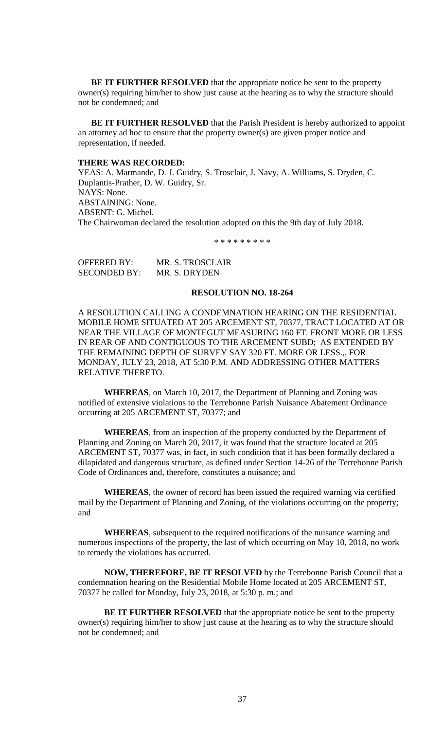**BE IT FURTHER RESOLVED** that the appropriate notice be sent to the property owner(s) requiring him/her to show just cause at the hearing as to why the structure should not be condemned; and

**BE IT FURTHER RESOLVED** that the Parish President is hereby authorized to appoint an attorney ad hoc to ensure that the property owner(s) are given proper notice and representation, if needed.

**THERE WAS RECORDED:**
YEAS: A. Marmande, D. J. Guidry, S. Trosclair, J. Navy, A. Williams, S. Dryden, C. Duplantis-Prather, D. W. Guidry, Sr.
NAYS: None.
ABSTAINING: None.
ABSENT: G. Michel.
The Chairwoman declared the resolution adopted on this the 9th day of July 2018.

\* \* \* \* \* \* \* \* \*

OFFERED BY: MR. S. TROSCLAIR
SECONDED BY: MR. S. DRYDEN

**RESOLUTION NO. 18-264**

A RESOLUTION CALLING A CONDEMNATION HEARING ON THE RESIDENTIAL MOBILE HOME SITUATED AT 205 ARCEMENT ST, 70377, TRACT LOCATED AT OR NEAR THE VILLAGE OF MONTEGUT MEASURING 160 FT. FRONT MORE OR LESS IN REAR OF AND CONTIGUOUS TO THE ARCEMENT SUBD; AS EXTENDED BY THE REMAINING DEPTH OF SURVEY SAY 320 FT. MORE OR LESS.,, FOR MONDAY, JULY 23, 2018, AT 5:30 P.M. AND ADDRESSING OTHER MATTERS RELATIVE THERETO.

**WHEREAS**, on March 10, 2017, the Department of Planning and Zoning was notified of extensive violations to the Terrebonne Parish Nuisance Abatement Ordinance occurring at 205 ARCEMENT ST, 70377; and

**WHEREAS**, from an inspection of the property conducted by the Department of Planning and Zoning on March 20, 2017, it was found that the structure located at 205 ARCEMENT ST, 70377 was, in fact, in such condition that it has been formally declared a dilapidated and dangerous structure, as defined under Section 14-26 of the Terrebonne Parish Code of Ordinances and, therefore, constitutes a nuisance; and

**WHEREAS**, the owner of record has been issued the required warning via certified mail by the Department of Planning and Zoning, of the violations occurring on the property; and

**WHEREAS**, subsequent to the required notifications of the nuisance warning and numerous inspections of the property, the last of which occurring on May 10, 2018, no work to remedy the violations has occurred.

**NOW, THEREFORE, BE IT RESOLVED** by the Terrebonne Parish Council that a condemnation hearing on the Residential Mobile Home located at 205 ARCEMENT ST, 70377 be called for Monday, July 23, 2018, at 5:30 p. m.; and

**BE IT FURTHER RESOLVED** that the appropriate notice be sent to the property owner(s) requiring him/her to show just cause at the hearing as to why the structure should not be condemned; and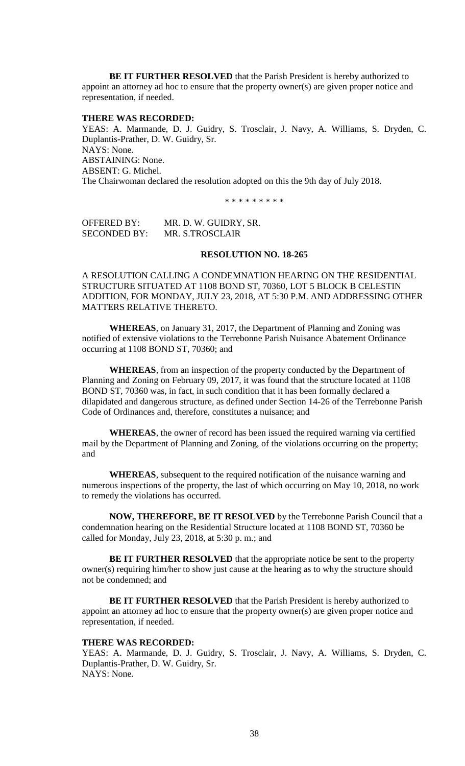**BE IT FURTHER RESOLVED** that the Parish President is hereby authorized to appoint an attorney ad hoc to ensure that the property owner(s) are given proper notice and representation, if needed.

**THERE WAS RECORDED:**
YEAS: A. Marmande, D. J. Guidry, S. Trosclair, J. Navy, A. Williams, S. Dryden, C. Duplantis-Prather, D. W. Guidry, Sr.
NAYS: None.
ABSTAINING: None.
ABSENT: G. Michel.
The Chairwoman declared the resolution adopted on this the 9th day of July 2018.

\* \* \* \* \* \* \* \* \*

OFFERED BY: MR. D. W. GUIDRY, SR.
SECONDED BY: MR. S.TROSCLAIR

**RESOLUTION NO. 18-265**

A RESOLUTION CALLING A CONDEMNATION HEARING ON THE RESIDENTIAL STRUCTURE SITUATED AT 1108 BOND ST, 70360, LOT 5 BLOCK B CELESTIN ADDITION, FOR MONDAY, JULY 23, 2018, AT 5:30 P.M. AND ADDRESSING OTHER MATTERS RELATIVE THERETO.

**WHEREAS**, on January 31, 2017, the Department of Planning and Zoning was notified of extensive violations to the Terrebonne Parish Nuisance Abatement Ordinance occurring at 1108 BOND ST, 70360; and

**WHEREAS**, from an inspection of the property conducted by the Department of Planning and Zoning on February 09, 2017, it was found that the structure located at 1108 BOND ST, 70360 was, in fact, in such condition that it has been formally declared a dilapidated and dangerous structure, as defined under Section 14-26 of the Terrebonne Parish Code of Ordinances and, therefore, constitutes a nuisance; and

**WHEREAS**, the owner of record has been issued the required warning via certified mail by the Department of Planning and Zoning, of the violations occurring on the property; and

**WHEREAS**, subsequent to the required notification of the nuisance warning and numerous inspections of the property, the last of which occurring on May 10, 2018, no work to remedy the violations has occurred.

**NOW, THEREFORE, BE IT RESOLVED** by the Terrebonne Parish Council that a condemnation hearing on the Residential Structure located at 1108 BOND ST, 70360 be called for Monday, July 23, 2018, at 5:30 p. m.; and

**BE IT FURTHER RESOLVED** that the appropriate notice be sent to the property owner(s) requiring him/her to show just cause at the hearing as to why the structure should not be condemned; and

**BE IT FURTHER RESOLVED** that the Parish President is hereby authorized to appoint an attorney ad hoc to ensure that the property owner(s) are given proper notice and representation, if needed.

**THERE WAS RECORDED:**
YEAS: A. Marmande, D. J. Guidry, S. Trosclair, J. Navy, A. Williams, S. Dryden, C. Duplantis-Prather, D. W. Guidry, Sr.
NAYS: None.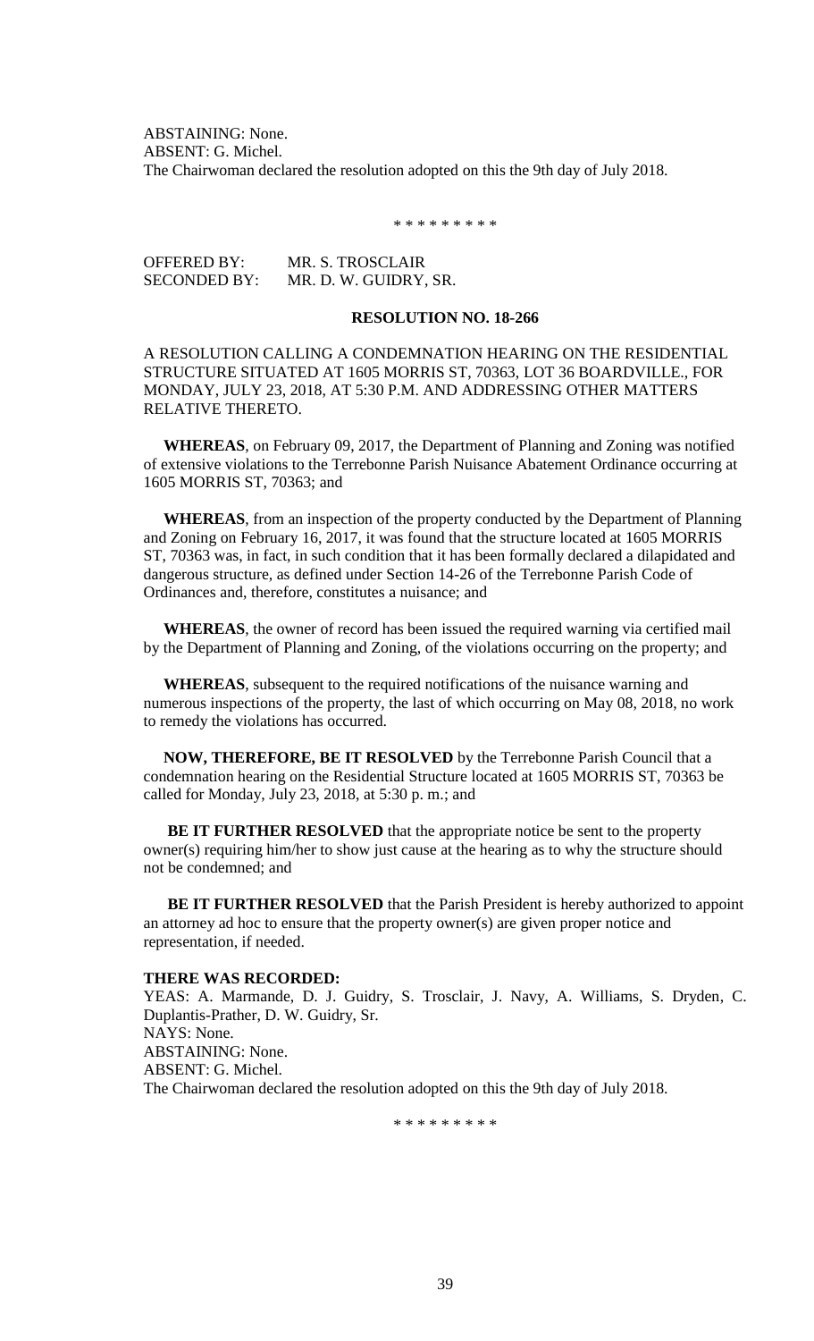ABSTAINING: None.
ABSENT: G. Michel.
The Chairwoman declared the resolution adopted on this the 9th day of July 2018.

\* \* \* \* \* \* \* \* \*

OFFERED BY: MR. S. TROSCLAIR
SECONDED BY: MR. D. W. GUIDRY, SR.

**RESOLUTION NO. 18-266**

A RESOLUTION CALLING A CONDEMNATION HEARING ON THE RESIDENTIAL STRUCTURE SITUATED AT 1605 MORRIS ST, 70363, LOT 36 BOARDVILLE., FOR MONDAY, JULY 23, 2018, AT 5:30 P.M. AND ADDRESSING OTHER MATTERS RELATIVE THERETO.

**WHEREAS**, on February 09, 2017, the Department of Planning and Zoning was notified of extensive violations to the Terrebonne Parish Nuisance Abatement Ordinance occurring at 1605 MORRIS ST, 70363; and

**WHEREAS**, from an inspection of the property conducted by the Department of Planning and Zoning on February 16, 2017, it was found that the structure located at 1605 MORRIS ST, 70363 was, in fact, in such condition that it has been formally declared a dilapidated and dangerous structure, as defined under Section 14-26 of the Terrebonne Parish Code of Ordinances and, therefore, constitutes a nuisance; and

**WHEREAS**, the owner of record has been issued the required warning via certified mail by the Department of Planning and Zoning, of the violations occurring on the property; and

**WHEREAS**, subsequent to the required notifications of the nuisance warning and numerous inspections of the property, the last of which occurring on May 08, 2018, no work to remedy the violations has occurred.

**NOW, THEREFORE, BE IT RESOLVED** by the Terrebonne Parish Council that a condemnation hearing on the Residential Structure located at 1605 MORRIS ST, 70363 be called for Monday, July 23, 2018, at 5:30 p. m.; and

**BE IT FURTHER RESOLVED** that the appropriate notice be sent to the property owner(s) requiring him/her to show just cause at the hearing as to why the structure should not be condemned; and

**BE IT FURTHER RESOLVED** that the Parish President is hereby authorized to appoint an attorney ad hoc to ensure that the property owner(s) are given proper notice and representation, if needed.

**THERE WAS RECORDED:**

YEAS: A. Marmande, D. J. Guidry, S. Trosclair, J. Navy, A. Williams, S. Dryden, C. Duplantis-Prather, D. W. Guidry, Sr.
NAYS: None.
ABSTAINING: None.
ABSENT: G. Michel.
The Chairwoman declared the resolution adopted on this the 9th day of July 2018.

\* \* \* \* \* \* \* \* \*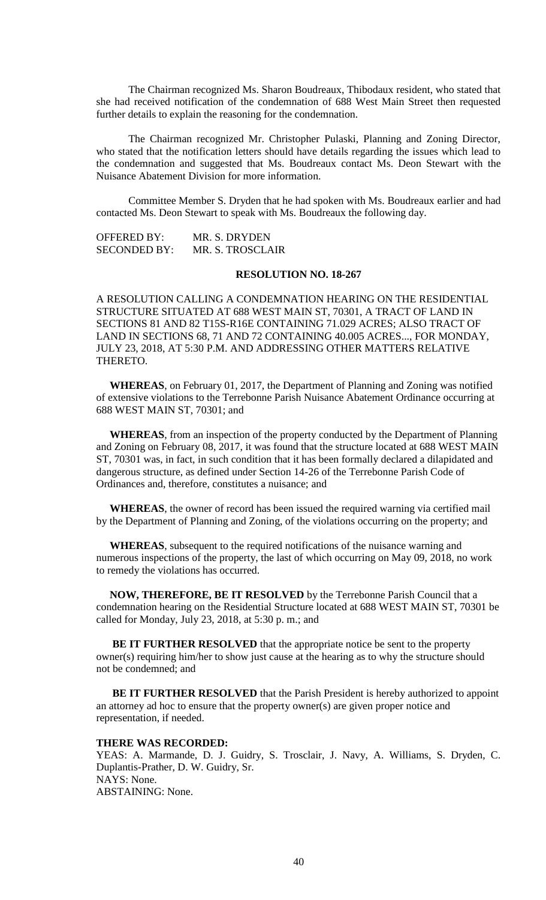The Chairman recognized Ms. Sharon Boudreaux, Thibodaux resident, who stated that she had received notification of the condemnation of 688 West Main Street then requested further details to explain the reasoning for the condemnation.

The Chairman recognized Mr. Christopher Pulaski, Planning and Zoning Director, who stated that the notification letters should have details regarding the issues which lead to the condemnation and suggested that Ms. Boudreaux contact Ms. Deon Stewart with the Nuisance Abatement Division for more information.

Committee Member S. Dryden that he had spoken with Ms. Boudreaux earlier and had contacted Ms. Deon Stewart to speak with Ms. Boudreaux the following day.

OFFERED BY: MR. S. DRYDEN
SECONDED BY: MR. S. TROSCLAIR

**RESOLUTION NO. 18-267**

A RESOLUTION CALLING A CONDEMNATION HEARING ON THE RESIDENTIAL STRUCTURE SITUATED AT 688 WEST MAIN ST, 70301, A TRACT OF LAND IN SECTIONS 81 AND 82 T15S-R16E CONTAINING 71.029 ACRES; ALSO TRACT OF LAND IN SECTIONS 68, 71 AND 72 CONTAINING 40.005 ACRES..., FOR MONDAY, JULY 23, 2018, AT 5:30 P.M. AND ADDRESSING OTHER MATTERS RELATIVE THERETO.

**WHEREAS**, on February 01, 2017, the Department of Planning and Zoning was notified of extensive violations to the Terrebonne Parish Nuisance Abatement Ordinance occurring at 688 WEST MAIN ST, 70301; and

**WHEREAS**, from an inspection of the property conducted by the Department of Planning and Zoning on February 08, 2017, it was found that the structure located at 688 WEST MAIN ST, 70301 was, in fact, in such condition that it has been formally declared a dilapidated and dangerous structure, as defined under Section 14-26 of the Terrebonne Parish Code of Ordinances and, therefore, constitutes a nuisance; and

**WHEREAS**, the owner of record has been issued the required warning via certified mail by the Department of Planning and Zoning, of the violations occurring on the property; and

**WHEREAS**, subsequent to the required notifications of the nuisance warning and numerous inspections of the property, the last of which occurring on May 09, 2018, no work to remedy the violations has occurred.

**NOW, THEREFORE, BE IT RESOLVED** by the Terrebonne Parish Council that a condemnation hearing on the Residential Structure located at 688 WEST MAIN ST, 70301 be called for Monday, July 23, 2018, at 5:30 p. m.; and

**BE IT FURTHER RESOLVED** that the appropriate notice be sent to the property owner(s) requiring him/her to show just cause at the hearing as to why the structure should not be condemned; and

**BE IT FURTHER RESOLVED** that the Parish President is hereby authorized to appoint an attorney ad hoc to ensure that the property owner(s) are given proper notice and representation, if needed.

**THERE WAS RECORDED:**
YEAS: A. Marmande, D. J. Guidry, S. Trosclair, J. Navy, A. Williams, S. Dryden, C. Duplantis-Prather, D. W. Guidry, Sr.
NAYS: None.
ABSTAINING: None.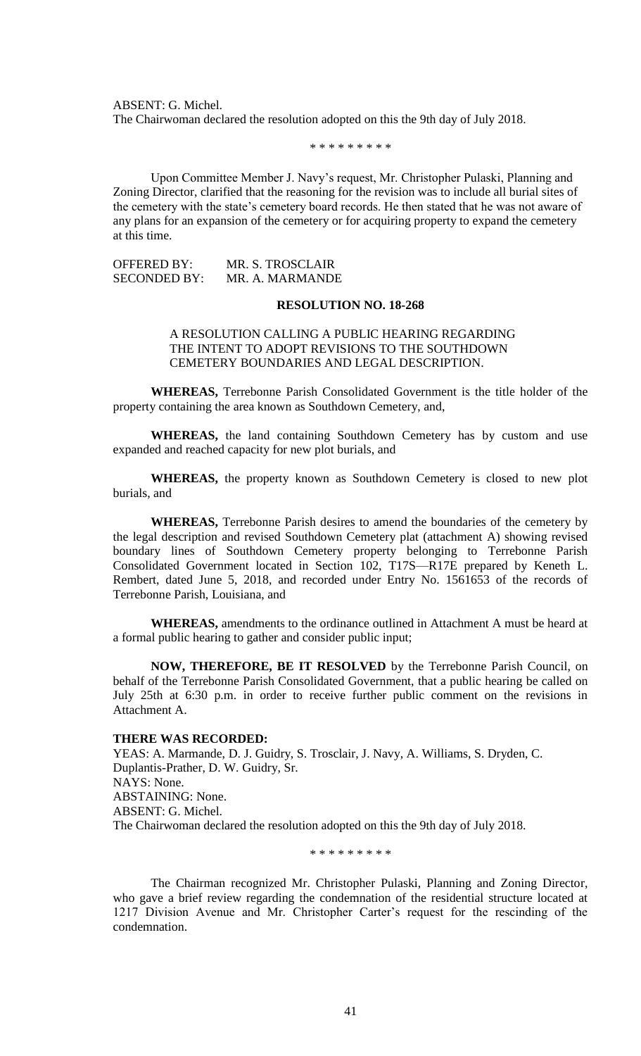ABSENT: G. Michel.
The Chairwoman declared the resolution adopted on this the 9th day of July 2018.

\* \* \* \* \* \* \* \* \*

Upon Committee Member J. Navy's request, Mr. Christopher Pulaski, Planning and Zoning Director, clarified that the reasoning for the revision was to include all burial sites of the cemetery with the state's cemetery board records. He then stated that he was not aware of any plans for an expansion of the cemetery or for acquiring property to expand the cemetery at this time.

OFFERED BY: MR. S. TROSCLAIR
SECONDED BY: MR. A. MARMANDE

**RESOLUTION NO. 18-268**

A RESOLUTION CALLING A PUBLIC HEARING REGARDING THE INTENT TO ADOPT REVISIONS TO THE SOUTHDOWN CEMETERY BOUNDARIES AND LEGAL DESCRIPTION.

**WHEREAS,** Terrebonne Parish Consolidated Government is the title holder of the property containing the area known as Southdown Cemetery, and,

**WHEREAS,** the land containing Southdown Cemetery has by custom and use expanded and reached capacity for new plot burials, and

**WHEREAS,** the property known as Southdown Cemetery is closed to new plot burials, and

**WHEREAS,** Terrebonne Parish desires to amend the boundaries of the cemetery by the legal description and revised Southdown Cemetery plat (attachment A) showing revised boundary lines of Southdown Cemetery property belonging to Terrebonne Parish Consolidated Government located in Section 102, T17S—R17E prepared by Keneth L. Rembert, dated June 5, 2018, and recorded under Entry No. 1561653 of the records of Terrebonne Parish, Louisiana, and

**WHEREAS,** amendments to the ordinance outlined in Attachment A must be heard at a formal public hearing to gather and consider public input;

**NOW, THEREFORE, BE IT RESOLVED** by the Terrebonne Parish Council, on behalf of the Terrebonne Parish Consolidated Government, that a public hearing be called on July 25th at 6:30 p.m. in order to receive further public comment on the revisions in Attachment A.

**THERE WAS RECORDED:**
YEAS: A. Marmande, D. J. Guidry, S. Trosclair, J. Navy, A. Williams, S. Dryden, C. Duplantis-Prather, D. W. Guidry, Sr.
NAYS: None.
ABSTAINING: None.
ABSENT: G. Michel.
The Chairwoman declared the resolution adopted on this the 9th day of July 2018.

\* \* \* \* \* \* \* \* \*

The Chairman recognized Mr. Christopher Pulaski, Planning and Zoning Director, who gave a brief review regarding the condemnation of the residential structure located at 1217 Division Avenue and Mr. Christopher Carter's request for the rescinding of the condemnation.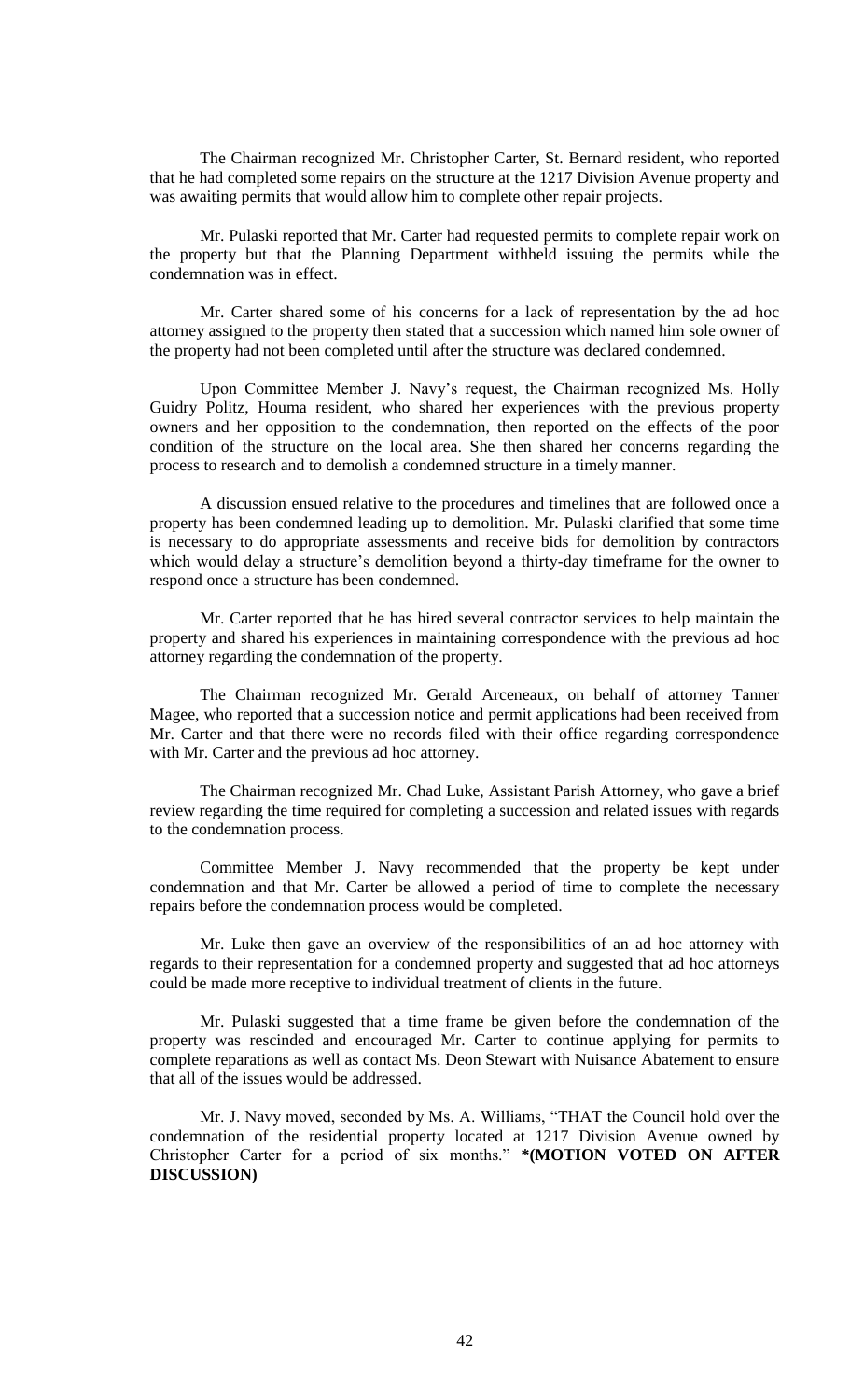The Chairman recognized Mr. Christopher Carter, St. Bernard resident, who reported that he had completed some repairs on the structure at the 1217 Division Avenue property and was awaiting permits that would allow him to complete other repair projects.

Mr. Pulaski reported that Mr. Carter had requested permits to complete repair work on the property but that the Planning Department withheld issuing the permits while the condemnation was in effect.

Mr. Carter shared some of his concerns for a lack of representation by the ad hoc attorney assigned to the property then stated that a succession which named him sole owner of the property had not been completed until after the structure was declared condemned.

Upon Committee Member J. Navy's request, the Chairman recognized Ms. Holly Guidry Politz, Houma resident, who shared her experiences with the previous property owners and her opposition to the condemnation, then reported on the effects of the poor condition of the structure on the local area. She then shared her concerns regarding the process to research and to demolish a condemned structure in a timely manner.

A discussion ensued relative to the procedures and timelines that are followed once a property has been condemned leading up to demolition. Mr. Pulaski clarified that some time is necessary to do appropriate assessments and receive bids for demolition by contractors which would delay a structure's demolition beyond a thirty-day timeframe for the owner to respond once a structure has been condemned.

Mr. Carter reported that he has hired several contractor services to help maintain the property and shared his experiences in maintaining correspondence with the previous ad hoc attorney regarding the condemnation of the property.

The Chairman recognized Mr. Gerald Arceneaux, on behalf of attorney Tanner Magee, who reported that a succession notice and permit applications had been received from Mr. Carter and that there were no records filed with their office regarding correspondence with Mr. Carter and the previous ad hoc attorney.

The Chairman recognized Mr. Chad Luke, Assistant Parish Attorney, who gave a brief review regarding the time required for completing a succession and related issues with regards to the condemnation process.

Committee Member J. Navy recommended that the property be kept under condemnation and that Mr. Carter be allowed a period of time to complete the necessary repairs before the condemnation process would be completed.

Mr. Luke then gave an overview of the responsibilities of an ad hoc attorney with regards to their representation for a condemned property and suggested that ad hoc attorneys could be made more receptive to individual treatment of clients in the future.

Mr. Pulaski suggested that a time frame be given before the condemnation of the property was rescinded and encouraged Mr. Carter to continue applying for permits to complete reparations as well as contact Ms. Deon Stewart with Nuisance Abatement to ensure that all of the issues would be addressed.

Mr. J. Navy moved, seconded by Ms. A. Williams, "THAT the Council hold over the condemnation of the residential property located at 1217 Division Avenue owned by Christopher Carter for a period of six months." **\*(MOTION VOTED ON AFTER DISCUSSION)**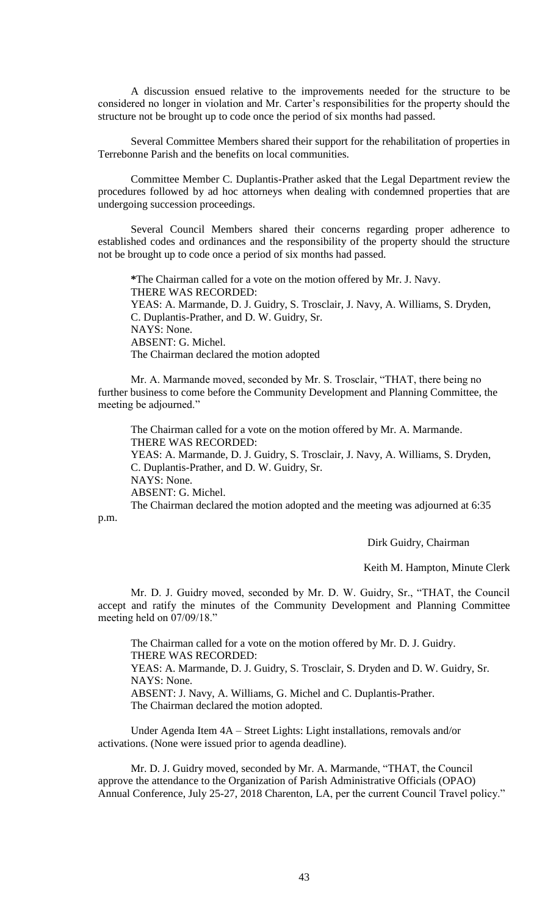A discussion ensued relative to the improvements needed for the structure to be considered no longer in violation and Mr. Carter's responsibilities for the property should the structure not be brought up to code once the period of six months had passed.

Several Committee Members shared their support for the rehabilitation of properties in Terrebonne Parish and the benefits on local communities.

Committee Member C. Duplantis-Prather asked that the Legal Department review the procedures followed by ad hoc attorneys when dealing with condemned properties that are undergoing succession proceedings.

Several Council Members shared their concerns regarding proper adherence to established codes and ordinances and the responsibility of the property should the structure not be brought up to code once a period of six months had passed.

*The Chairman called for a vote on the motion offered by Mr. J. Navy.
THERE WAS RECORDED:
YEAS: A. Marmande, D. J. Guidry, S. Trosclair, J. Navy, A. Williams, S. Dryden, C. Duplantis-Prather, and D. W. Guidry, Sr.
NAYS: None.
ABSENT: G. Michel.
The Chairman declared the motion adopted

Mr. A. Marmande moved, seconded by Mr. S. Trosclair, "THAT, there being no further business to come before the Community Development and Planning Committee, the meeting be adjourned."

The Chairman called for a vote on the motion offered by Mr. A. Marmande.
THERE WAS RECORDED:
YEAS: A. Marmande, D. J. Guidry, S. Trosclair, J. Navy, A. Williams, S. Dryden, C. Duplantis-Prather, and D. W. Guidry, Sr.
NAYS: None.
ABSENT: G. Michel.
The Chairman declared the motion adopted and the meeting was adjourned at 6:35 p.m.

Dirk Guidry, Chairman

Keith M. Hampton, Minute Clerk

Mr. D. J. Guidry moved, seconded by Mr. D. W. Guidry, Sr., "THAT, the Council accept and ratify the minutes of the Community Development and Planning Committee meeting held on 07/09/18."

The Chairman called for a vote on the motion offered by Mr. D. J. Guidry.
THERE WAS RECORDED:
YEAS: A. Marmande, D. J. Guidry, S. Trosclair, S. Dryden and D. W. Guidry, Sr.
NAYS: None.
ABSENT: J. Navy, A. Williams, G. Michel and C. Duplantis-Prather.
The Chairman declared the motion adopted.

Under Agenda Item 4A – Street Lights: Light installations, removals and/or activations. (None were issued prior to agenda deadline).

Mr. D. J. Guidry moved, seconded by Mr. A. Marmande, "THAT, the Council approve the attendance to the Organization of Parish Administrative Officials (OPAO) Annual Conference, July 25-27, 2018 Charenton, LA, per the current Council Travel policy."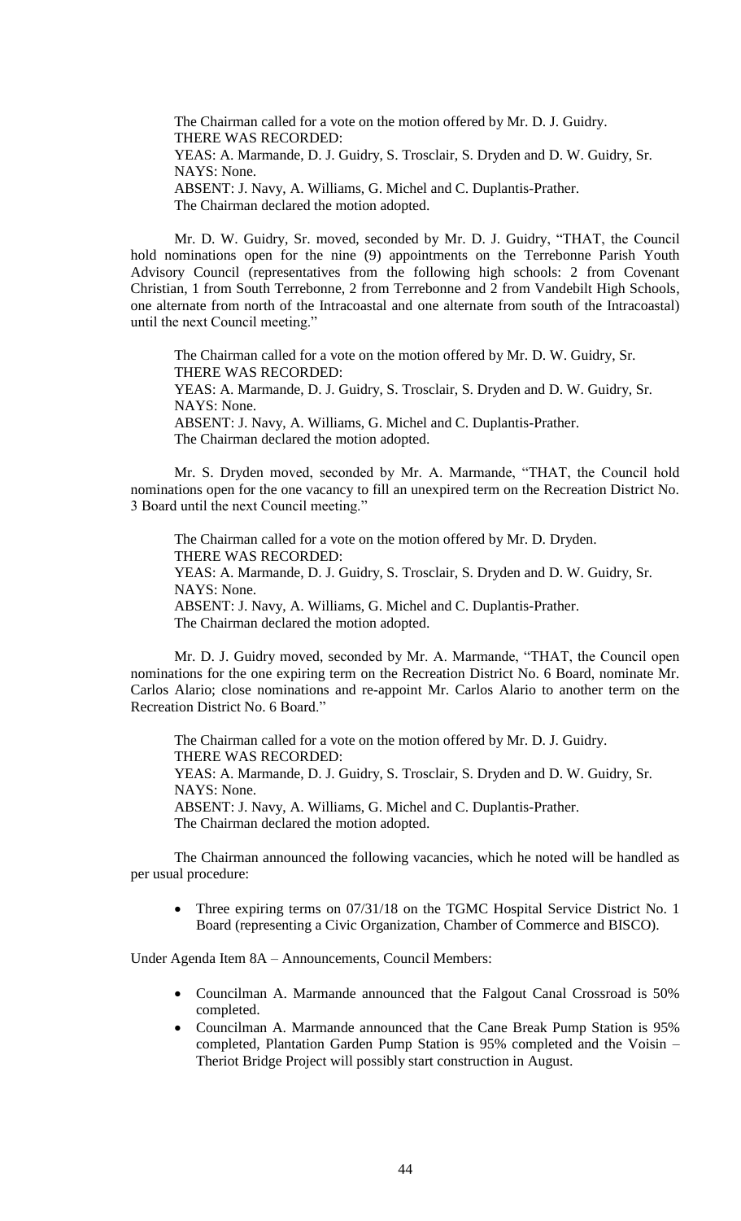The Chairman called for a vote on the motion offered by Mr. D. J. Guidry.
THERE WAS RECORDED:
YEAS: A. Marmande, D. J. Guidry, S. Trosclair, S. Dryden and D. W. Guidry, Sr.
NAYS: None.
ABSENT: J. Navy, A. Williams, G. Michel and C. Duplantis-Prather.
The Chairman declared the motion adopted.

Mr. D. W. Guidry, Sr. moved, seconded by Mr. D. J. Guidry, "THAT, the Council hold nominations open for the nine (9) appointments on the Terrebonne Parish Youth Advisory Council (representatives from the following high schools: 2 from Covenant Christian, 1 from South Terrebonne, 2 from Terrebonne and 2 from Vandebilt High Schools, one alternate from north of the Intracoastal and one alternate from south of the Intracoastal) until the next Council meeting."

The Chairman called for a vote on the motion offered by Mr. D. W. Guidry, Sr.
THERE WAS RECORDED:
YEAS: A. Marmande, D. J. Guidry, S. Trosclair, S. Dryden and D. W. Guidry, Sr.
NAYS: None.
ABSENT: J. Navy, A. Williams, G. Michel and C. Duplantis-Prather.
The Chairman declared the motion adopted.

Mr. S. Dryden moved, seconded by Mr. A. Marmande, "THAT, the Council hold nominations open for the one vacancy to fill an unexpired term on the Recreation District No. 3 Board until the next Council meeting."

The Chairman called for a vote on the motion offered by Mr. D. Dryden.
THERE WAS RECORDED:
YEAS: A. Marmande, D. J. Guidry, S. Trosclair, S. Dryden and D. W. Guidry, Sr.
NAYS: None.
ABSENT: J. Navy, A. Williams, G. Michel and C. Duplantis-Prather.
The Chairman declared the motion adopted.

Mr. D. J. Guidry moved, seconded by Mr. A. Marmande, "THAT, the Council open nominations for the one expiring term on the Recreation District No. 6 Board, nominate Mr. Carlos Alario; close nominations and re-appoint Mr. Carlos Alario to another term on the Recreation District No. 6 Board."

The Chairman called for a vote on the motion offered by Mr. D. J. Guidry.
THERE WAS RECORDED:
YEAS: A. Marmande, D. J. Guidry, S. Trosclair, S. Dryden and D. W. Guidry, Sr.
NAYS: None.
ABSENT: J. Navy, A. Williams, G. Michel and C. Duplantis-Prather.
The Chairman declared the motion adopted.

The Chairman announced the following vacancies, which he noted will be handled as per usual procedure:

- Three expiring terms on 07/31/18 on the TGMC Hospital Service District No. 1 Board (representing a Civic Organization, Chamber of Commerce and BISCO).

Under Agenda Item 8A – Announcements, Council Members:

- Councilman A. Marmande announced that the Falgout Canal Crossroad is 50% completed.
- Councilman A. Marmande announced that the Cane Break Pump Station is 95% completed, Plantation Garden Pump Station is 95% completed and the Voisin – Theriot Bridge Project will possibly start construction in August.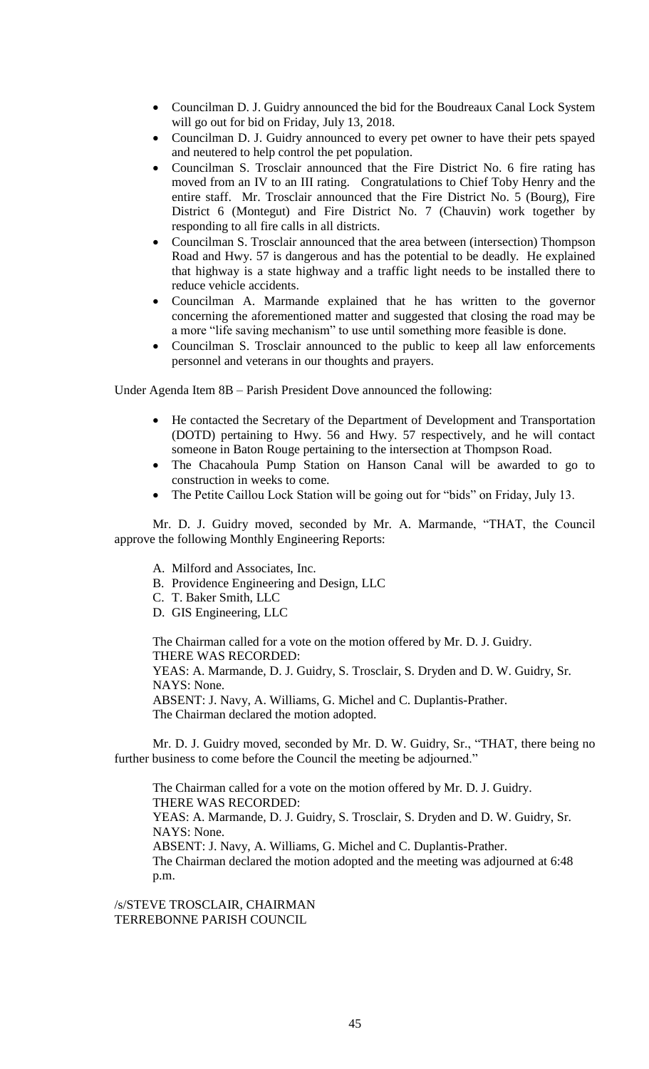- Councilman D. J. Guidry announced the bid for the Boudreaux Canal Lock System will go out for bid on Friday, July 13, 2018.
- Councilman D. J. Guidry announced to every pet owner to have their pets spayed and neutered to help control the pet population.
- Councilman S. Trosclair announced that the Fire District No. 6 fire rating has moved from an IV to an III rating. Congratulations to Chief Toby Henry and the entire staff. Mr. Trosclair announced that the Fire District No. 5 (Bourg), Fire District 6 (Montegut) and Fire District No. 7 (Chauvin) work together by responding to all fire calls in all districts.
- Councilman S. Trosclair announced that the area between (intersection) Thompson Road and Hwy. 57 is dangerous and has the potential to be deadly. He explained that highway is a state highway and a traffic light needs to be installed there to reduce vehicle accidents.
- Councilman A. Marmande explained that he has written to the governor concerning the aforementioned matter and suggested that closing the road may be a more "life saving mechanism" to use until something more feasible is done.
- Councilman S. Trosclair announced to the public to keep all law enforcements personnel and veterans in our thoughts and prayers.

Under Agenda Item 8B – Parish President Dove announced the following:

- He contacted the Secretary of the Department of Development and Transportation (DOTD) pertaining to Hwy. 56 and Hwy. 57 respectively, and he will contact someone in Baton Rouge pertaining to the intersection at Thompson Road.
- The Chacahoula Pump Station on Hanson Canal will be awarded to go to construction in weeks to come.
- The Petite Caillou Lock Station will be going out for "bids" on Friday, July 13.

Mr. D. J. Guidry moved, seconded by Mr. A. Marmande, "THAT, the Council approve the following Monthly Engineering Reports:

A. Milford and Associates, Inc.
B. Providence Engineering and Design, LLC
C. T. Baker Smith, LLC
D. GIS Engineering, LLC

The Chairman called for a vote on the motion offered by Mr. D. J. Guidry.
THERE WAS RECORDED:
YEAS: A. Marmande, D. J. Guidry, S. Trosclair, S. Dryden and D. W. Guidry, Sr.
NAYS: None.
ABSENT: J. Navy, A. Williams, G. Michel and C. Duplantis-Prather.
The Chairman declared the motion adopted.

Mr. D. J. Guidry moved, seconded by Mr. D. W. Guidry, Sr., "THAT, there being no further business to come before the Council the meeting be adjourned."

The Chairman called for a vote on the motion offered by Mr. D. J. Guidry.
THERE WAS RECORDED:
YEAS: A. Marmande, D. J. Guidry, S. Trosclair, S. Dryden and D. W. Guidry, Sr.
NAYS: None.
ABSENT: J. Navy, A. Williams, G. Michel and C. Duplantis-Prather.
The Chairman declared the motion adopted and the meeting was adjourned at 6:48 p.m.

/s/STEVE TROSCLAIR, CHAIRMAN
TERREBONNE PARISH COUNCIL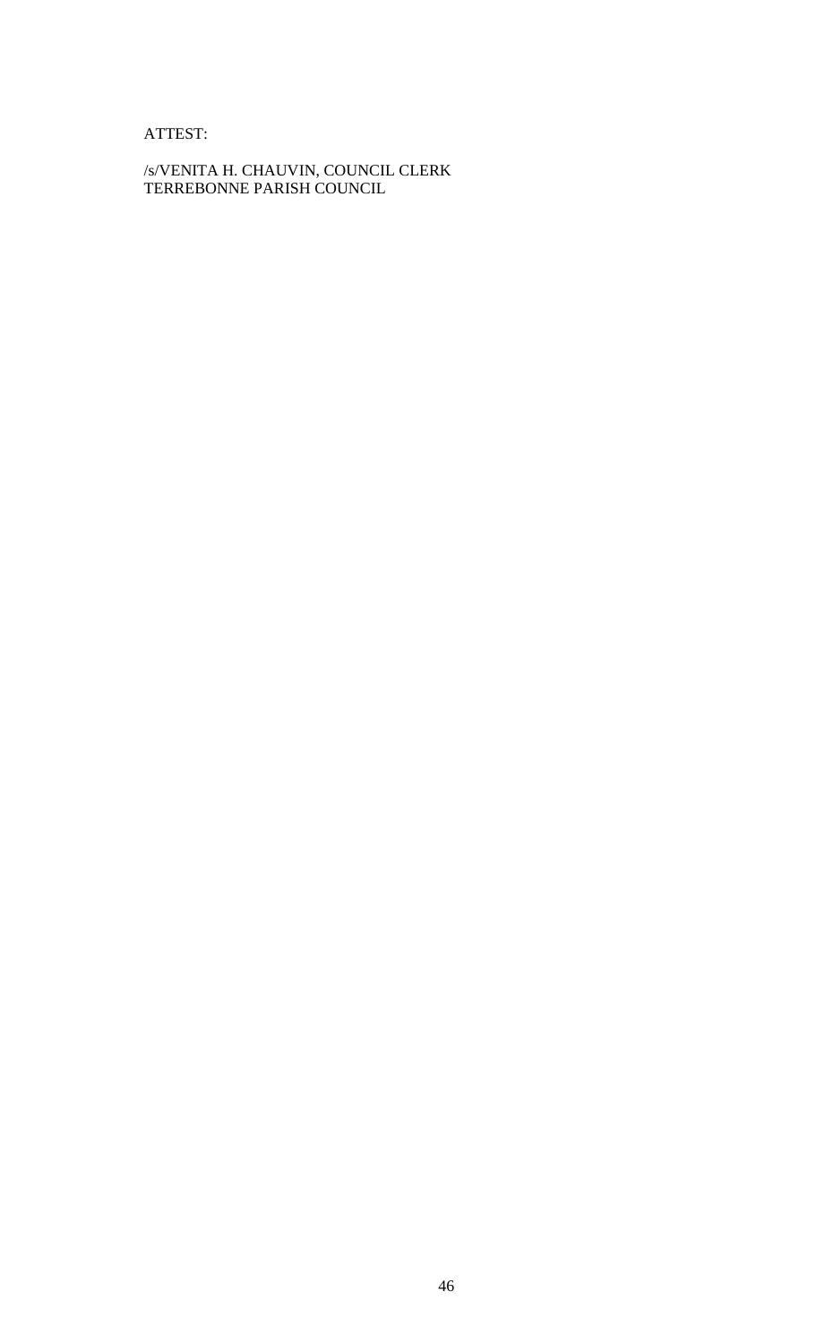ATTEST:

/s/VENITA H. CHAUVIN, COUNCIL CLERK
TERREBONNE PARISH COUNCIL